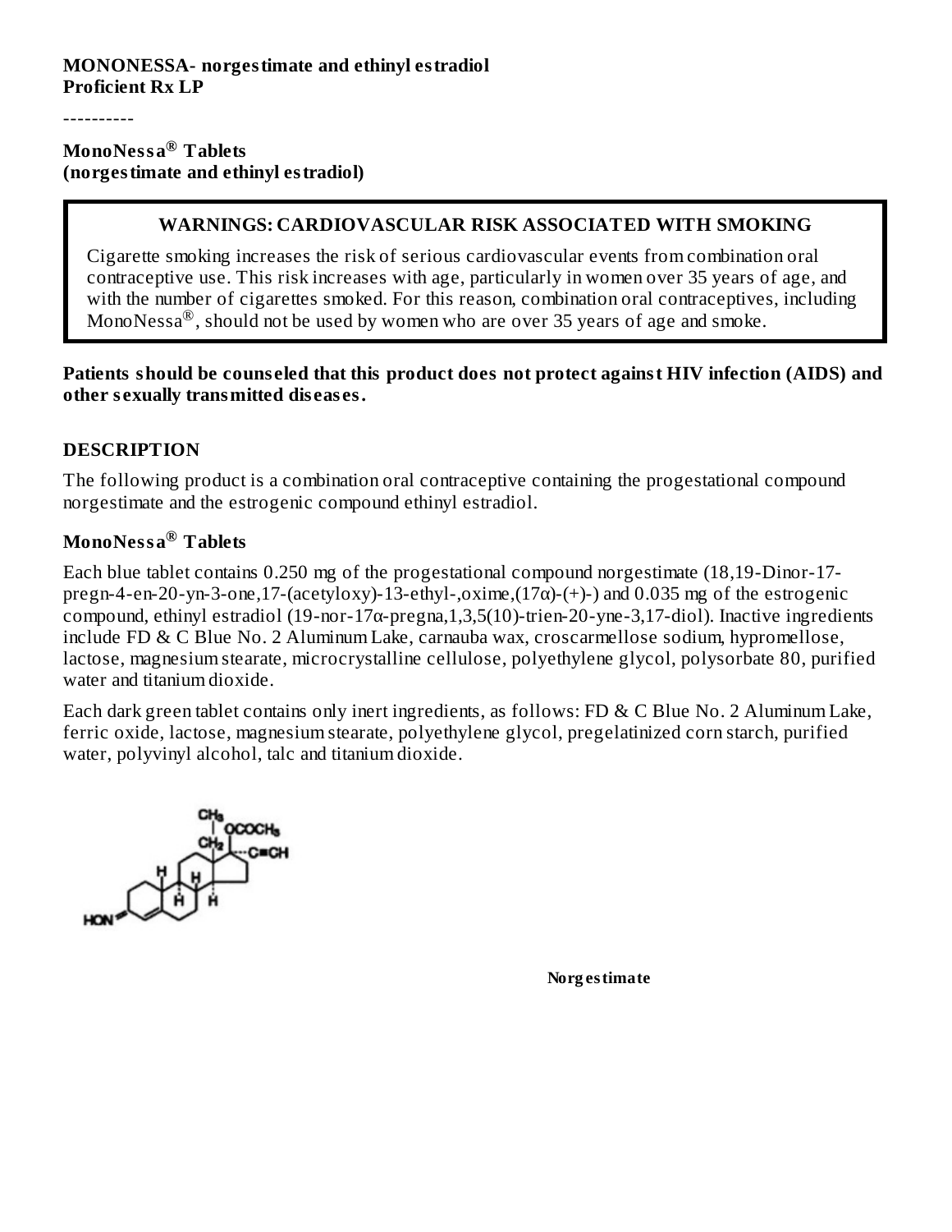**MONONESSA- norgestimate and ethinyl estradiol**
**Proficient Rx LP**

----------

**MonoNessa® Tablets**
**(norgestimate and ethinyl estradiol)**

> **WARNINGS: CARDIOVASCULAR RISK ASSOCIATED WITH SMOKING**
>
> Cigarette smoking increases the risk of serious cardiovascular events from combination oral contraceptive use. This risk increases with age, particularly in women over 35 years of age, and with the number of cigarettes smoked. For this reason, combination oral contraceptives, including MonoNessa®, should not be used by women who are over 35 years of age and smoke.

**Patients should be counseled that this product does not protect against HIV infection (AIDS) and other sexually transmitted diseases.**

## DESCRIPTION

The following product is a combination oral contraceptive containing the progestational compound norgestimate and the estrogenic compound ethinyl estradiol.

### MonoNessa® Tablets

Each blue tablet contains 0.250 mg of the progestational compound norgestimate (18,19-Dinor-17-pregn-4-en-20-yn-3-one,17-(acetyloxy)-13-ethyl-,oxime,(17α)-(+)-) and 0.035 mg of the estrogenic compound, ethinyl estradiol (19-nor-17α-pregna,1,3,5(10)-trien-20-yne-3,17-diol). Inactive ingredients include FD & C Blue No. 2 Aluminum Lake, carnauba wax, croscarmellose sodium, hypromellose, lactose, magnesium stearate, microcrystalline cellulose, polyethylene glycol, polysorbate 80, purified water and titanium dioxide.

Each dark green tablet contains only inert ingredients, as follows: FD & C Blue No. 2 Aluminum Lake, ferric oxide, lactose, magnesium stearate, polyethylene glycol, pregelatinized corn starch, purified water, polyvinyl alcohol, talc and titanium dioxide.

**Norgestimate**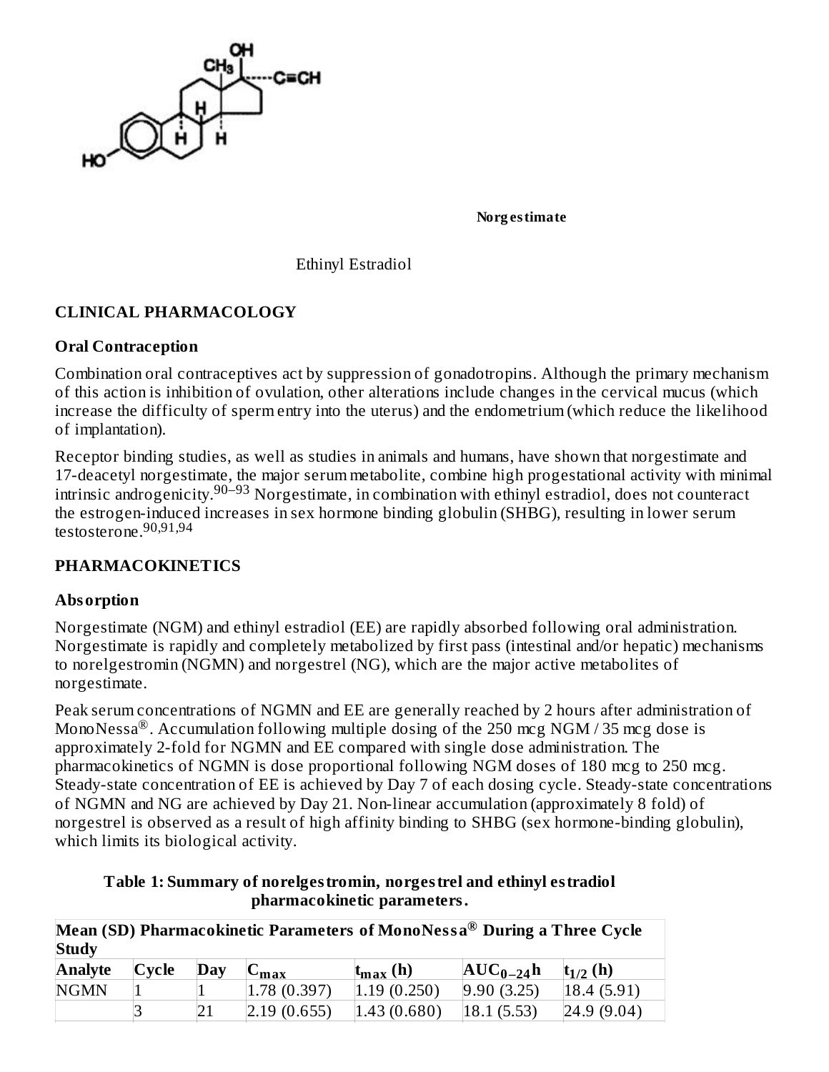Norgestimate

Ethinyl Estradiol

## CLINICAL PHARMACOLOGY

### Oral Contraception

Combination oral contraceptives act by suppression of gonadotropins. Although the primary mechanism of this action is inhibition of ovulation, other alterations include changes in the cervical mucus (which increase the difficulty of sperm entry into the uterus) and the endometrium (which reduce the likelihood of implantation).

Receptor binding studies, as well as studies in animals and humans, have shown that norgestimate and 17-deacetyl norgestimate, the major serum metabolite, combine high progestational activity with minimal intrinsic androgenicity.[90–93] Norgestimate, in combination with ethinyl estradiol, does not counteract the estrogen-induced increases in sex hormone binding globulin (SHBG), resulting in lower serum testosterone.[90,91,94]

## PHARMACOKINETICS

### Absorption

Norgestimate (NGM) and ethinyl estradiol (EE) are rapidly absorbed following oral administration. Norgestimate is rapidly and completely metabolized by first pass (intestinal and/or hepatic) mechanisms to norelgestromin (NGMN) and norgestrel (NG), which are the major active metabolites of norgestimate.

Peak serum concentrations of NGMN and EE are generally reached by 2 hours after administration of MonoNessa®. Accumulation following multiple dosing of the 250 mcg NGM / 35 mcg dose is approximately 2-fold for NGMN and EE compared with single dose administration. The pharmacokinetics of NGMN is dose proportional following NGM doses of 180 mcg to 250 mcg. Steady-state concentration of EE is achieved by Day 7 of each dosing cycle. Steady-state concentrations of NGMN and NG are achieved by Day 21. Non-linear accumulation (approximately 8 fold) of norgestrel is observed as a result of high affinity binding to SHBG (sex hormone-binding globulin), which limits its biological activity.

**Table 1: Summary of norelgestromin, norgestrel and ethinyl estradiol pharmacokinetic parameters.**

| **Mean (SD) Pharmacokinetic Parameters of MonoNessa® During a Three Cycle Study** | | | | | | |
|---|---|---|---|---|---|---|
| **Analyte** | **Cycle** | **Day** | **$C_{max}$** | **$t_{max}$ (h)** | **$AUC_{0-24}$h** | **$t_{1/2}$ (h)** |
| NGMN | 1 | 1 | 1.78 (0.397) | 1.19 (0.250) | 9.90 (3.25) | 18.4 (5.91) |
| | 3 | 21 | 2.19 (0.655) | 1.43 (0.680) | 18.1 (5.53) | 24.9 (9.04) |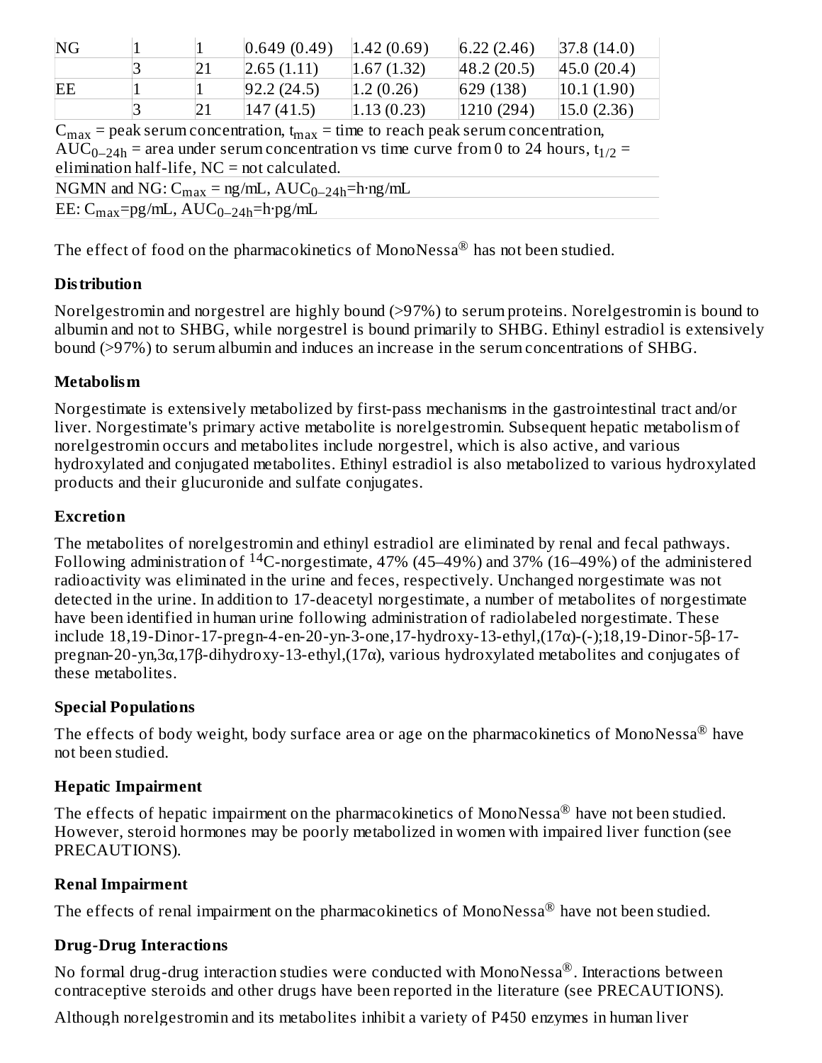| NG | 1 | 1 | 0.649 (0.49) | 1.42 (0.69) | 6.22 (2.46) | 37.8 (14.0) |
|---|---|---|---|---|---|---|
| | 3 | 21 | 2.65 (1.11) | 1.67 (1.32) | 48.2 (20.5) | 45.0 (20.4) |
| EE | 1 | 1 | 92.2 (24.5) | 1.2 (0.26) | 629 (138) | 10.1 (1.90) |
| | 3 | 21 | 147 (41.5) | 1.13 (0.23) | 1210 (294) | 15.0 (2.36) |

$C_{max}$ = peak serum concentration, $t_{max}$ = time to reach peak serum concentration, $AUC_{0-24h}$ = area under serum concentration vs time curve from 0 to 24 hours, $t_{1/2}$ = elimination half-life, NC = not calculated.

NGMN and NG: $C_{max}$ = ng/mL, $AUC_{0-24h}$=h·ng/mL

EE: $C_{max}$=pg/mL, $AUC_{0-24h}$=h·pg/mL

The effect of food on the pharmacokinetics of MonoNessa® has not been studied.

**Distribution**

Norelgestromin and norgestrel are highly bound (>97%) to serum proteins. Norelgestromin is bound to albumin and not to SHBG, while norgestrel is bound primarily to SHBG. Ethinyl estradiol is extensively bound (>97%) to serum albumin and induces an increase in the serum concentrations of SHBG.

**Metabolism**

Norgestimate is extensively metabolized by first-pass mechanisms in the gastrointestinal tract and/or liver. Norgestimate's primary active metabolite is norelgestromin. Subsequent hepatic metabolism of norelgestromin occurs and metabolites include norgestrel, which is also active, and various hydroxylated and conjugated metabolites. Ethinyl estradiol is also metabolized to various hydroxylated products and their glucuronide and sulfate conjugates.

**Excretion**

The metabolites of norelgestromin and ethinyl estradiol are eliminated by renal and fecal pathways. Following administration of $^{14}C$-norgestimate, 47% (45–49%) and 37% (16–49%) of the administered radioactivity was eliminated in the urine and feces, respectively. Unchanged norgestimate was not detected in the urine. In addition to 17-deacetyl norgestimate, a number of metabolites of norgestimate have been identified in human urine following administration of radiolabeled norgestimate. These include 18,19-Dinor-17-pregn-4-en-20-yn-3-one,17-hydroxy-13-ethyl,(17α)-(-);18,19-Dinor-5β-17-pregnan-20-yn,3α,17β-dihydroxy-13-ethyl,(17α), various hydroxylated metabolites and conjugates of these metabolites.

**Special Populations**

The effects of body weight, body surface area or age on the pharmacokinetics of MonoNessa® have not been studied.

**Hepatic Impairment**

The effects of hepatic impairment on the pharmacokinetics of MonoNessa® have not been studied. However, steroid hormones may be poorly metabolized in women with impaired liver function (see PRECAUTIONS).

**Renal Impairment**

The effects of renal impairment on the pharmacokinetics of MonoNessa® have not been studied.

**Drug-Drug Interactions**

No formal drug-drug interaction studies were conducted with MonoNessa®. Interactions between contraceptive steroids and other drugs have been reported in the literature (see PRECAUTIONS).

Although norelgestromin and its metabolites inhibit a variety of P450 enzymes in human liver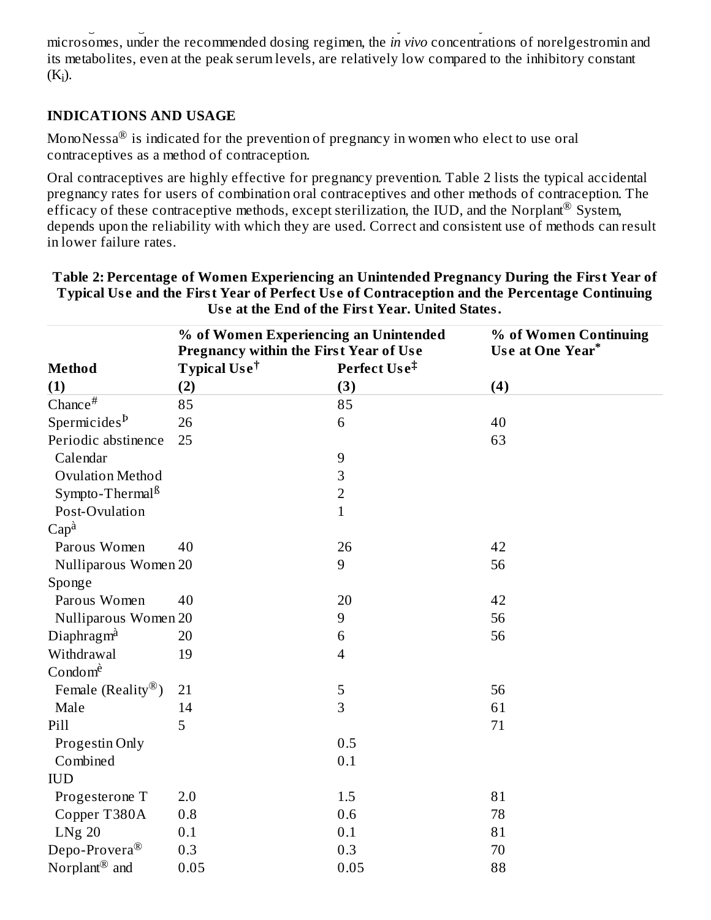microsomes, under the recommended dosing regimen, the *in vivo* concentrations of norelgestromin and its metabolites, even at the peak serum levels, are relatively low compared to the inhibitory constant ($K_i$).

## INDICATIONS AND USAGE

MonoNessa® is indicated for the prevention of pregnancy in women who elect to use oral contraceptives as a method of contraception.

Oral contraceptives are highly effective for pregnancy prevention. Table 2 lists the typical accidental pregnancy rates for users of combination oral contraceptives and other methods of contraception. The efficacy of these contraceptive methods, except sterilization, the IUD, and the Norplant® System, depends upon the reliability with which they are used. Correct and consistent use of methods can result in lower failure rates.

**Table 2: Percentage of Women Experiencing an Unintended Pregnancy During the First Year of Typical Use and the First Year of Perfect Use of Contraception and the Percentage Continuing Use at the End of the First Year. United States.**

| | % of Women Experiencing an Unintended Pregnancy within the First Year of Use | | % of Women Continuing Use at One Year* |
|---|---|---|---|
| Method | Typical Use† | Perfect Use‡ | |
| (1) | (2) | (3) | (4) |
| Chance# | 85 | 85 | |
| Spermicides<sup>Þ</sup> | 26 | 6 | 40 |
| Periodic abstinence | 25 | | 63 |
| Calendar | | 9 | |
| Ovulation Method | | 3 | |
| Sympto-Thermal[ß] | | 2 | |
| Post-Ovulation | | 1 | |
| Cap[à] | | | |
| Parous Women | 40 | 26 | 42 |
| Nulliparous Women | 20 | 9 | 56 |
| Sponge | | | |
| Parous Women | 40 | 20 | 42 |
| Nulliparous Women | 20 | 9 | 56 |
| Diaphragm[à] | 20 | 6 | 56 |
| Withdrawal | 19 | 4 | |
| Condom[è] | | | |
| Female (Reality®) | 21 | 5 | 56 |
| Male | 14 | 3 | 61 |
| Pill | 5 | | 71 |
| Progestin Only | | 0.5 | |
| Combined | | 0.1 | |
| IUD | | | |
| Progesterone T | 2.0 | 1.5 | 81 |
| Copper T380A | 0.8 | 0.6 | 78 |
| LNg 20 | 0.1 | 0.1 | 81 |
| Depo-Provera® | 0.3 | 0.3 | 70 |
| Norplant® and | 0.05 | 0.05 | 88 |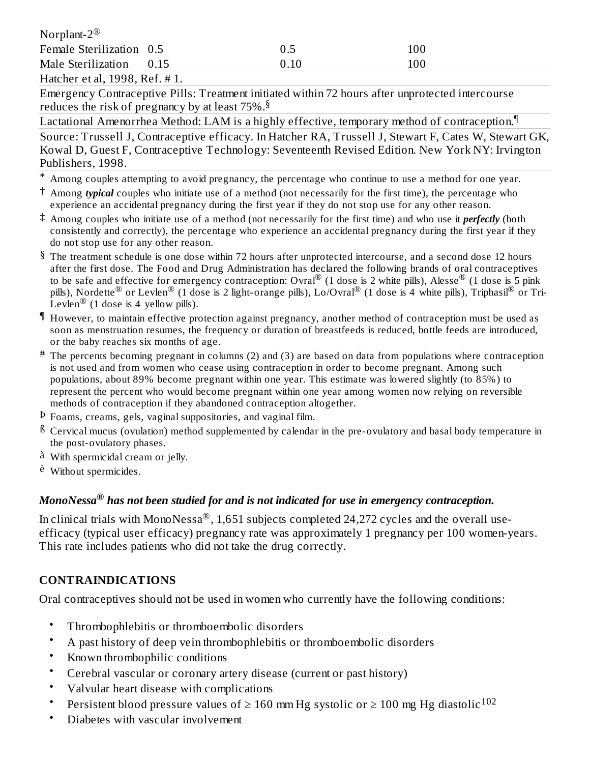| | | | |
|---|---|---|---|
| Norplant-2® | | | |
| Female Sterilization | 0.5 | 0.5 | 100 |
| Male Sterilization | 0.15 | 0.10 | 100 |

Hatcher et al, 1998, Ref. # 1.

Emergency Contraceptive Pills: Treatment initiated within 72 hours after unprotected intercourse reduces the risk of pregnancy by at least 75%.§

Lactational Amenorrhea Method: LAM is a highly effective, temporary method of contraception.¶

Source: Trussell J, Contraceptive efficacy. In Hatcher RA, Trussell J, Stewart F, Cates W, Stewart GK, Kowal D, Guest F, Contraceptive Technology: Seventeenth Revised Edition. New York NY: Irvington Publishers, 1998.

\* Among couples attempting to avoid pregnancy, the percentage who continue to use a method for one year.

† Among ***typical*** couples who initiate use of a method (not necessarily for the first time), the percentage who experience an accidental pregnancy during the first year if they do not stop use for any other reason.

‡ Among couples who initiate use of a method (not necessarily for the first time) and who use it ***perfectly*** (both consistently and correctly), the percentage who experience an accidental pregnancy during the first year if they do not stop use for any other reason.

§ The treatment schedule is one dose within 72 hours after unprotected intercourse, and a second dose 12 hours after the first dose. The Food and Drug Administration has declared the following brands of oral contraceptives to be safe and effective for emergency contraception: Ovral® (1 dose is 2 white pills), Alesse® (1 dose is 5 pink pills), Nordette® or Levlen® (1 dose is 2 light-orange pills), Lo/Ovral® (1 dose is 4 white pills), Triphasil® or Tri-Levlen® (1 dose is 4 yellow pills).

¶ However, to maintain effective protection against pregnancy, another method of contraception must be used as soon as menstruation resumes, the frequency or duration of breastfeeds is reduced, bottle feeds are introduced, or the baby reaches six months of age.

# The percents becoming pregnant in columns (2) and (3) are based on data from populations where contraception is not used and from women who cease using contraception in order to become pregnant. Among such populations, about 89% become pregnant within one year. This estimate was lowered slightly (to 85%) to represent the percent who would become pregnant within one year among women now relying on reversible methods of contraception if they abandoned contraception altogether.

Þ Foams, creams, gels, vaginal suppositories, and vaginal film.

ß Cervical mucus (ovulation) method supplemented by calendar in the pre-ovulatory and basal body temperature in the post-ovulatory phases.

à With spermicidal cream or jelly.

è Without spermicides.

***MonoNessa® has not been studied for and is not indicated for use in emergency contraception.***

In clinical trials with MonoNessa®, 1,651 subjects completed 24,272 cycles and the overall use-efficacy (typical user efficacy) pregnancy rate was approximately 1 pregnancy per 100 women-years. This rate includes patients who did not take the drug correctly.

## CONTRAINDICATIONS

Oral contraceptives should not be used in women who currently have the following conditions:

- Thrombophlebitis or thromboembolic disorders
- A past history of deep vein thrombophlebitis or thromboembolic disorders
- Known thrombophilic conditions
- Cerebral vascular or coronary artery disease (current or past history)
- Valvular heart disease with complications
- Persistent blood pressure values of ≥ 160 mm Hg systolic or ≥ 100 mg Hg diastolic[102]
- Diabetes with vascular involvement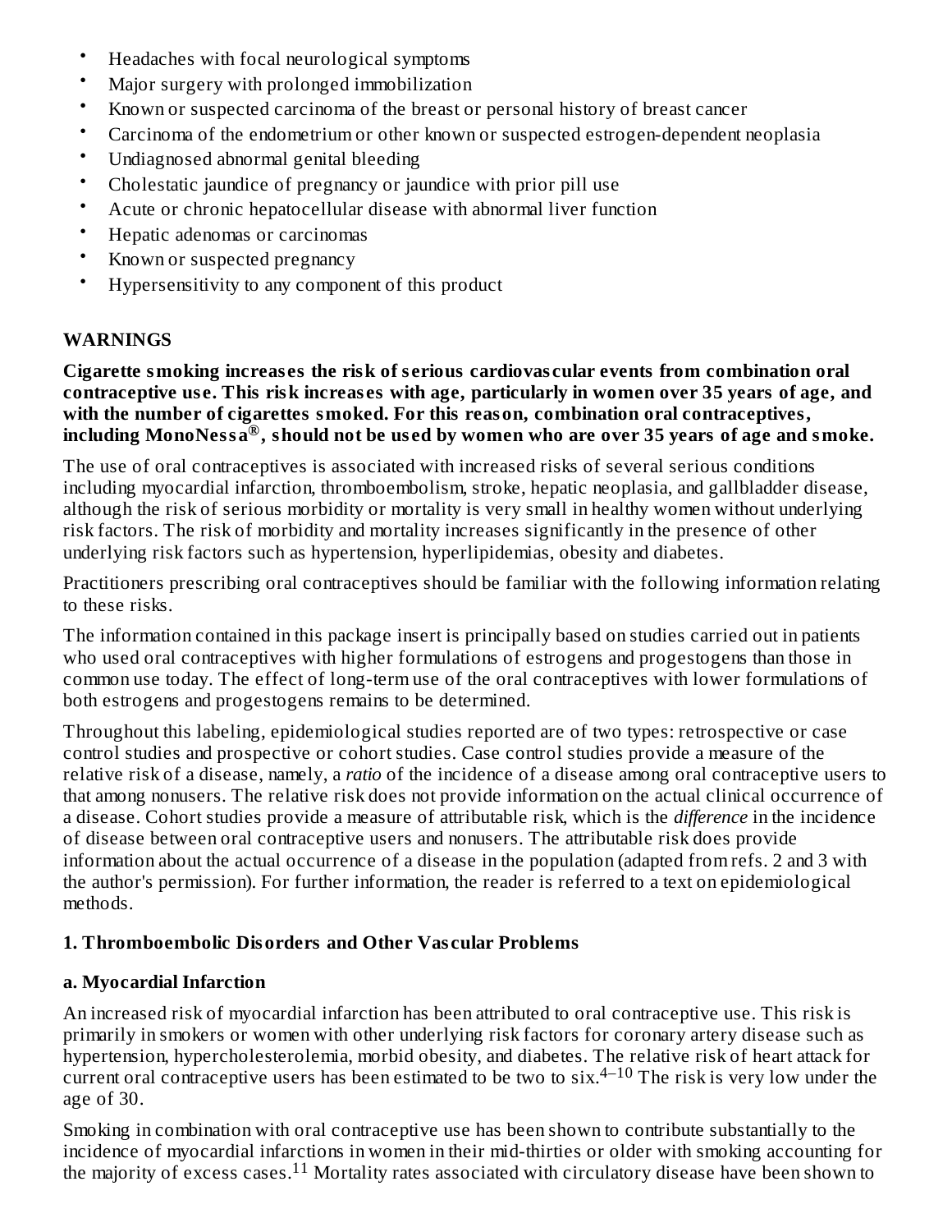- Headaches with focal neurological symptoms
- Major surgery with prolonged immobilization
- Known or suspected carcinoma of the breast or personal history of breast cancer
- Carcinoma of the endometrium or other known or suspected estrogen-dependent neoplasia
- Undiagnosed abnormal genital bleeding
- Cholestatic jaundice of pregnancy or jaundice with prior pill use
- Acute or chronic hepatocellular disease with abnormal liver function
- Hepatic adenomas or carcinomas
- Known or suspected pregnancy
- Hypersensitivity to any component of this product

## WARNINGS

**Cigarette smoking increases the risk of serious cardiovascular events from combination oral contraceptive use. This risk increases with age, particularly in women over 35 years of age, and with the number of cigarettes smoked. For this reason, combination oral contraceptives, including MonoNessa®, should not be used by women who are over 35 years of age and smoke.**

The use of oral contraceptives is associated with increased risks of several serious conditions including myocardial infarction, thromboembolism, stroke, hepatic neoplasia, and gallbladder disease, although the risk of serious morbidity or mortality is very small in healthy women without underlying risk factors. The risk of morbidity and mortality increases significantly in the presence of other underlying risk factors such as hypertension, hyperlipidemias, obesity and diabetes.

Practitioners prescribing oral contraceptives should be familiar with the following information relating to these risks.

The information contained in this package insert is principally based on studies carried out in patients who used oral contraceptives with higher formulations of estrogens and progestogens than those in common use today. The effect of long-term use of the oral contraceptives with lower formulations of both estrogens and progestogens remains to be determined.

Throughout this labeling, epidemiological studies reported are of two types: retrospective or case control studies and prospective or cohort studies. Case control studies provide a measure of the relative risk of a disease, namely, a *ratio* of the incidence of a disease among oral contraceptive users to that among nonusers. The relative risk does not provide information on the actual clinical occurrence of a disease. Cohort studies provide a measure of attributable risk, which is the *difference* in the incidence of disease between oral contraceptive users and nonusers. The attributable risk does provide information about the actual occurrence of a disease in the population (adapted from refs. 2 and 3 with the author's permission). For further information, the reader is referred to a text on epidemiological methods.

### 1. Thromboembolic Disorders and Other Vascular Problems

#### a. Myocardial Infarction

An increased risk of myocardial infarction has been attributed to oral contraceptive use. This risk is primarily in smokers or women with other underlying risk factors for coronary artery disease such as hypertension, hypercholesterolemia, morbid obesity, and diabetes. The relative risk of heart attack for current oral contraceptive users has been estimated to be two to six.[4–10] The risk is very low under the age of 30.

Smoking in combination with oral contraceptive use has been shown to contribute substantially to the incidence of myocardial infarctions in women in their mid-thirties or older with smoking accounting for the majority of excess cases.[11] Mortality rates associated with circulatory disease have been shown to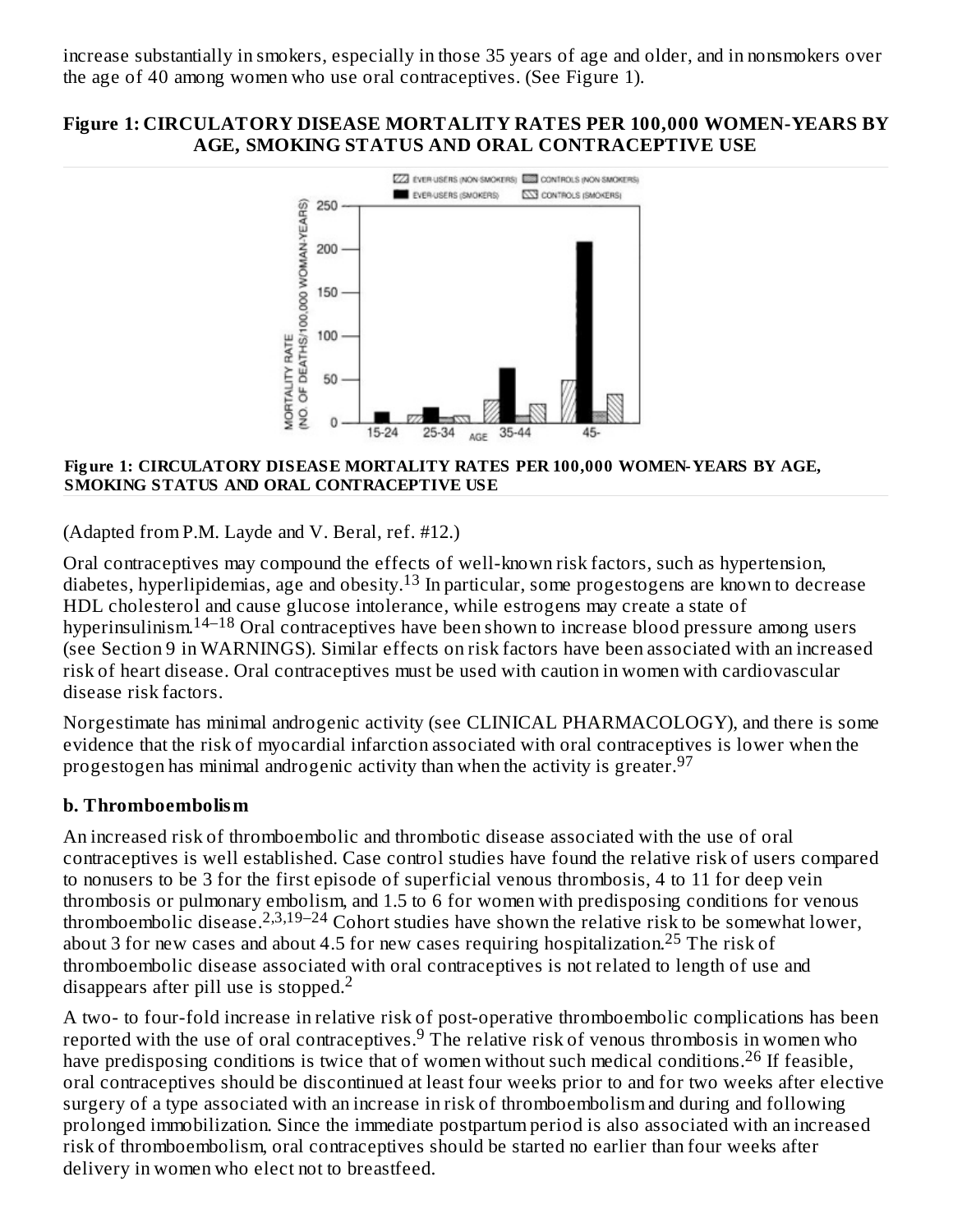increase substantially in smokers, especially in those 35 years of age and older, and in nonsmokers over the age of 40 among women who use oral contraceptives. (See Figure 1).

**Figure 1: CIRCULATORY DISEASE MORTALITY RATES PER 100,000 WOMEN-YEARS BY AGE, SMOKING STATUS AND ORAL CONTRACEPTIVE USE**

**Figure 1: CIRCULATORY DISEASE MORTALITY RATES PER 100,000 WOMEN-YEARS BY AGE, SMOKING STATUS AND ORAL CONTRACEPTIVE USE**

(Adapted from P.M. Layde and V. Beral, ref. #12.)

Oral contraceptives may compound the effects of well-known risk factors, such as hypertension, diabetes, hyperlipidemias, age and obesity.[13] In particular, some progestogens are known to decrease HDL cholesterol and cause glucose intolerance, while estrogens may create a state of hyperinsulinism.[14–18] Oral contraceptives have been shown to increase blood pressure among users (see Section 9 in WARNINGS). Similar effects on risk factors have been associated with an increased risk of heart disease. Oral contraceptives must be used with caution in women with cardiovascular disease risk factors.

Norgestimate has minimal androgenic activity (see CLINICAL PHARMACOLOGY), and there is some evidence that the risk of myocardial infarction associated with oral contraceptives is lower when the progestogen has minimal androgenic activity than when the activity is greater.[97]

### b. Thromboembolism

An increased risk of thromboembolic and thrombotic disease associated with the use of oral contraceptives is well established. Case control studies have found the relative risk of users compared to nonusers to be 3 for the first episode of superficial venous thrombosis, 4 to 11 for deep vein thrombosis or pulmonary embolism, and 1.5 to 6 for women with predisposing conditions for venous thromboembolic disease.[2,3,19–24] Cohort studies have shown the relative risk to be somewhat lower, about 3 for new cases and about 4.5 for new cases requiring hospitalization.[25] The risk of thromboembolic disease associated with oral contraceptives is not related to length of use and disappears after pill use is stopped.[2]

A two- to four-fold increase in relative risk of post-operative thromboembolic complications has been reported with the use of oral contraceptives.[9] The relative risk of venous thrombosis in women who have predisposing conditions is twice that of women without such medical conditions.[26] If feasible, oral contraceptives should be discontinued at least four weeks prior to and for two weeks after elective surgery of a type associated with an increase in risk of thromboembolism and during and following prolonged immobilization. Since the immediate postpartum period is also associated with an increased risk of thromboembolism, oral contraceptives should be started no earlier than four weeks after delivery in women who elect not to breastfeed.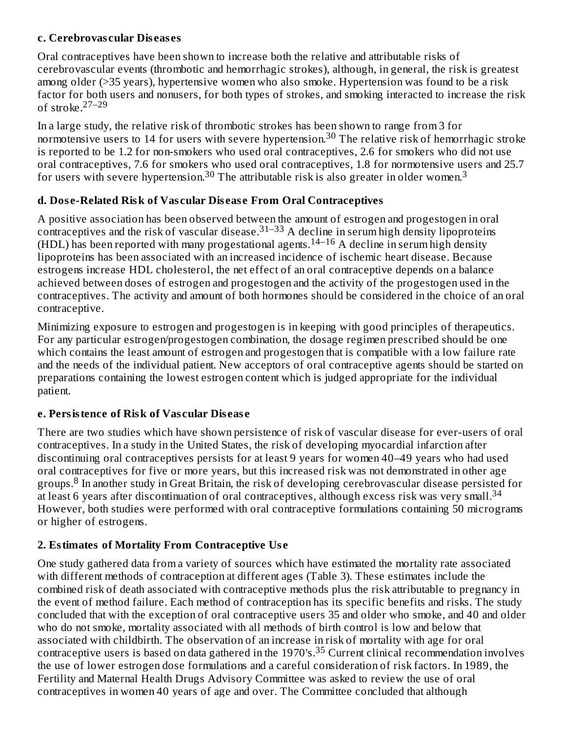#### c. Cerebrovascular Diseases

Oral contraceptives have been shown to increase both the relative and attributable risks of cerebrovascular events (thrombotic and hemorrhagic strokes), although, in general, the risk is greatest among older (>35 years), hypertensive women who also smoke. Hypertension was found to be a risk factor for both users and nonusers, for both types of strokes, and smoking interacted to increase the risk of stroke.[27–29]

In a large study, the relative risk of thrombotic strokes has been shown to range from 3 for normotensive users to 14 for users with severe hypertension.[30] The relative risk of hemorrhagic stroke is reported to be 1.2 for non-smokers who used oral contraceptives, 2.6 for smokers who did not use oral contraceptives, 7.6 for smokers who used oral contraceptives, 1.8 for normotensive users and 25.7 for users with severe hypertension.[30] The attributable risk is also greater in older women.[3]

#### d. Dose-Related Risk of Vascular Disease From Oral Contraceptives

A positive association has been observed between the amount of estrogen and progestogen in oral contraceptives and the risk of vascular disease.[31–33] A decline in serum high density lipoproteins (HDL) has been reported with many progestational agents.[14–16] A decline in serum high density lipoproteins has been associated with an increased incidence of ischemic heart disease. Because estrogens increase HDL cholesterol, the net effect of an oral contraceptive depends on a balance achieved between doses of estrogen and progestogen and the activity of the progestogen used in the contraceptives. The activity and amount of both hormones should be considered in the choice of an oral contraceptive.

Minimizing exposure to estrogen and progestogen is in keeping with good principles of therapeutics. For any particular estrogen/progestogen combination, the dosage regimen prescribed should be one which contains the least amount of estrogen and progestogen that is compatible with a low failure rate and the needs of the individual patient. New acceptors of oral contraceptive agents should be started on preparations containing the lowest estrogen content which is judged appropriate for the individual patient.

#### e. Persistence of Risk of Vascular Disease

There are two studies which have shown persistence of risk of vascular disease for ever-users of oral contraceptives. In a study in the United States, the risk of developing myocardial infarction after discontinuing oral contraceptives persists for at least 9 years for women 40–49 years who had used oral contraceptives for five or more years, but this increased risk was not demonstrated in other age groups.[8] In another study in Great Britain, the risk of developing cerebrovascular disease persisted for at least 6 years after discontinuation of oral contraceptives, although excess risk was very small.[34] However, both studies were performed with oral contraceptive formulations containing 50 micrograms or higher of estrogens.

### 2. Estimates of Mortality From Contraceptive Use

One study gathered data from a variety of sources which have estimated the mortality rate associated with different methods of contraception at different ages (Table 3). These estimates include the combined risk of death associated with contraceptive methods plus the risk attributable to pregnancy in the event of method failure. Each method of contraception has its specific benefits and risks. The study concluded that with the exception of oral contraceptive users 35 and older who smoke, and 40 and older who do not smoke, mortality associated with all methods of birth control is low and below that associated with childbirth. The observation of an increase in risk of mortality with age for oral contraceptive users is based on data gathered in the 1970's.[35] Current clinical recommendation involves the use of lower estrogen dose formulations and a careful consideration of risk factors. In 1989, the Fertility and Maternal Health Drugs Advisory Committee was asked to review the use of oral contraceptives in women 40 years of age and over. The Committee concluded that although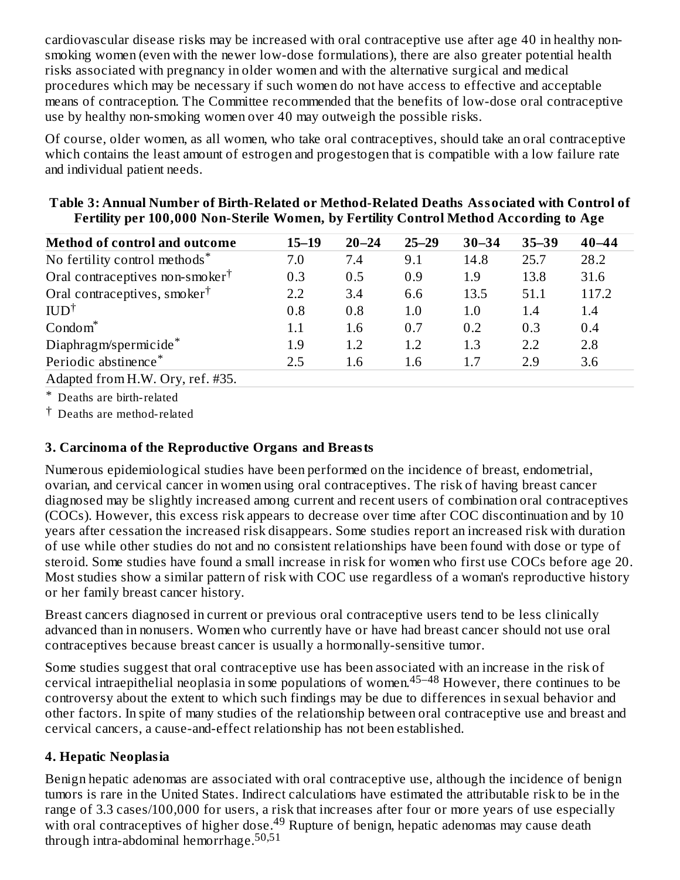cardiovascular disease risks may be increased with oral contraceptive use after age 40 in healthy non-smoking women (even with the newer low-dose formulations), there are also greater potential health risks associated with pregnancy in older women and with the alternative surgical and medical procedures which may be necessary if such women do not have access to effective and acceptable means of contraception. The Committee recommended that the benefits of low-dose oral contraceptive use by healthy non-smoking women over 40 may outweigh the possible risks.

Of course, older women, as all women, who take oral contraceptives, should take an oral contraceptive which contains the least amount of estrogen and progestogen that is compatible with a low failure rate and individual patient needs.

**Table 3: Annual Number of Birth-Related or Method-Related Deaths Associated with Control of Fertility per 100,000 Non-Sterile Women, by Fertility Control Method According to Age**

| Method of control and outcome | 15–19 | 20–24 | 25–29 | 30–34 | 35–39 | 40–44 |
|---|---|---|---|---|---|---|
| No fertility control methods* | 7.0 | 7.4 | 9.1 | 14.8 | 25.7 | 28.2 |
| Oral contraceptives non-smoker† | 0.3 | 0.5 | 0.9 | 1.9 | 13.8 | 31.6 |
| Oral contraceptives, smoker† | 2.2 | 3.4 | 6.6 | 13.5 | 51.1 | 117.2 |
| IUD† | 0.8 | 0.8 | 1.0 | 1.0 | 1.4 | 1.4 |
| Condom* | 1.1 | 1.6 | 0.7 | 0.2 | 0.3 | 0.4 |
| Diaphragm/spermicide* | 1.9 | 1.2 | 1.2 | 1.3 | 2.2 | 2.8 |
| Periodic abstinence* | 2.5 | 1.6 | 1.6 | 1.7 | 2.9 | 3.6 |

Adapted from H.W. Ory, ref. #35.

\* Deaths are birth-related

† Deaths are method-related

### 3. Carcinoma of the Reproductive Organs and Breasts

Numerous epidemiological studies have been performed on the incidence of breast, endometrial, ovarian, and cervical cancer in women using oral contraceptives. The risk of having breast cancer diagnosed may be slightly increased among current and recent users of combination oral contraceptives (COCs). However, this excess risk appears to decrease over time after COC discontinuation and by 10 years after cessation the increased risk disappears. Some studies report an increased risk with duration of use while other studies do not and no consistent relationships have been found with dose or type of steroid. Some studies have found a small increase in risk for women who first use COCs before age 20. Most studies show a similar pattern of risk with COC use regardless of a woman's reproductive history or her family breast cancer history.

Breast cancers diagnosed in current or previous oral contraceptive users tend to be less clinically advanced than in nonusers. Women who currently have or have had breast cancer should not use oral contraceptives because breast cancer is usually a hormonally-sensitive tumor.

Some studies suggest that oral contraceptive use has been associated with an increase in the risk of cervical intraepithelial neoplasia in some populations of women.[45–48] However, there continues to be controversy about the extent to which such findings may be due to differences in sexual behavior and other factors. In spite of many studies of the relationship between oral contraceptive use and breast and cervical cancers, a cause-and-effect relationship has not been established.

### 4. Hepatic Neoplasia

Benign hepatic adenomas are associated with oral contraceptive use, although the incidence of benign tumors is rare in the United States. Indirect calculations have estimated the attributable risk to be in the range of 3.3 cases/100,000 for users, a risk that increases after four or more years of use especially with oral contraceptives of higher dose.[49] Rupture of benign, hepatic adenomas may cause death through intra-abdominal hemorrhage.[50,51]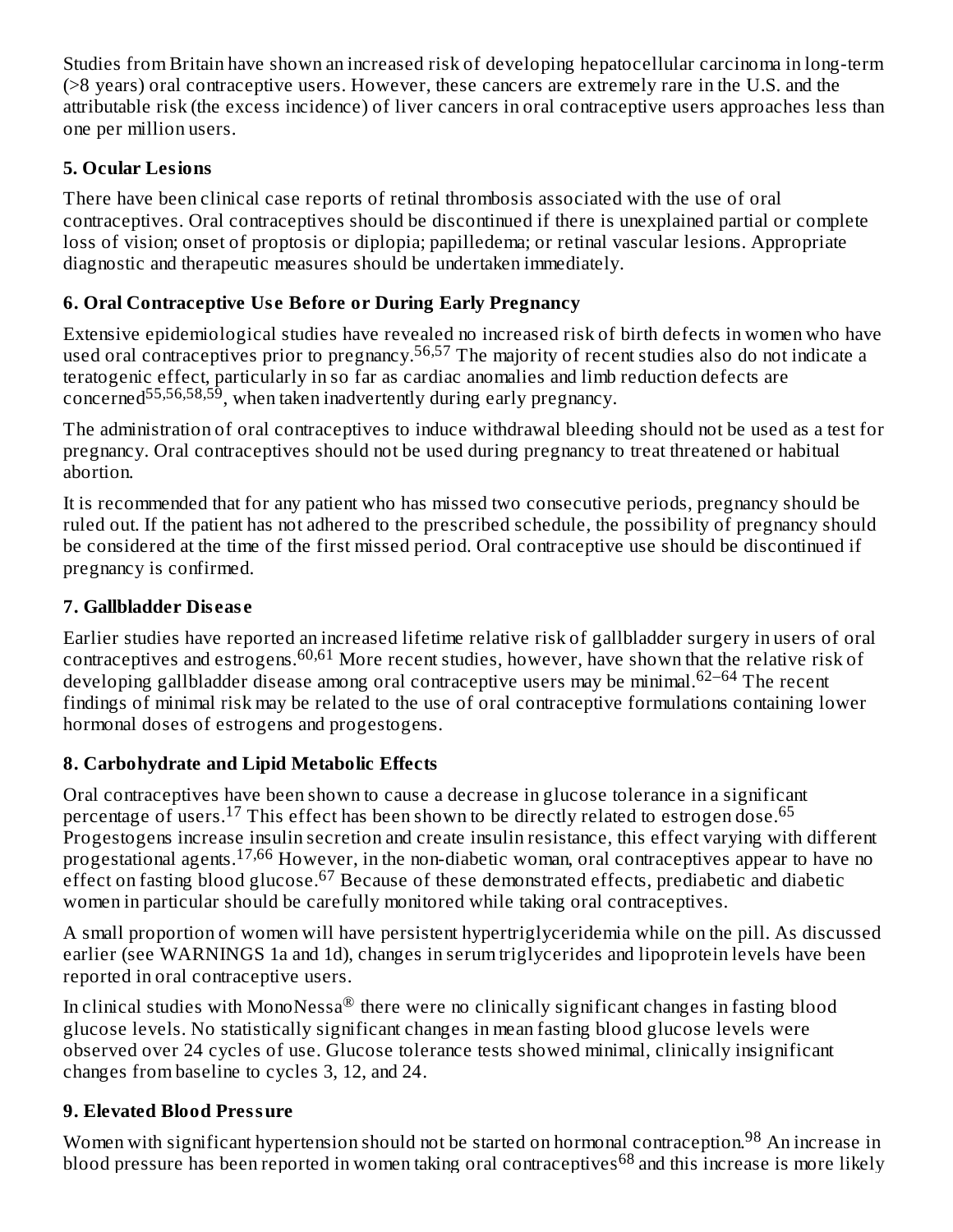Studies from Britain have shown an increased risk of developing hepatocellular carcinoma in long-term (>8 years) oral contraceptive users. However, these cancers are extremely rare in the U.S. and the attributable risk (the excess incidence) of liver cancers in oral contraceptive users approaches less than one per million users.

### 5. Ocular Lesions

There have been clinical case reports of retinal thrombosis associated with the use of oral contraceptives. Oral contraceptives should be discontinued if there is unexplained partial or complete loss of vision; onset of proptosis or diplopia; papilledema; or retinal vascular lesions. Appropriate diagnostic and therapeutic measures should be undertaken immediately.

### 6. Oral Contraceptive Use Before or During Early Pregnancy

Extensive epidemiological studies have revealed no increased risk of birth defects in women who have used oral contraceptives prior to pregnancy.[56,57] The majority of recent studies also do not indicate a teratogenic effect, particularly in so far as cardiac anomalies and limb reduction defects are concerned[55,56,58,59], when taken inadvertently during early pregnancy.

The administration of oral contraceptives to induce withdrawal bleeding should not be used as a test for pregnancy. Oral contraceptives should not be used during pregnancy to treat threatened or habitual abortion.

It is recommended that for any patient who has missed two consecutive periods, pregnancy should be ruled out. If the patient has not adhered to the prescribed schedule, the possibility of pregnancy should be considered at the time of the first missed period. Oral contraceptive use should be discontinued if pregnancy is confirmed.

### 7. Gallbladder Disease

Earlier studies have reported an increased lifetime relative risk of gallbladder surgery in users of oral contraceptives and estrogens.[60,61] More recent studies, however, have shown that the relative risk of developing gallbladder disease among oral contraceptive users may be minimal.[62–64] The recent findings of minimal risk may be related to the use of oral contraceptive formulations containing lower hormonal doses of estrogens and progestogens.

### 8. Carbohydrate and Lipid Metabolic Effects

Oral contraceptives have been shown to cause a decrease in glucose tolerance in a significant percentage of users.[17] This effect has been shown to be directly related to estrogen dose.[65] Progestogens increase insulin secretion and create insulin resistance, this effect varying with different progestational agents.[17,66] However, in the non-diabetic woman, oral contraceptives appear to have no effect on fasting blood glucose.[67] Because of these demonstrated effects, prediabetic and diabetic women in particular should be carefully monitored while taking oral contraceptives.

A small proportion of women will have persistent hypertriglyceridemia while on the pill. As discussed earlier (see WARNINGS 1a and 1d), changes in serum triglycerides and lipoprotein levels have been reported in oral contraceptive users.

In clinical studies with MonoNessa® there were no clinically significant changes in fasting blood glucose levels. No statistically significant changes in mean fasting blood glucose levels were observed over 24 cycles of use. Glucose tolerance tests showed minimal, clinically insignificant changes from baseline to cycles 3, 12, and 24.

### 9. Elevated Blood Pressure

Women with significant hypertension should not be started on hormonal contraception.[98] An increase in blood pressure has been reported in women taking oral contraceptives[68] and this increase is more likely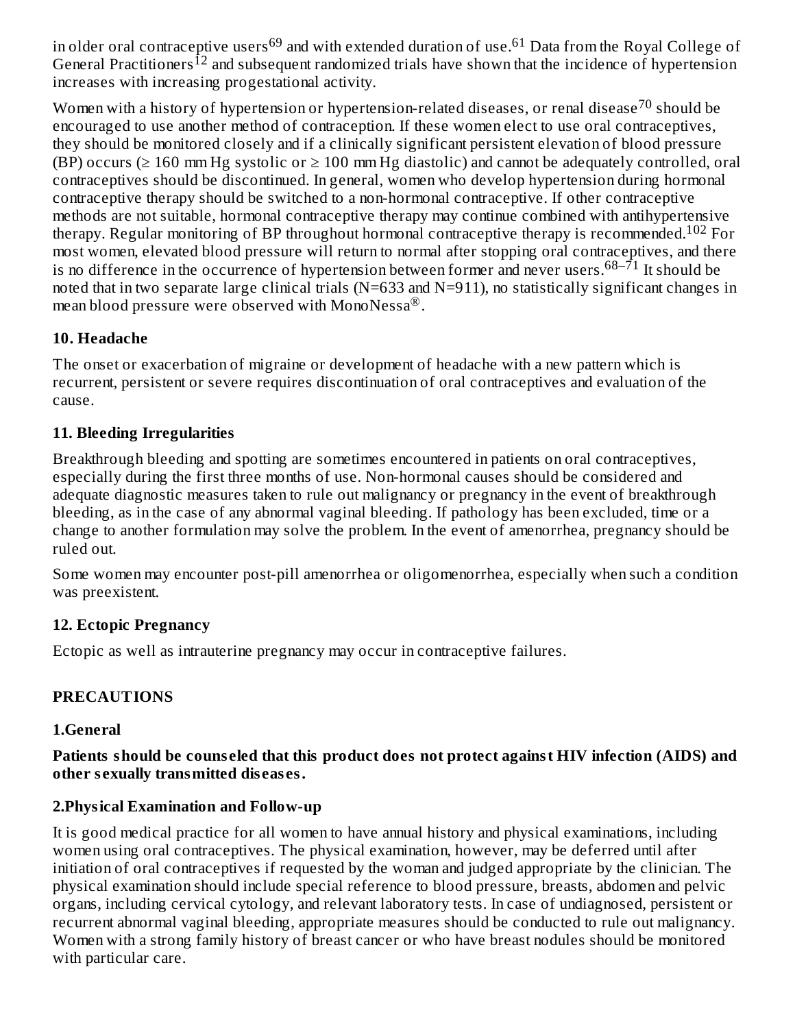in older oral contraceptive users[69] and with extended duration of use.[61] Data from the Royal College of General Practitioners[12] and subsequent randomized trials have shown that the incidence of hypertension increases with increasing progestational activity.

Women with a history of hypertension or hypertension-related diseases, or renal disease[70] should be encouraged to use another method of contraception. If these women elect to use oral contraceptives, they should be monitored closely and if a clinically significant persistent elevation of blood pressure (BP) occurs (≥ 160 mm Hg systolic or ≥ 100 mm Hg diastolic) and cannot be adequately controlled, oral contraceptives should be discontinued. In general, women who develop hypertension during hormonal contraceptive therapy should be switched to a non-hormonal contraceptive. If other contraceptive methods are not suitable, hormonal contraceptive therapy may continue combined with antihypertensive therapy. Regular monitoring of BP throughout hormonal contraceptive therapy is recommended.[102] For most women, elevated blood pressure will return to normal after stopping oral contraceptives, and there is no difference in the occurrence of hypertension between former and never users.[68–71] It should be noted that in two separate large clinical trials (N=633 and N=911), no statistically significant changes in mean blood pressure were observed with MonoNessa®.

### 10. Headache

The onset or exacerbation of migraine or development of headache with a new pattern which is recurrent, persistent or severe requires discontinuation of oral contraceptives and evaluation of the cause.

### 11. Bleeding Irregularities

Breakthrough bleeding and spotting are sometimes encountered in patients on oral contraceptives, especially during the first three months of use. Non-hormonal causes should be considered and adequate diagnostic measures taken to rule out malignancy or pregnancy in the event of breakthrough bleeding, as in the case of any abnormal vaginal bleeding. If pathology has been excluded, time or a change to another formulation may solve the problem. In the event of amenorrhea, pregnancy should be ruled out.

Some women may encounter post-pill amenorrhea or oligomenorrhea, especially when such a condition was preexistent.

### 12. Ectopic Pregnancy

Ectopic as well as intrauterine pregnancy may occur in contraceptive failures.

## PRECAUTIONS

### 1.General

**Patients should be counseled that this product does not protect against HIV infection (AIDS) and other sexually transmitted diseases.**

### 2.Physical Examination and Follow-up

It is good medical practice for all women to have annual history and physical examinations, including women using oral contraceptives. The physical examination, however, may be deferred until after initiation of oral contraceptives if requested by the woman and judged appropriate by the clinician. The physical examination should include special reference to blood pressure, breasts, abdomen and pelvic organs, including cervical cytology, and relevant laboratory tests. In case of undiagnosed, persistent or recurrent abnormal vaginal bleeding, appropriate measures should be conducted to rule out malignancy. Women with a strong family history of breast cancer or who have breast nodules should be monitored with particular care.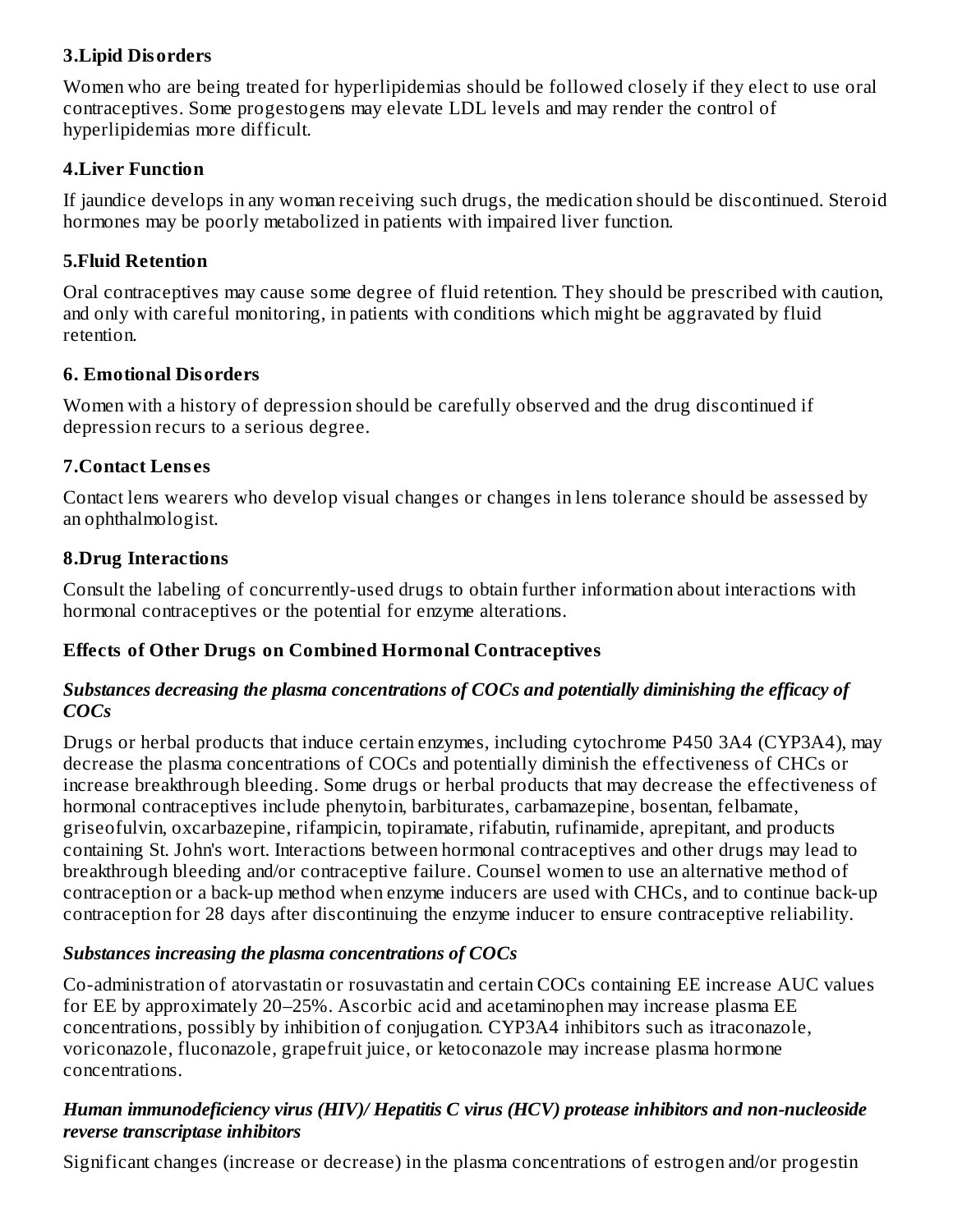### 3.Lipid Disorders

Women who are being treated for hyperlipidemias should be followed closely if they elect to use oral contraceptives. Some progestogens may elevate LDL levels and may render the control of hyperlipidemias more difficult.

### 4.Liver Function

If jaundice develops in any woman receiving such drugs, the medication should be discontinued. Steroid hormones may be poorly metabolized in patients with impaired liver function.

### 5.Fluid Retention

Oral contraceptives may cause some degree of fluid retention. They should be prescribed with caution, and only with careful monitoring, in patients with conditions which might be aggravated by fluid retention.

### 6. Emotional Disorders

Women with a history of depression should be carefully observed and the drug discontinued if depression recurs to a serious degree.

### 7.Contact Lenses

Contact lens wearers who develop visual changes or changes in lens tolerance should be assessed by an ophthalmologist.

### 8.Drug Interactions

Consult the labeling of concurrently-used drugs to obtain further information about interactions with hormonal contraceptives or the potential for enzyme alterations.

### Effects of Other Drugs on Combined Hormonal Contraceptives

***Substances decreasing the plasma concentrations of COCs and potentially diminishing the efficacy of COCs***

Drugs or herbal products that induce certain enzymes, including cytochrome P450 3A4 (CYP3A4), may decrease the plasma concentrations of COCs and potentially diminish the effectiveness of CHCs or increase breakthrough bleeding. Some drugs or herbal products that may decrease the effectiveness of hormonal contraceptives include phenytoin, barbiturates, carbamazepine, bosentan, felbamate, griseofulvin, oxcarbazepine, rifampicin, topiramate, rifabutin, rufinamide, aprepitant, and products containing St. John's wort. Interactions between hormonal contraceptives and other drugs may lead to breakthrough bleeding and/or contraceptive failure. Counsel women to use an alternative method of contraception or a back-up method when enzyme inducers are used with CHCs, and to continue back-up contraception for 28 days after discontinuing the enzyme inducer to ensure contraceptive reliability.

***Substances increasing the plasma concentrations of COCs***

Co-administration of atorvastatin or rosuvastatin and certain COCs containing EE increase AUC values for EE by approximately 20–25%. Ascorbic acid and acetaminophen may increase plasma EE concentrations, possibly by inhibition of conjugation. CYP3A4 inhibitors such as itraconazole, voriconazole, fluconazole, grapefruit juice, or ketoconazole may increase plasma hormone concentrations.

***Human immunodeficiency virus (HIV)/ Hepatitis C virus (HCV) protease inhibitors and non-nucleoside reverse transcriptase inhibitors***

Significant changes (increase or decrease) in the plasma concentrations of estrogen and/or progestin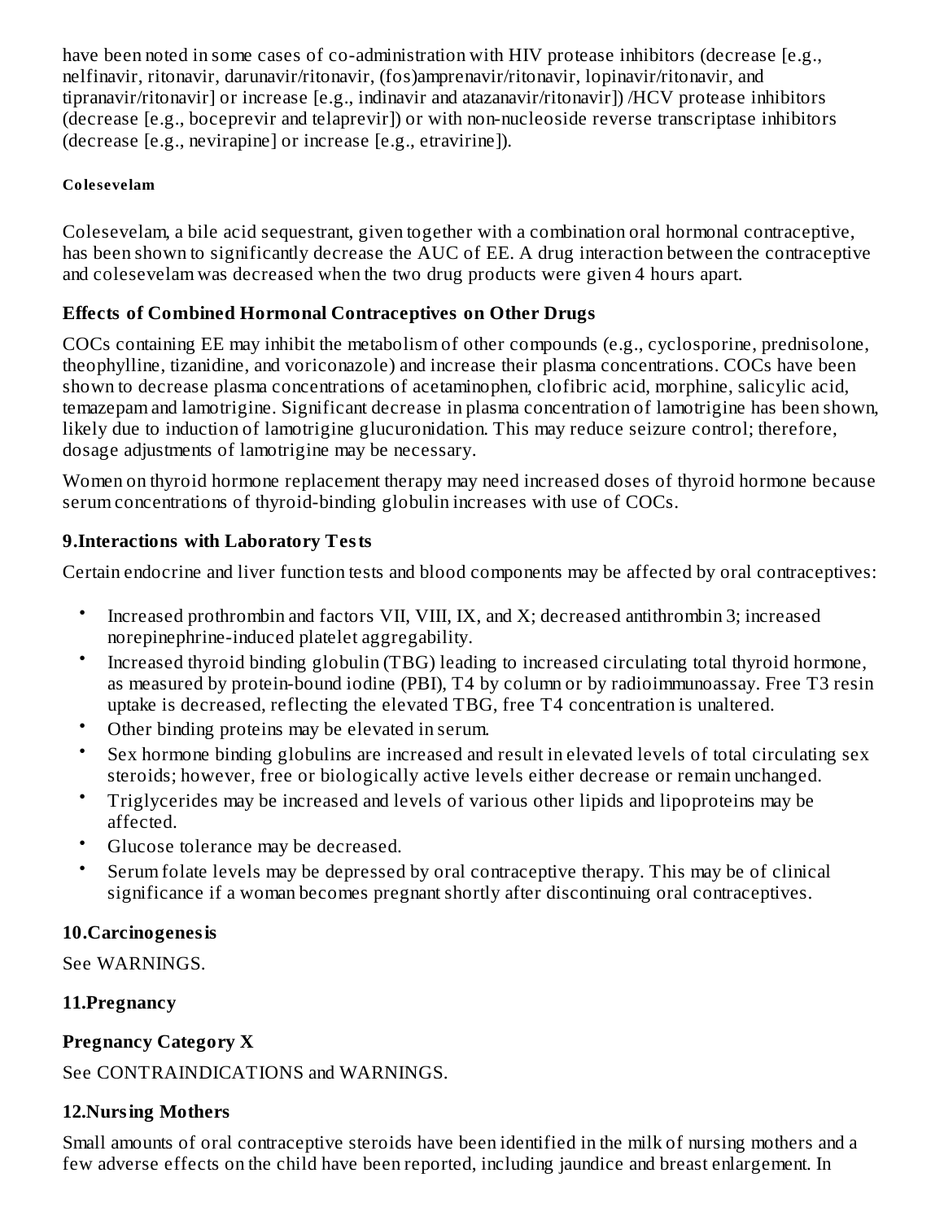have been noted in some cases of co-administration with HIV protease inhibitors (decrease [e.g., nelfinavir, ritonavir, darunavir/ritonavir, (fos)amprenavir/ritonavir, lopinavir/ritonavir, and tipranavir/ritonavir] or increase [e.g., indinavir and atazanavir/ritonavir]) /HCV protease inhibitors (decrease [e.g., boceprevir and telaprevir]) or with non-nucleoside reverse transcriptase inhibitors (decrease [e.g., nevirapine] or increase [e.g., etravirine]).

**Colesevelam**

Colesevelam, a bile acid sequestrant, given together with a combination oral hormonal contraceptive, has been shown to significantly decrease the AUC of EE. A drug interaction between the contraceptive and colesevelam was decreased when the two drug products were given 4 hours apart.

### Effects of Combined Hormonal Contraceptives on Other Drugs

COCs containing EE may inhibit the metabolism of other compounds (e.g., cyclosporine, prednisolone, theophylline, tizanidine, and voriconazole) and increase their plasma concentrations. COCs have been shown to decrease plasma concentrations of acetaminophen, clofibric acid, morphine, salicylic acid, temazepam and lamotrigine. Significant decrease in plasma concentration of lamotrigine has been shown, likely due to induction of lamotrigine glucuronidation. This may reduce seizure control; therefore, dosage adjustments of lamotrigine may be necessary.

Women on thyroid hormone replacement therapy may need increased doses of thyroid hormone because serum concentrations of thyroid-binding globulin increases with use of COCs.

### 9.Interactions with Laboratory Tests

Certain endocrine and liver function tests and blood components may be affected by oral contraceptives:

- Increased prothrombin and factors VII, VIII, IX, and X; decreased antithrombin 3; increased norepinephrine-induced platelet aggregability.
- Increased thyroid binding globulin (TBG) leading to increased circulating total thyroid hormone, as measured by protein-bound iodine (PBI), T4 by column or by radioimmunoassay. Free T3 resin uptake is decreased, reflecting the elevated TBG, free T4 concentration is unaltered.
- Other binding proteins may be elevated in serum.
- Sex hormone binding globulins are increased and result in elevated levels of total circulating sex steroids; however, free or biologically active levels either decrease or remain unchanged.
- Triglycerides may be increased and levels of various other lipids and lipoproteins may be affected.
- Glucose tolerance may be decreased.
- Serum folate levels may be depressed by oral contraceptive therapy. This may be of clinical significance if a woman becomes pregnant shortly after discontinuing oral contraceptives.

### 10.Carcinogenesis

See WARNINGS.

### 11.Pregnancy

**Pregnancy Category X**

See CONTRAINDICATIONS and WARNINGS.

### 12.Nursing Mothers

Small amounts of oral contraceptive steroids have been identified in the milk of nursing mothers and a few adverse effects on the child have been reported, including jaundice and breast enlargement. In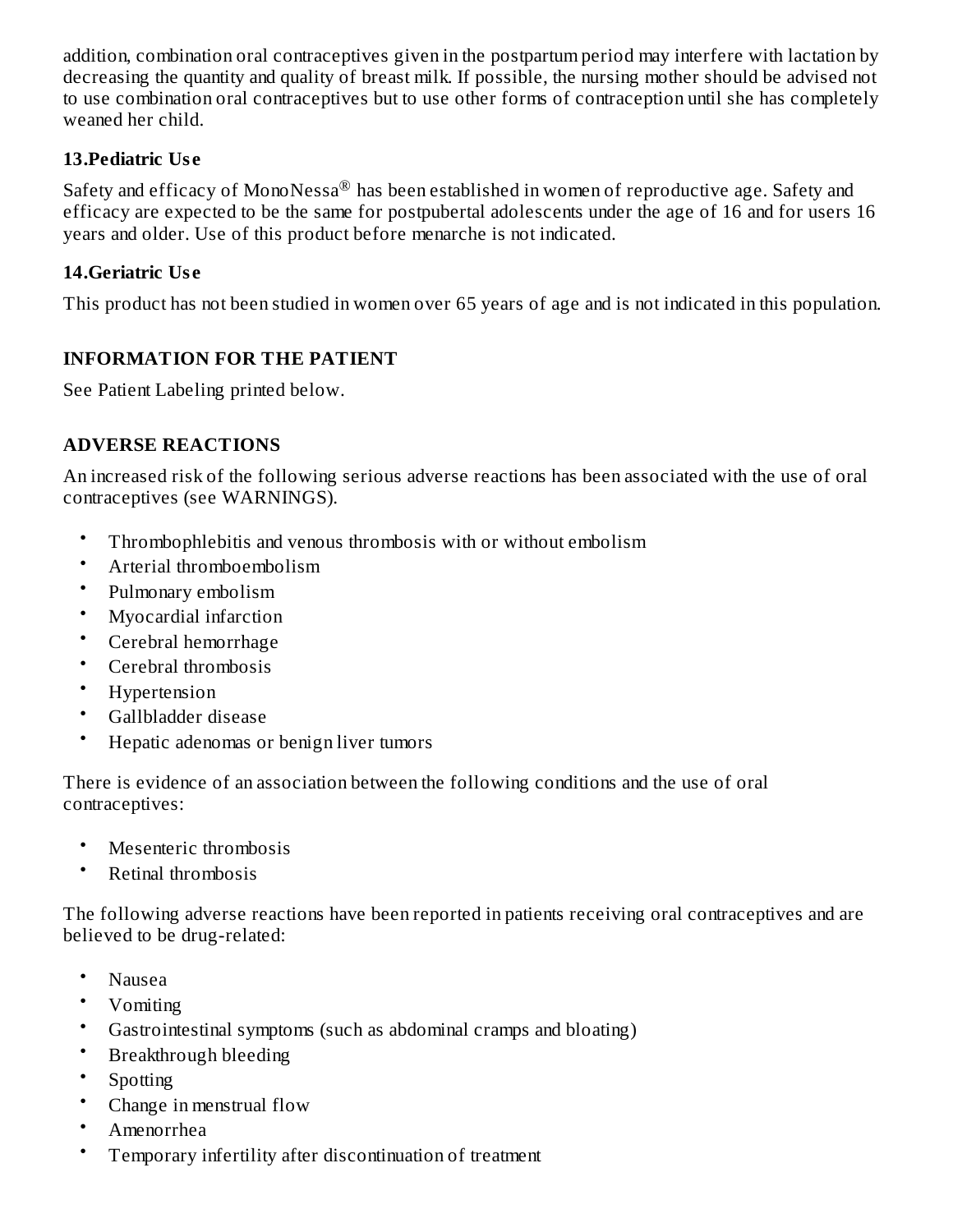addition, combination oral contraceptives given in the postpartum period may interfere with lactation by decreasing the quantity and quality of breast milk. If possible, the nursing mother should be advised not to use combination oral contraceptives but to use other forms of contraception until she has completely weaned her child.

### 13.Pediatric Use

Safety and efficacy of MonoNessa® has been established in women of reproductive age. Safety and efficacy are expected to be the same for postpubertal adolescents under the age of 16 and for users 16 years and older. Use of this product before menarche is not indicated.

### 14.Geriatric Use

This product has not been studied in women over 65 years of age and is not indicated in this population.

## INFORMATION FOR THE PATIENT

See Patient Labeling printed below.

## ADVERSE REACTIONS

An increased risk of the following serious adverse reactions has been associated with the use of oral contraceptives (see WARNINGS).

- Thrombophlebitis and venous thrombosis with or without embolism
- Arterial thromboembolism
- Pulmonary embolism
- Myocardial infarction
- Cerebral hemorrhage
- Cerebral thrombosis
- Hypertension
- Gallbladder disease
- Hepatic adenomas or benign liver tumors

There is evidence of an association between the following conditions and the use of oral contraceptives:

- Mesenteric thrombosis
- Retinal thrombosis

The following adverse reactions have been reported in patients receiving oral contraceptives and are believed to be drug-related:

- Nausea
- Vomiting
- Gastrointestinal symptoms (such as abdominal cramps and bloating)
- Breakthrough bleeding
- Spotting
- Change in menstrual flow
- Amenorrhea
- Temporary infertility after discontinuation of treatment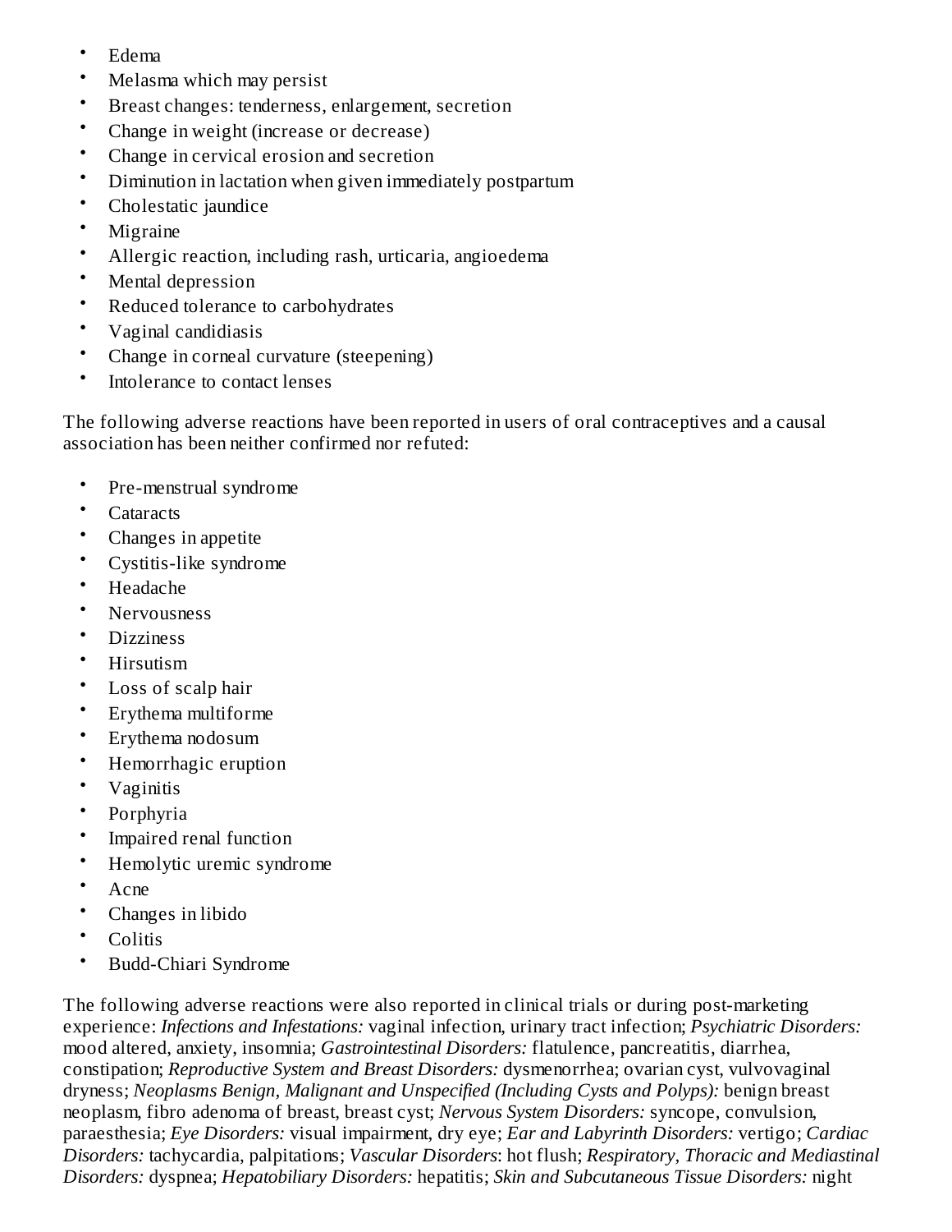- Edema
- Melasma which may persist
- Breast changes: tenderness, enlargement, secretion
- Change in weight (increase or decrease)
- Change in cervical erosion and secretion
- Diminution in lactation when given immediately postpartum
- Cholestatic jaundice
- Migraine
- Allergic reaction, including rash, urticaria, angioedema
- Mental depression
- Reduced tolerance to carbohydrates
- Vaginal candidiasis
- Change in corneal curvature (steepening)
- Intolerance to contact lenses

The following adverse reactions have been reported in users of oral contraceptives and a causal association has been neither confirmed nor refuted:

- Pre-menstrual syndrome
- Cataracts
- Changes in appetite
- Cystitis-like syndrome
- Headache
- Nervousness
- Dizziness
- Hirsutism
- Loss of scalp hair
- Erythema multiforme
- Erythema nodosum
- Hemorrhagic eruption
- Vaginitis
- Porphyria
- Impaired renal function
- Hemolytic uremic syndrome
- Acne
- Changes in libido
- Colitis
- Budd-Chiari Syndrome

The following adverse reactions were also reported in clinical trials or during post-marketing experience: *Infections and Infestations:* vaginal infection, urinary tract infection; *Psychiatric Disorders:* mood altered, anxiety, insomnia; *Gastrointestinal Disorders:* flatulence, pancreatitis, diarrhea, constipation; *Reproductive System and Breast Disorders:* dysmenorrhea; ovarian cyst, vulvovaginal dryness; *Neoplasms Benign, Malignant and Unspecified (Including Cysts and Polyps):* benign breast neoplasm, fibro adenoma of breast, breast cyst; *Nervous System Disorders:* syncope, convulsion, paraesthesia; *Eye Disorders:* visual impairment, dry eye; *Ear and Labyrinth Disorders:* vertigo; *Cardiac Disorders:* tachycardia, palpitations; *Vascular Disorders*: hot flush; *Respiratory, Thoracic and Mediastinal Disorders:* dyspnea; *Hepatobiliary Disorders:* hepatitis; *Skin and Subcutaneous Tissue Disorders:* night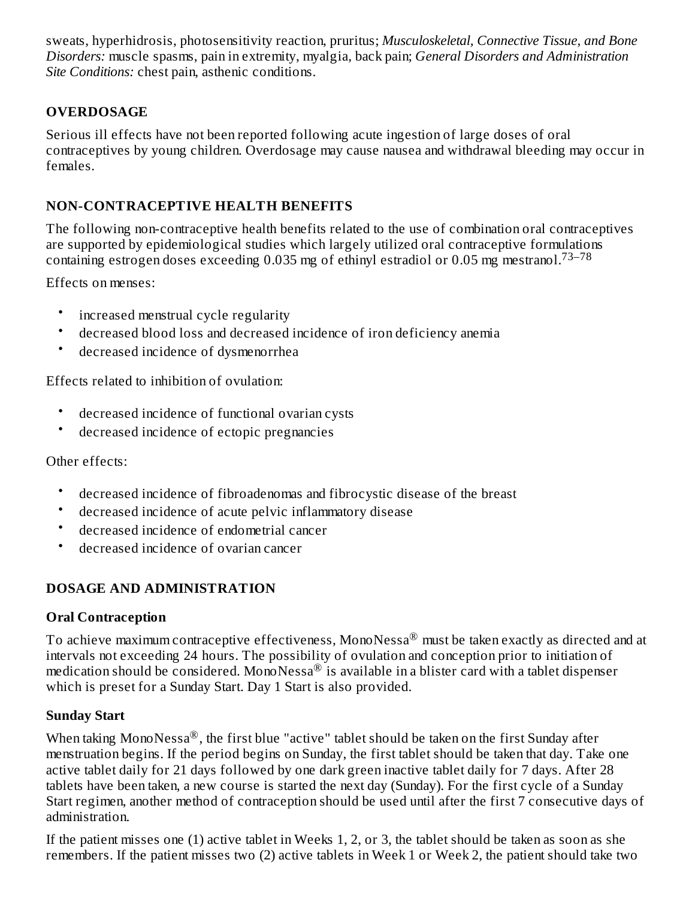sweats, hyperhidrosis, photosensitivity reaction, pruritus; *Musculoskeletal, Connective Tissue, and Bone Disorders:* muscle spasms, pain in extremity, myalgia, back pain; *General Disorders and Administration Site Conditions:* chest pain, asthenic conditions.

## OVERDOSAGE

Serious ill effects have not been reported following acute ingestion of large doses of oral contraceptives by young children. Overdosage may cause nausea and withdrawal bleeding may occur in females.

## NON-CONTRACEPTIVE HEALTH BENEFITS

The following non-contraceptive health benefits related to the use of combination oral contraceptives are supported by epidemiological studies which largely utilized oral contraceptive formulations containing estrogen doses exceeding 0.035 mg of ethinyl estradiol or 0.05 mg mestranol.[73–78]

Effects on menses:

- increased menstrual cycle regularity
- decreased blood loss and decreased incidence of iron deficiency anemia
- decreased incidence of dysmenorrhea

Effects related to inhibition of ovulation:

- decreased incidence of functional ovarian cysts
- decreased incidence of ectopic pregnancies

Other effects:

- decreased incidence of fibroadenomas and fibrocystic disease of the breast
- decreased incidence of acute pelvic inflammatory disease
- decreased incidence of endometrial cancer
- decreased incidence of ovarian cancer

## DOSAGE AND ADMINISTRATION

### Oral Contraception

To achieve maximum contraceptive effectiveness, MonoNessa® must be taken exactly as directed and at intervals not exceeding 24 hours. The possibility of ovulation and conception prior to initiation of medication should be considered. MonoNessa® is available in a blister card with a tablet dispenser which is preset for a Sunday Start. Day 1 Start is also provided.

### Sunday Start

When taking MonoNessa®, the first blue "active" tablet should be taken on the first Sunday after menstruation begins. If the period begins on Sunday, the first tablet should be taken that day. Take one active tablet daily for 21 days followed by one dark green inactive tablet daily for 7 days. After 28 tablets have been taken, a new course is started the next day (Sunday). For the first cycle of a Sunday Start regimen, another method of contraception should be used until after the first 7 consecutive days of administration.

If the patient misses one (1) active tablet in Weeks 1, 2, or 3, the tablet should be taken as soon as she remembers. If the patient misses two (2) active tablets in Week 1 or Week 2, the patient should take two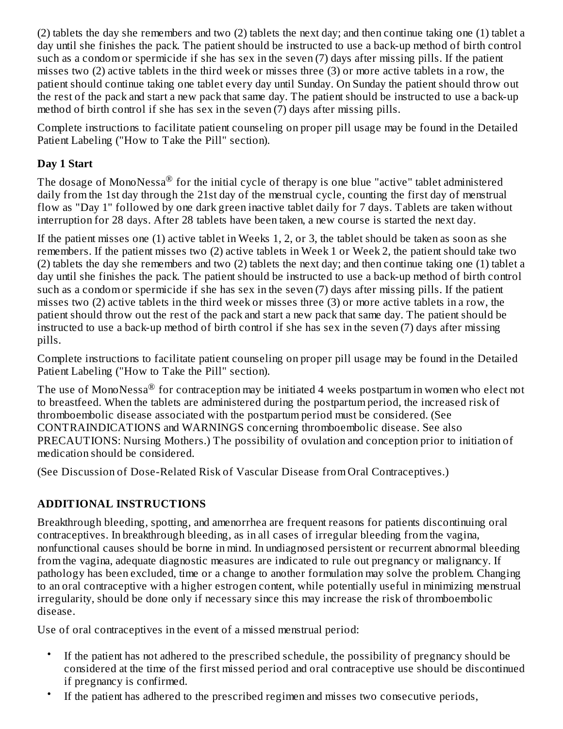(2) tablets the day she remembers and two (2) tablets the next day; and then continue taking one (1) tablet a day until she finishes the pack. The patient should be instructed to use a back-up method of birth control such as a condom or spermicide if she has sex in the seven (7) days after missing pills. If the patient misses two (2) active tablets in the third week or misses three (3) or more active tablets in a row, the patient should continue taking one tablet every day until Sunday. On Sunday the patient should throw out the rest of the pack and start a new pack that same day. The patient should be instructed to use a back-up method of birth control if she has sex in the seven (7) days after missing pills.

Complete instructions to facilitate patient counseling on proper pill usage may be found in the Detailed Patient Labeling ("How to Take the Pill" section).

**Day 1 Start**

The dosage of MonoNessa® for the initial cycle of therapy is one blue "active" tablet administered daily from the 1st day through the 21st day of the menstrual cycle, counting the first day of menstrual flow as "Day 1" followed by one dark green inactive tablet daily for 7 days. Tablets are taken without interruption for 28 days. After 28 tablets have been taken, a new course is started the next day.

If the patient misses one (1) active tablet in Weeks 1, 2, or 3, the tablet should be taken as soon as she remembers. If the patient misses two (2) active tablets in Week 1 or Week 2, the patient should take two (2) tablets the day she remembers and two (2) tablets the next day; and then continue taking one (1) tablet a day until she finishes the pack. The patient should be instructed to use a back-up method of birth control such as a condom or spermicide if she has sex in the seven (7) days after missing pills. If the patient misses two (2) active tablets in the third week or misses three (3) or more active tablets in a row, the patient should throw out the rest of the pack and start a new pack that same day. The patient should be instructed to use a back-up method of birth control if she has sex in the seven (7) days after missing pills.

Complete instructions to facilitate patient counseling on proper pill usage may be found in the Detailed Patient Labeling ("How to Take the Pill" section).

The use of MonoNessa® for contraception may be initiated 4 weeks postpartum in women who elect not to breastfeed. When the tablets are administered during the postpartum period, the increased risk of thromboembolic disease associated with the postpartum period must be considered. (See CONTRAINDICATIONS and WARNINGS concerning thromboembolic disease. See also PRECAUTIONS: Nursing Mothers.) The possibility of ovulation and conception prior to initiation of medication should be considered.

(See Discussion of Dose-Related Risk of Vascular Disease from Oral Contraceptives.)

## ADDITIONAL INSTRUCTIONS

Breakthrough bleeding, spotting, and amenorrhea are frequent reasons for patients discontinuing oral contraceptives. In breakthrough bleeding, as in all cases of irregular bleeding from the vagina, nonfunctional causes should be borne in mind. In undiagnosed persistent or recurrent abnormal bleeding from the vagina, adequate diagnostic measures are indicated to rule out pregnancy or malignancy. If pathology has been excluded, time or a change to another formulation may solve the problem. Changing to an oral contraceptive with a higher estrogen content, while potentially useful in minimizing menstrual irregularity, should be done only if necessary since this may increase the risk of thromboembolic disease.

Use of oral contraceptives in the event of a missed menstrual period:

- If the patient has not adhered to the prescribed schedule, the possibility of pregnancy should be considered at the time of the first missed period and oral contraceptive use should be discontinued if pregnancy is confirmed.
- If the patient has adhered to the prescribed regimen and misses two consecutive periods,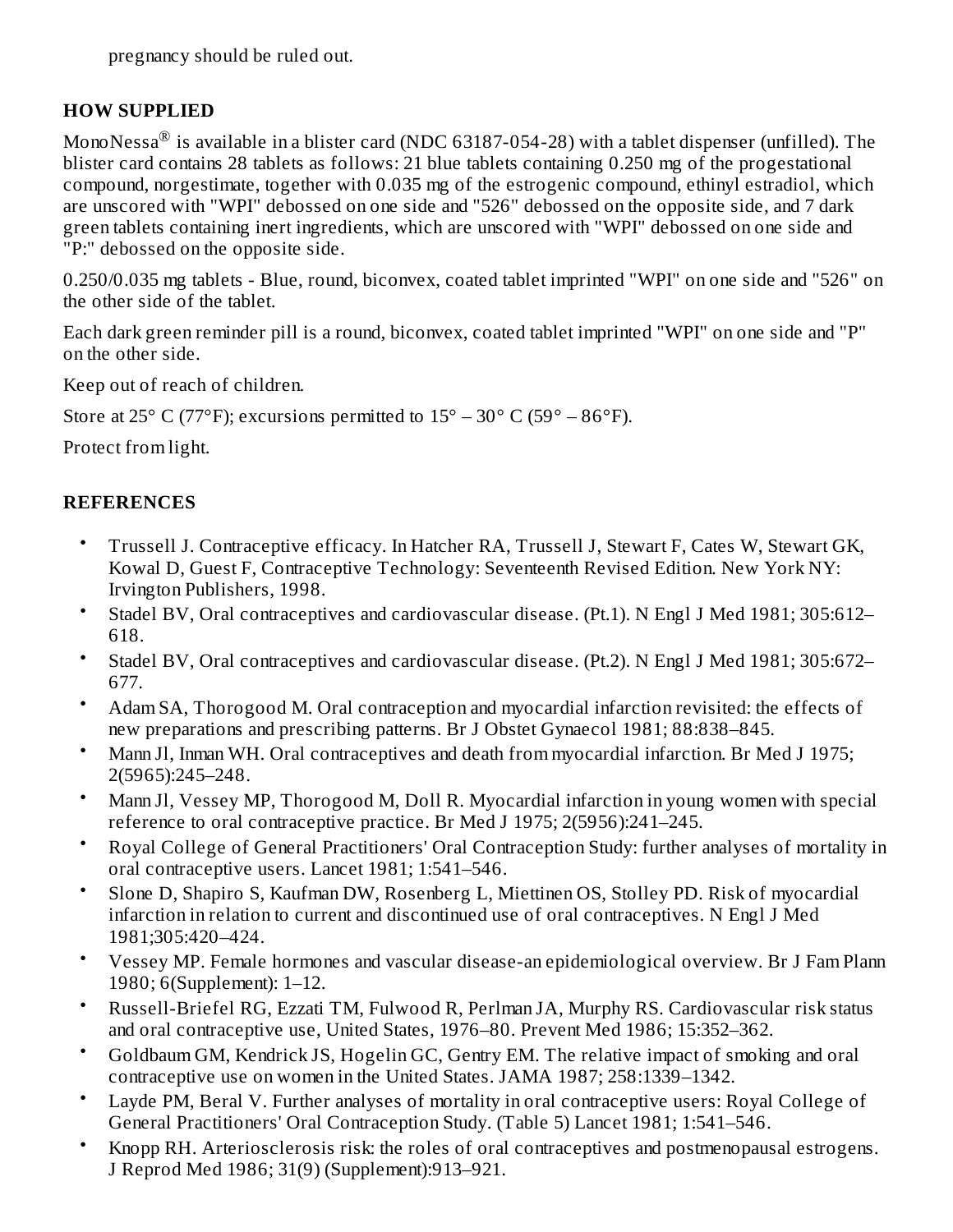pregnancy should be ruled out.

## HOW SUPPLIED

MonoNessa® is available in a blister card (NDC 63187-054-28) with a tablet dispenser (unfilled). The blister card contains 28 tablets as follows: 21 blue tablets containing 0.250 mg of the progestational compound, norgestimate, together with 0.035 mg of the estrogenic compound, ethinyl estradiol, which are unscored with "WPI" debossed on one side and "526" debossed on the opposite side, and 7 dark green tablets containing inert ingredients, which are unscored with "WPI" debossed on one side and "P:" debossed on the opposite side.

0.250/0.035 mg tablets - Blue, round, biconvex, coated tablet imprinted "WPI" on one side and "526" on the other side of the tablet.

Each dark green reminder pill is a round, biconvex, coated tablet imprinted "WPI" on one side and "P" on the other side.

Keep out of reach of children.

Store at 25° C (77°F); excursions permitted to 15° – 30° C (59° – 86°F).

Protect from light.

## REFERENCES

- Trussell J. Contraceptive efficacy. In Hatcher RA, Trussell J, Stewart F, Cates W, Stewart GK, Kowal D, Guest F, Contraceptive Technology: Seventeenth Revised Edition. New York NY: Irvington Publishers, 1998.
- Stadel BV, Oral contraceptives and cardiovascular disease. (Pt.1). N Engl J Med 1981; 305:612–618.
- Stadel BV, Oral contraceptives and cardiovascular disease. (Pt.2). N Engl J Med 1981; 305:672–677.
- Adam SA, Thorogood M. Oral contraception and myocardial infarction revisited: the effects of new preparations and prescribing patterns. Br J Obstet Gynaecol 1981; 88:838–845.
- Mann Jl, Inman WH. Oral contraceptives and death from myocardial infarction. Br Med J 1975; 2(5965):245–248.
- Mann Jl, Vessey MP, Thorogood M, Doll R. Myocardial infarction in young women with special reference to oral contraceptive practice. Br Med J 1975; 2(5956):241–245.
- Royal College of General Practitioners' Oral Contraception Study: further analyses of mortality in oral contraceptive users. Lancet 1981; 1:541–546.
- Slone D, Shapiro S, Kaufman DW, Rosenberg L, Miettinen OS, Stolley PD. Risk of myocardial infarction in relation to current and discontinued use of oral contraceptives. N Engl J Med 1981;305:420–424.
- Vessey MP. Female hormones and vascular disease-an epidemiological overview. Br J Fam Plann 1980; 6(Supplement): 1–12.
- Russell-Briefel RG, Ezzati TM, Fulwood R, Perlman JA, Murphy RS. Cardiovascular risk status and oral contraceptive use, United States, 1976–80. Prevent Med 1986; 15:352–362.
- Goldbaum GM, Kendrick JS, Hogelin GC, Gentry EM. The relative impact of smoking and oral contraceptive use on women in the United States. JAMA 1987; 258:1339–1342.
- Layde PM, Beral V. Further analyses of mortality in oral contraceptive users: Royal College of General Practitioners' Oral Contraception Study. (Table 5) Lancet 1981; 1:541–546.
- Knopp RH. Arteriosclerosis risk: the roles of oral contraceptives and postmenopausal estrogens. J Reprod Med 1986; 31(9) (Supplement):913–921.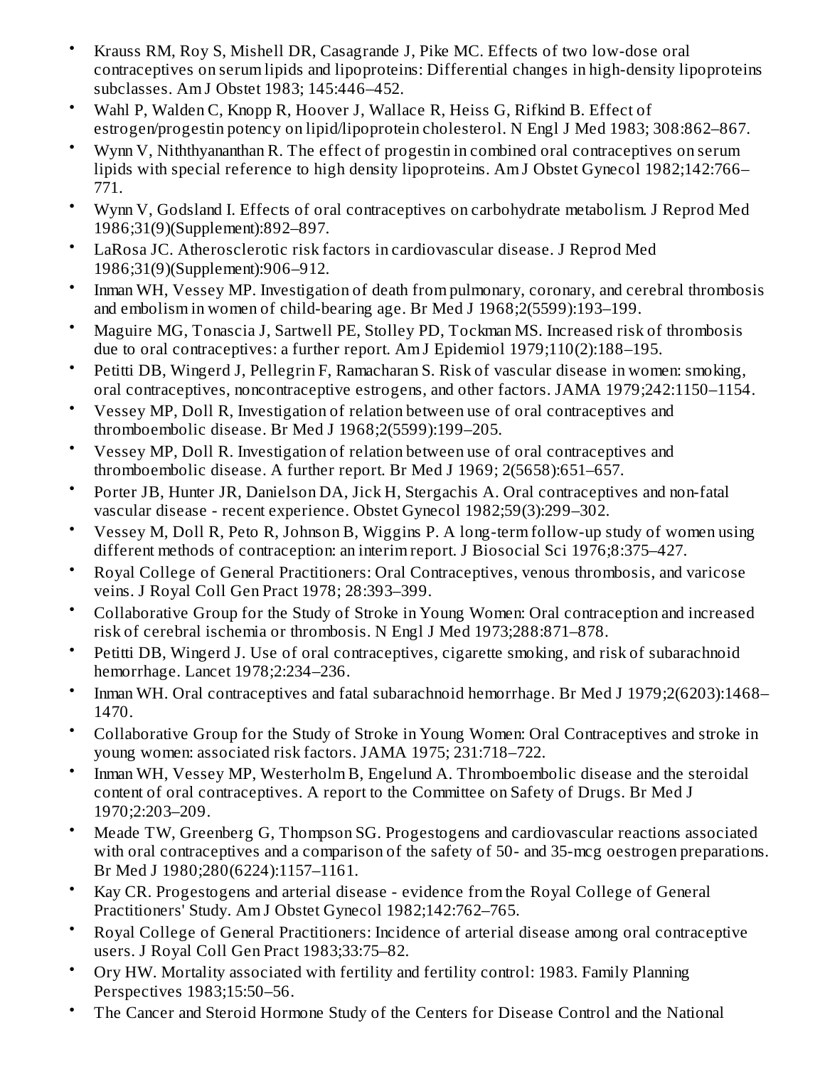- Krauss RM, Roy S, Mishell DR, Casagrande J, Pike MC. Effects of two low-dose oral contraceptives on serum lipids and lipoproteins: Differential changes in high-density lipoproteins subclasses. Am J Obstet 1983; 145:446–452.
- Wahl P, Walden C, Knopp R, Hoover J, Wallace R, Heiss G, Rifkind B. Effect of estrogen/progestin potency on lipid/lipoprotein cholesterol. N Engl J Med 1983; 308:862–867.
- Wynn V, Niththyananthan R. The effect of progestin in combined oral contraceptives on serum lipids with special reference to high density lipoproteins. Am J Obstet Gynecol 1982;142:766–771.
- Wynn V, Godsland I. Effects of oral contraceptives on carbohydrate metabolism. J Reprod Med 1986;31(9)(Supplement):892–897.
- LaRosa JC. Atherosclerotic risk factors in cardiovascular disease. J Reprod Med 1986;31(9)(Supplement):906–912.
- Inman WH, Vessey MP. Investigation of death from pulmonary, coronary, and cerebral thrombosis and embolism in women of child-bearing age. Br Med J 1968;2(5599):193–199.
- Maguire MG, Tonascia J, Sartwell PE, Stolley PD, Tockman MS. Increased risk of thrombosis due to oral contraceptives: a further report. Am J Epidemiol 1979;110(2):188–195.
- Petitti DB, Wingerd J, Pellegrin F, Ramacharan S. Risk of vascular disease in women: smoking, oral contraceptives, noncontraceptive estrogens, and other factors. JAMA 1979;242:1150–1154.
- Vessey MP, Doll R, Investigation of relation between use of oral contraceptives and thromboembolic disease. Br Med J 1968;2(5599):199–205.
- Vessey MP, Doll R. Investigation of relation between use of oral contraceptives and thromboembolic disease. A further report. Br Med J 1969; 2(5658):651–657.
- Porter JB, Hunter JR, Danielson DA, Jick H, Stergachis A. Oral contraceptives and non-fatal vascular disease - recent experience. Obstet Gynecol 1982;59(3):299–302.
- Vessey M, Doll R, Peto R, Johnson B, Wiggins P. A long-term follow-up study of women using different methods of contraception: an interim report. J Biosocial Sci 1976;8:375–427.
- Royal College of General Practitioners: Oral Contraceptives, venous thrombosis, and varicose veins. J Royal Coll Gen Pract 1978; 28:393–399.
- Collaborative Group for the Study of Stroke in Young Women: Oral contraception and increased risk of cerebral ischemia or thrombosis. N Engl J Med 1973;288:871–878.
- Petitti DB, Wingerd J. Use of oral contraceptives, cigarette smoking, and risk of subarachnoid hemorrhage. Lancet 1978;2:234–236.
- Inman WH. Oral contraceptives and fatal subarachnoid hemorrhage. Br Med J 1979;2(6203):1468–1470.
- Collaborative Group for the Study of Stroke in Young Women: Oral Contraceptives and stroke in young women: associated risk factors. JAMA 1975; 231:718–722.
- Inman WH, Vessey MP, Westerholm B, Engelund A. Thromboembolic disease and the steroidal content of oral contraceptives. A report to the Committee on Safety of Drugs. Br Med J 1970;2:203–209.
- Meade TW, Greenberg G, Thompson SG. Progestogens and cardiovascular reactions associated with oral contraceptives and a comparison of the safety of 50- and 35-mcg oestrogen preparations. Br Med J 1980;280(6224):1157–1161.
- Kay CR. Progestogens and arterial disease - evidence from the Royal College of General Practitioners' Study. Am J Obstet Gynecol 1982;142:762–765.
- Royal College of General Practitioners: Incidence of arterial disease among oral contraceptive users. J Royal Coll Gen Pract 1983;33:75–82.
- Ory HW. Mortality associated with fertility and fertility control: 1983. Family Planning Perspectives 1983;15:50–56.
- The Cancer and Steroid Hormone Study of the Centers for Disease Control and the National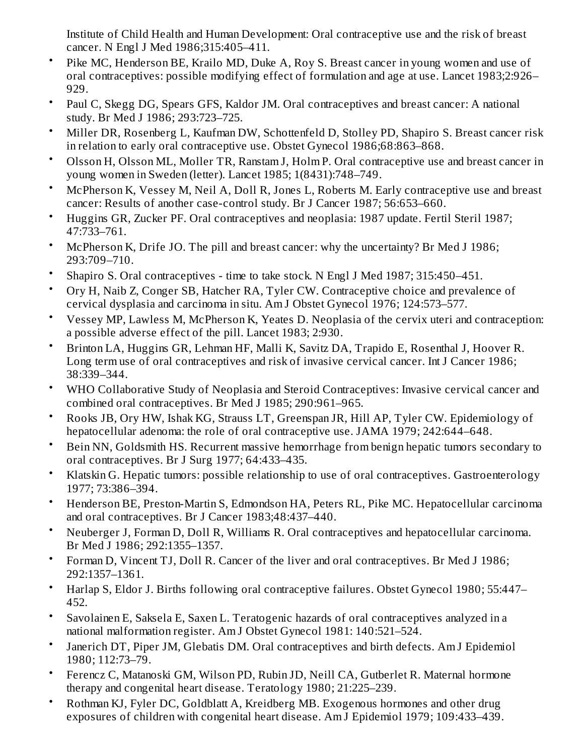Institute of Child Health and Human Development: Oral contraceptive use and the risk of breast cancer. N Engl J Med 1986;315:405–411.

- Pike MC, Henderson BE, Krailo MD, Duke A, Roy S. Breast cancer in young women and use of oral contraceptives: possible modifying effect of formulation and age at use. Lancet 1983;2:926–929.
- Paul C, Skegg DG, Spears GFS, Kaldor JM. Oral contraceptives and breast cancer: A national study. Br Med J 1986; 293:723–725.
- Miller DR, Rosenberg L, Kaufman DW, Schottenfeld D, Stolley PD, Shapiro S. Breast cancer risk in relation to early oral contraceptive use. Obstet Gynecol 1986;68:863–868.
- Olsson H, Olsson ML, Moller TR, Ranstam J, Holm P. Oral contraceptive use and breast cancer in young women in Sweden (letter). Lancet 1985; 1(8431):748–749.
- McPherson K, Vessey M, Neil A, Doll R, Jones L, Roberts M. Early contraceptive use and breast cancer: Results of another case-control study. Br J Cancer 1987; 56:653–660.
- Huggins GR, Zucker PF. Oral contraceptives and neoplasia: 1987 update. Fertil Steril 1987; 47:733–761.
- McPherson K, Drife JO. The pill and breast cancer: why the uncertainty? Br Med J 1986; 293:709–710.
- Shapiro S. Oral contraceptives - time to take stock. N Engl J Med 1987; 315:450–451.
- Ory H, Naib Z, Conger SB, Hatcher RA, Tyler CW. Contraceptive choice and prevalence of cervical dysplasia and carcinoma in situ. Am J Obstet Gynecol 1976; 124:573–577.
- Vessey MP, Lawless M, McPherson K, Yeates D. Neoplasia of the cervix uteri and contraception: a possible adverse effect of the pill. Lancet 1983; 2:930.
- Brinton LA, Huggins GR, Lehman HF, Malli K, Savitz DA, Trapido E, Rosenthal J, Hoover R. Long term use of oral contraceptives and risk of invasive cervical cancer. Int J Cancer 1986; 38:339–344.
- WHO Collaborative Study of Neoplasia and Steroid Contraceptives: Invasive cervical cancer and combined oral contraceptives. Br Med J 1985; 290:961–965.
- Rooks JB, Ory HW, Ishak KG, Strauss LT, Greenspan JR, Hill AP, Tyler CW. Epidemiology of hepatocellular adenoma: the role of oral contraceptive use. JAMA 1979; 242:644–648.
- Bein NN, Goldsmith HS. Recurrent massive hemorrhage from benign hepatic tumors secondary to oral contraceptives. Br J Surg 1977; 64:433–435.
- Klatskin G. Hepatic tumors: possible relationship to use of oral contraceptives. Gastroenterology 1977; 73:386–394.
- Henderson BE, Preston-Martin S, Edmondson HA, Peters RL, Pike MC. Hepatocellular carcinoma and oral contraceptives. Br J Cancer 1983;48:437–440.
- Neuberger J, Forman D, Doll R, Williams R. Oral contraceptives and hepatocellular carcinoma. Br Med J 1986; 292:1355–1357.
- Forman D, Vincent TJ, Doll R. Cancer of the liver and oral contraceptives. Br Med J 1986; 292:1357–1361.
- Harlap S, Eldor J. Births following oral contraceptive failures. Obstet Gynecol 1980; 55:447–452.
- Savolainen E, Saksela E, Saxen L. Teratogenic hazards of oral contraceptives analyzed in a national malformation register. Am J Obstet Gynecol 1981: 140:521–524.
- Janerich DT, Piper JM, Glebatis DM. Oral contraceptives and birth defects. Am J Epidemiol 1980; 112:73–79.
- Ferencz C, Matanoski GM, Wilson PD, Rubin JD, Neill CA, Gutberlet R. Maternal hormone therapy and congenital heart disease. Teratology 1980; 21:225–239.
- Rothman KJ, Fyler DC, Goldblatt A, Kreidberg MB. Exogenous hormones and other drug exposures of children with congenital heart disease. Am J Epidemiol 1979; 109:433–439.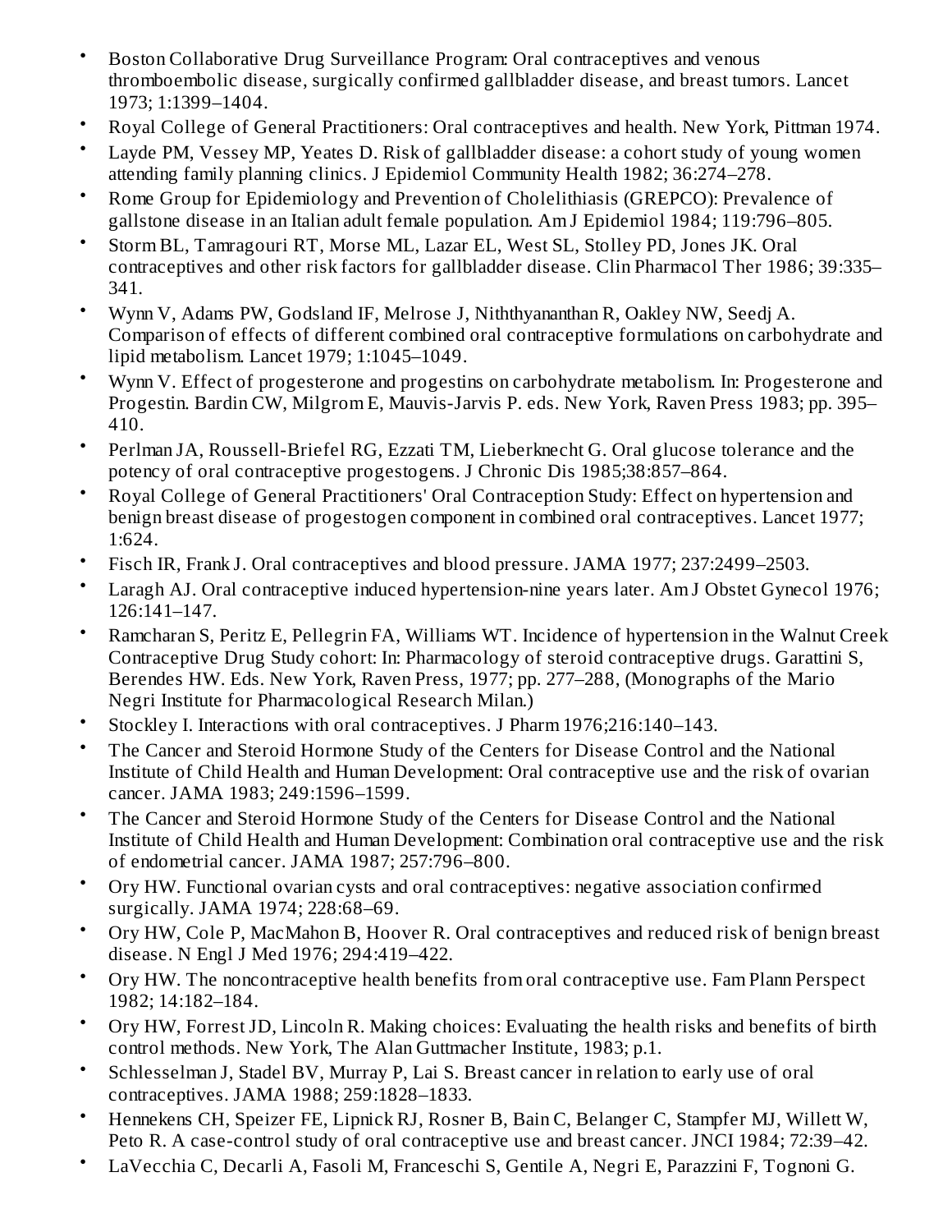- Boston Collaborative Drug Surveillance Program: Oral contraceptives and venous thromboembolic disease, surgically confirmed gallbladder disease, and breast tumors. Lancet 1973; 1:1399–1404.
- Royal College of General Practitioners: Oral contraceptives and health. New York, Pittman 1974.
- Layde PM, Vessey MP, Yeates D. Risk of gallbladder disease: a cohort study of young women attending family planning clinics. J Epidemiol Community Health 1982; 36:274–278.
- Rome Group for Epidemiology and Prevention of Cholelithiasis (GREPCO): Prevalence of gallstone disease in an Italian adult female population. Am J Epidemiol 1984; 119:796–805.
- Storm BL, Tamragouri RT, Morse ML, Lazar EL, West SL, Stolley PD, Jones JK. Oral contraceptives and other risk factors for gallbladder disease. Clin Pharmacol Ther 1986; 39:335–341.
- Wynn V, Adams PW, Godsland IF, Melrose J, Niththyananthan R, Oakley NW, Seedj A. Comparison of effects of different combined oral contraceptive formulations on carbohydrate and lipid metabolism. Lancet 1979; 1:1045–1049.
- Wynn V. Effect of progesterone and progestins on carbohydrate metabolism. In: Progesterone and Progestin. Bardin CW, Milgrom E, Mauvis-Jarvis P. eds. New York, Raven Press 1983; pp. 395–410.
- Perlman JA, Roussell-Briefel RG, Ezzati TM, Lieberknecht G. Oral glucose tolerance and the potency of oral contraceptive progestogens. J Chronic Dis 1985;38:857–864.
- Royal College of General Practitioners' Oral Contraception Study: Effect on hypertension and benign breast disease of progestogen component in combined oral contraceptives. Lancet 1977; 1:624.
- Fisch IR, Frank J. Oral contraceptives and blood pressure. JAMA 1977; 237:2499–2503.
- Laragh AJ. Oral contraceptive induced hypertension-nine years later. Am J Obstet Gynecol 1976; 126:141–147.
- Ramcharan S, Peritz E, Pellegrin FA, Williams WT. Incidence of hypertension in the Walnut Creek Contraceptive Drug Study cohort: In: Pharmacology of steroid contraceptive drugs. Garattini S, Berendes HW. Eds. New York, Raven Press, 1977; pp. 277–288, (Monographs of the Mario Negri Institute for Pharmacological Research Milan.)
- Stockley I. Interactions with oral contraceptives. J Pharm 1976;216:140–143.
- The Cancer and Steroid Hormone Study of the Centers for Disease Control and the National Institute of Child Health and Human Development: Oral contraceptive use and the risk of ovarian cancer. JAMA 1983; 249:1596–1599.
- The Cancer and Steroid Hormone Study of the Centers for Disease Control and the National Institute of Child Health and Human Development: Combination oral contraceptive use and the risk of endometrial cancer. JAMA 1987; 257:796–800.
- Ory HW. Functional ovarian cysts and oral contraceptives: negative association confirmed surgically. JAMA 1974; 228:68–69.
- Ory HW, Cole P, MacMahon B, Hoover R. Oral contraceptives and reduced risk of benign breast disease. N Engl J Med 1976; 294:419–422.
- Ory HW. The noncontraceptive health benefits from oral contraceptive use. Fam Plann Perspect 1982; 14:182–184.
- Ory HW, Forrest JD, Lincoln R. Making choices: Evaluating the health risks and benefits of birth control methods. New York, The Alan Guttmacher Institute, 1983; p.1.
- Schlesselman J, Stadel BV, Murray P, Lai S. Breast cancer in relation to early use of oral contraceptives. JAMA 1988; 259:1828–1833.
- Hennekens CH, Speizer FE, Lipnick RJ, Rosner B, Bain C, Belanger C, Stampfer MJ, Willett W, Peto R. A case-control study of oral contraceptive use and breast cancer. JNCI 1984; 72:39–42.
- LaVecchia C, Decarli A, Fasoli M, Franceschi S, Gentile A, Negri E, Parazzini F, Tognoni G.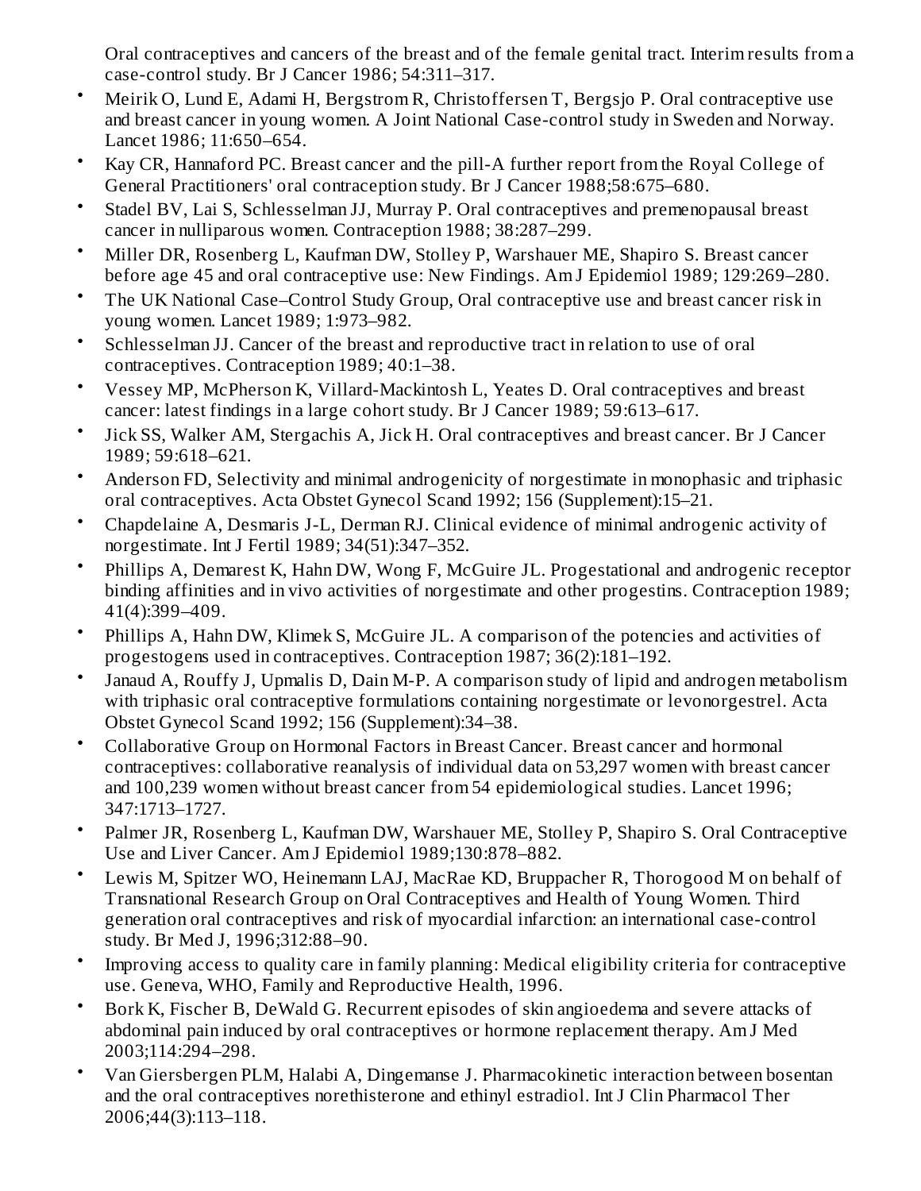Oral contraceptives and cancers of the breast and of the female genital tract. Interim results from a case-control study. Br J Cancer 1986; 54:311–317.

- Meirik O, Lund E, Adami H, Bergstrom R, Christoffersen T, Bergsjo P. Oral contraceptive use and breast cancer in young women. A Joint National Case-control study in Sweden and Norway. Lancet 1986; 11:650–654.
- Kay CR, Hannaford PC. Breast cancer and the pill-A further report from the Royal College of General Practitioners' oral contraception study. Br J Cancer 1988;58:675–680.
- Stadel BV, Lai S, Schlesselman JJ, Murray P. Oral contraceptives and premenopausal breast cancer in nulliparous women. Contraception 1988; 38:287–299.
- Miller DR, Rosenberg L, Kaufman DW, Stolley P, Warshauer ME, Shapiro S. Breast cancer before age 45 and oral contraceptive use: New Findings. Am J Epidemiol 1989; 129:269–280.
- The UK National Case–Control Study Group, Oral contraceptive use and breast cancer risk in young women. Lancet 1989; 1:973–982.
- Schlesselman JJ. Cancer of the breast and reproductive tract in relation to use of oral contraceptives. Contraception 1989; 40:1–38.
- Vessey MP, McPherson K, Villard-Mackintosh L, Yeates D. Oral contraceptives and breast cancer: latest findings in a large cohort study. Br J Cancer 1989; 59:613–617.
- Jick SS, Walker AM, Stergachis A, Jick H. Oral contraceptives and breast cancer. Br J Cancer 1989; 59:618–621.
- Anderson FD, Selectivity and minimal androgenicity of norgestimate in monophasic and triphasic oral contraceptives. Acta Obstet Gynecol Scand 1992; 156 (Supplement):15–21.
- Chapdelaine A, Desmaris J-L, Derman RJ. Clinical evidence of minimal androgenic activity of norgestimate. Int J Fertil 1989; 34(51):347–352.
- Phillips A, Demarest K, Hahn DW, Wong F, McGuire JL. Progestational and androgenic receptor binding affinities and in vivo activities of norgestimate and other progestins. Contraception 1989; 41(4):399–409.
- Phillips A, Hahn DW, Klimek S, McGuire JL. A comparison of the potencies and activities of progestogens used in contraceptives. Contraception 1987; 36(2):181–192.
- Janaud A, Rouffy J, Upmalis D, Dain M-P. A comparison study of lipid and androgen metabolism with triphasic oral contraceptive formulations containing norgestimate or levonorgestrel. Acta Obstet Gynecol Scand 1992; 156 (Supplement):34–38.
- Collaborative Group on Hormonal Factors in Breast Cancer. Breast cancer and hormonal contraceptives: collaborative reanalysis of individual data on 53,297 women with breast cancer and 100,239 women without breast cancer from 54 epidemiological studies. Lancet 1996; 347:1713–1727.
- Palmer JR, Rosenberg L, Kaufman DW, Warshauer ME, Stolley P, Shapiro S. Oral Contraceptive Use and Liver Cancer. Am J Epidemiol 1989;130:878–882.
- Lewis M, Spitzer WO, Heinemann LAJ, MacRae KD, Bruppacher R, Thorogood M on behalf of Transnational Research Group on Oral Contraceptives and Health of Young Women. Third generation oral contraceptives and risk of myocardial infarction: an international case-control study. Br Med J, 1996;312:88–90.
- Improving access to quality care in family planning: Medical eligibility criteria for contraceptive use. Geneva, WHO, Family and Reproductive Health, 1996.
- Bork K, Fischer B, DeWald G. Recurrent episodes of skin angioedema and severe attacks of abdominal pain induced by oral contraceptives or hormone replacement therapy. Am J Med 2003;114:294–298.
- Van Giersbergen PLM, Halabi A, Dingemanse J. Pharmacokinetic interaction between bosentan and the oral contraceptives norethisterone and ethinyl estradiol. Int J Clin Pharmacol Ther 2006;44(3):113–118.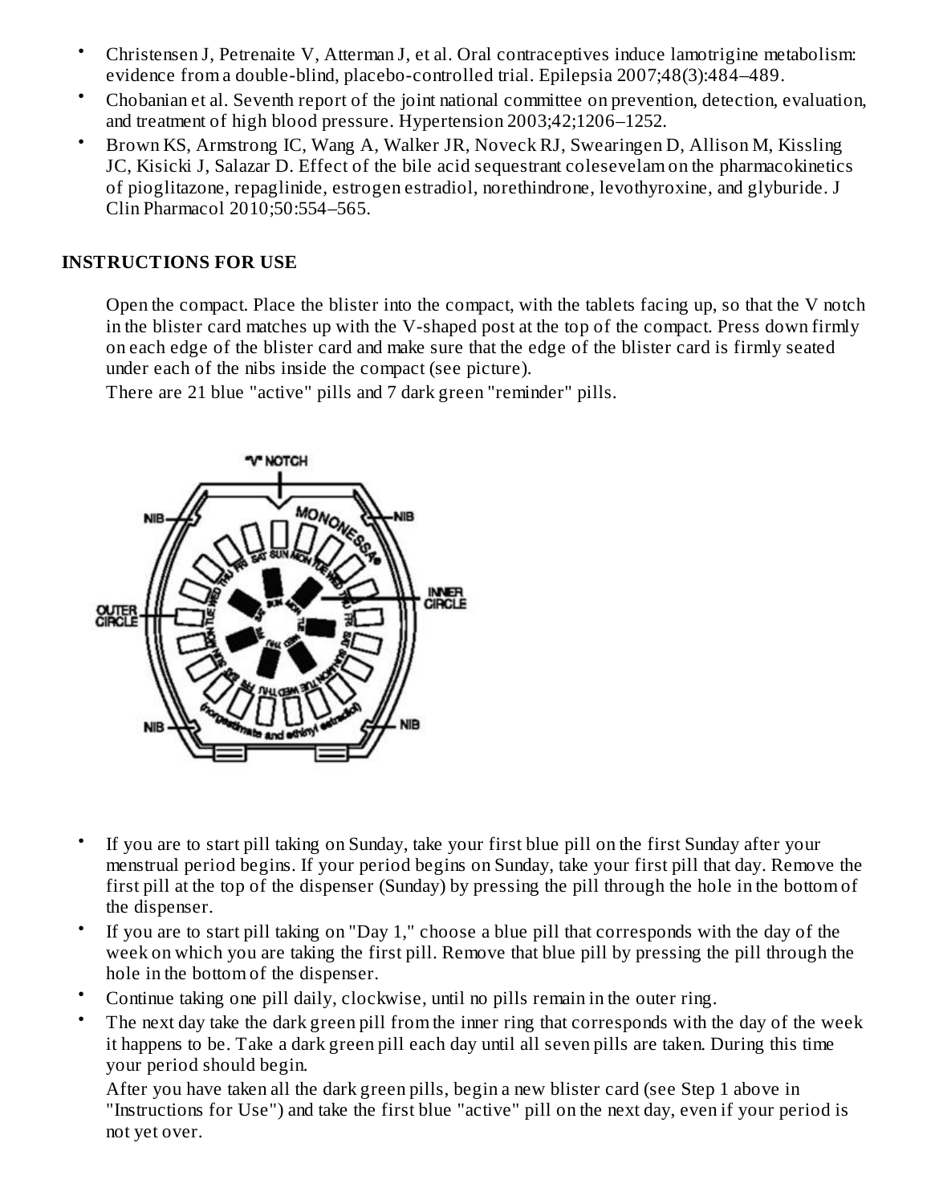- Christensen J, Petrenaite V, Atterman J, et al. Oral contraceptives induce lamotrigine metabolism: evidence from a double-blind, placebo-controlled trial. Epilepsia 2007;48(3):484–489.
- Chobanian et al. Seventh report of the joint national committee on prevention, detection, evaluation, and treatment of high blood pressure. Hypertension 2003;42;1206–1252.
- Brown KS, Armstrong IC, Wang A, Walker JR, Noveck RJ, Swearingen D, Allison M, Kissling JC, Kisicki J, Salazar D. Effect of the bile acid sequestrant colesevelam on the pharmacokinetics of pioglitazone, repaglinide, estrogen estradiol, norethindrone, levothyroxine, and glyburide. J Clin Pharmacol 2010;50:554–565.

**INSTRUCTIONS FOR USE**

Open the compact. Place the blister into the compact, with the tablets facing up, so that the V notch in the blister card matches up with the V-shaped post at the top of the compact. Press down firmly on each edge of the blister card and make sure that the edge of the blister card is firmly seated under each of the nibs inside the compact (see picture).

There are 21 blue "active" pills and 7 dark green "reminder" pills.

- If you are to start pill taking on Sunday, take your first blue pill on the first Sunday after your menstrual period begins. If your period begins on Sunday, take your first pill that day. Remove the first pill at the top of the dispenser (Sunday) by pressing the pill through the hole in the bottom of the dispenser.
- If you are to start pill taking on "Day 1," choose a blue pill that corresponds with the day of the week on which you are taking the first pill. Remove that blue pill by pressing the pill through the hole in the bottom of the dispenser.
- Continue taking one pill daily, clockwise, until no pills remain in the outer ring.
- The next day take the dark green pill from the inner ring that corresponds with the day of the week it happens to be. Take a dark green pill each day until all seven pills are taken. During this time your period should begin.

  After you have taken all the dark green pills, begin a new blister card (see Step 1 above in "Instructions for Use") and take the first blue "active" pill on the next day, even if your period is not yet over.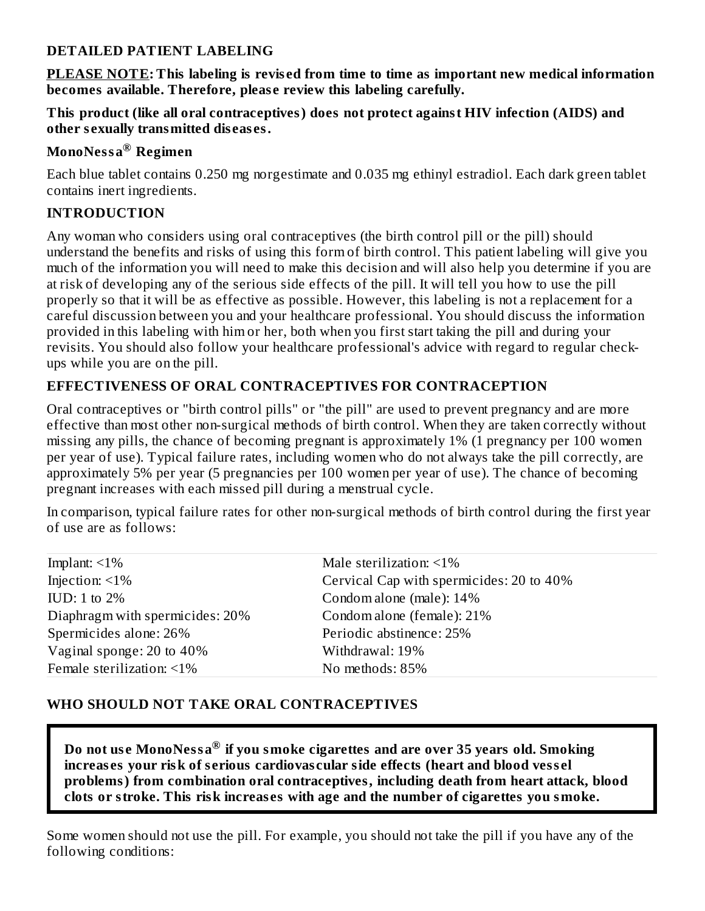## DETAILED PATIENT LABELING

**PLEASE NOTE: This labeling is revised from time to time as important new medical information becomes available. Therefore, please review this labeling carefully.**

**This product (like all oral contraceptives) does not protect against HIV infection (AIDS) and other sexually transmitted diseases.**

### MonoNessa® Regimen

Each blue tablet contains 0.250 mg norgestimate and 0.035 mg ethinyl estradiol. Each dark green tablet contains inert ingredients.

### INTRODUCTION

Any woman who considers using oral contraceptives (the birth control pill or the pill) should understand the benefits and risks of using this form of birth control. This patient labeling will give you much of the information you will need to make this decision and will also help you determine if you are at risk of developing any of the serious side effects of the pill. It will tell you how to use the pill properly so that it will be as effective as possible. However, this labeling is not a replacement for a careful discussion between you and your healthcare professional. You should discuss the information provided in this labeling with him or her, both when you first start taking the pill and during your revisits. You should also follow your healthcare professional's advice with regard to regular check-ups while you are on the pill.

### EFFECTIVENESS OF ORAL CONTRACEPTIVES FOR CONTRACEPTION

Oral contraceptives or "birth control pills" or "the pill" are used to prevent pregnancy and are more effective than most other non-surgical methods of birth control. When they are taken correctly without missing any pills, the chance of becoming pregnant is approximately 1% (1 pregnancy per 100 women per year of use). Typical failure rates, including women who do not always take the pill correctly, are approximately 5% per year (5 pregnancies per 100 women per year of use). The chance of becoming pregnant increases with each missed pill during a menstrual cycle.

In comparison, typical failure rates for other non-surgical methods of birth control during the first year of use are as follows:

| | |
|---|---|
| Implant: <1% | Male sterilization: <1% |
| Injection: <1% | Cervical Cap with spermicides: 20 to 40% |
| IUD: 1 to 2% | Condom alone (male): 14% |
| Diaphragm with spermicides: 20% | Condom alone (female): 21% |
| Spermicides alone: 26% | Periodic abstinence: 25% |
| Vaginal sponge: 20 to 40% | Withdrawal: 19% |
| Female sterilization: <1% | No methods: 85% |

### WHO SHOULD NOT TAKE ORAL CONTRACEPTIVES

**Do not use MonoNessa® if you smoke cigarettes and are over 35 years old. Smoking increases your risk of serious cardiovascular side effects (heart and blood vessel problems) from combination oral contraceptives, including death from heart attack, blood clots or stroke. This risk increases with age and the number of cigarettes you smoke.**

Some women should not use the pill. For example, you should not take the pill if you have any of the following conditions: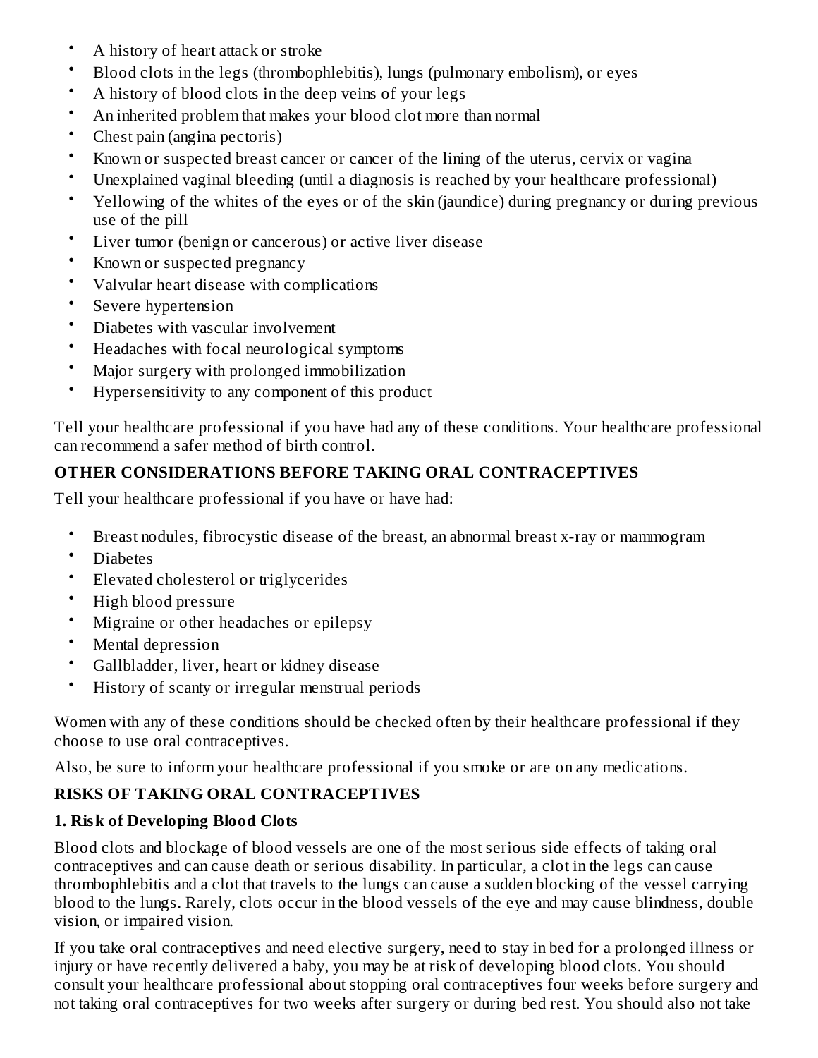- A history of heart attack or stroke
- Blood clots in the legs (thrombophlebitis), lungs (pulmonary embolism), or eyes
- A history of blood clots in the deep veins of your legs
- An inherited problem that makes your blood clot more than normal
- Chest pain (angina pectoris)
- Known or suspected breast cancer or cancer of the lining of the uterus, cervix or vagina
- Unexplained vaginal bleeding (until a diagnosis is reached by your healthcare professional)
- Yellowing of the whites of the eyes or of the skin (jaundice) during pregnancy or during previous use of the pill
- Liver tumor (benign or cancerous) or active liver disease
- Known or suspected pregnancy
- Valvular heart disease with complications
- Severe hypertension
- Diabetes with vascular involvement
- Headaches with focal neurological symptoms
- Major surgery with prolonged immobilization
- Hypersensitivity to any component of this product

Tell your healthcare professional if you have had any of these conditions. Your healthcare professional can recommend a safer method of birth control.

**OTHER CONSIDERATIONS BEFORE TAKING ORAL CONTRACEPTIVES**

Tell your healthcare professional if you have or have had:

- Breast nodules, fibrocystic disease of the breast, an abnormal breast x-ray or mammogram
- Diabetes
- Elevated cholesterol or triglycerides
- High blood pressure
- Migraine or other headaches or epilepsy
- Mental depression
- Gallbladder, liver, heart or kidney disease
- History of scanty or irregular menstrual periods

Women with any of these conditions should be checked often by their healthcare professional if they choose to use oral contraceptives.

Also, be sure to inform your healthcare professional if you smoke or are on any medications.

**RISKS OF TAKING ORAL CONTRACEPTIVES**

**1. Risk of Developing Blood Clots**

Blood clots and blockage of blood vessels are one of the most serious side effects of taking oral contraceptives and can cause death or serious disability. In particular, a clot in the legs can cause thrombophlebitis and a clot that travels to the lungs can cause a sudden blocking of the vessel carrying blood to the lungs. Rarely, clots occur in the blood vessels of the eye and may cause blindness, double vision, or impaired vision.

If you take oral contraceptives and need elective surgery, need to stay in bed for a prolonged illness or injury or have recently delivered a baby, you may be at risk of developing blood clots. You should consult your healthcare professional about stopping oral contraceptives four weeks before surgery and not taking oral contraceptives for two weeks after surgery or during bed rest. You should also not take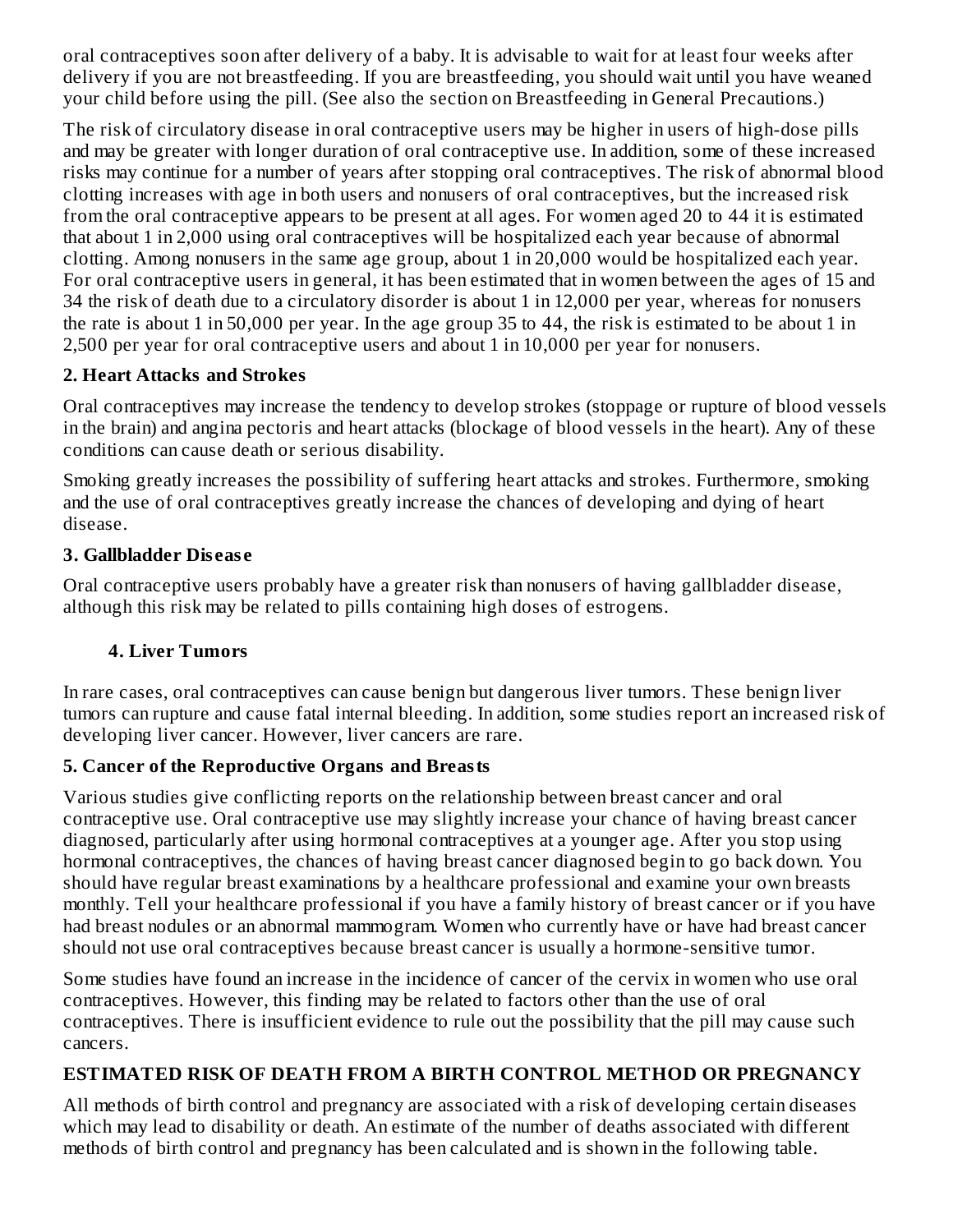oral contraceptives soon after delivery of a baby. It is advisable to wait for at least four weeks after delivery if you are not breastfeeding. If you are breastfeeding, you should wait until you have weaned your child before using the pill. (See also the section on Breastfeeding in General Precautions.)

The risk of circulatory disease in oral contraceptive users may be higher in users of high-dose pills and may be greater with longer duration of oral contraceptive use. In addition, some of these increased risks may continue for a number of years after stopping oral contraceptives. The risk of abnormal blood clotting increases with age in both users and nonusers of oral contraceptives, but the increased risk from the oral contraceptive appears to be present at all ages. For women aged 20 to 44 it is estimated that about 1 in 2,000 using oral contraceptives will be hospitalized each year because of abnormal clotting. Among nonusers in the same age group, about 1 in 20,000 would be hospitalized each year. For oral contraceptive users in general, it has been estimated that in women between the ages of 15 and 34 the risk of death due to a circulatory disorder is about 1 in 12,000 per year, whereas for nonusers the rate is about 1 in 50,000 per year. In the age group 35 to 44, the risk is estimated to be about 1 in 2,500 per year for oral contraceptive users and about 1 in 10,000 per year for nonusers.

**2. Heart Attacks and Strokes**

Oral contraceptives may increase the tendency to develop strokes (stoppage or rupture of blood vessels in the brain) and angina pectoris and heart attacks (blockage of blood vessels in the heart). Any of these conditions can cause death or serious disability.

Smoking greatly increases the possibility of suffering heart attacks and strokes. Furthermore, smoking and the use of oral contraceptives greatly increase the chances of developing and dying of heart disease.

**3. Gallbladder Disease**

Oral contraceptive users probably have a greater risk than nonusers of having gallbladder disease, although this risk may be related to pills containing high doses of estrogens.

**4. Liver Tumors**

In rare cases, oral contraceptives can cause benign but dangerous liver tumors. These benign liver tumors can rupture and cause fatal internal bleeding. In addition, some studies report an increased risk of developing liver cancer. However, liver cancers are rare.

**5. Cancer of the Reproductive Organs and Breasts**

Various studies give conflicting reports on the relationship between breast cancer and oral contraceptive use. Oral contraceptive use may slightly increase your chance of having breast cancer diagnosed, particularly after using hormonal contraceptives at a younger age. After you stop using hormonal contraceptives, the chances of having breast cancer diagnosed begin to go back down. You should have regular breast examinations by a healthcare professional and examine your own breasts monthly. Tell your healthcare professional if you have a family history of breast cancer or if you have had breast nodules or an abnormal mammogram. Women who currently have or have had breast cancer should not use oral contraceptives because breast cancer is usually a hormone-sensitive tumor.

Some studies have found an increase in the incidence of cancer of the cervix in women who use oral contraceptives. However, this finding may be related to factors other than the use of oral contraceptives. There is insufficient evidence to rule out the possibility that the pill may cause such cancers.

**ESTIMATED RISK OF DEATH FROM A BIRTH CONTROL METHOD OR PREGNANCY**

All methods of birth control and pregnancy are associated with a risk of developing certain diseases which may lead to disability or death. An estimate of the number of deaths associated with different methods of birth control and pregnancy has been calculated and is shown in the following table.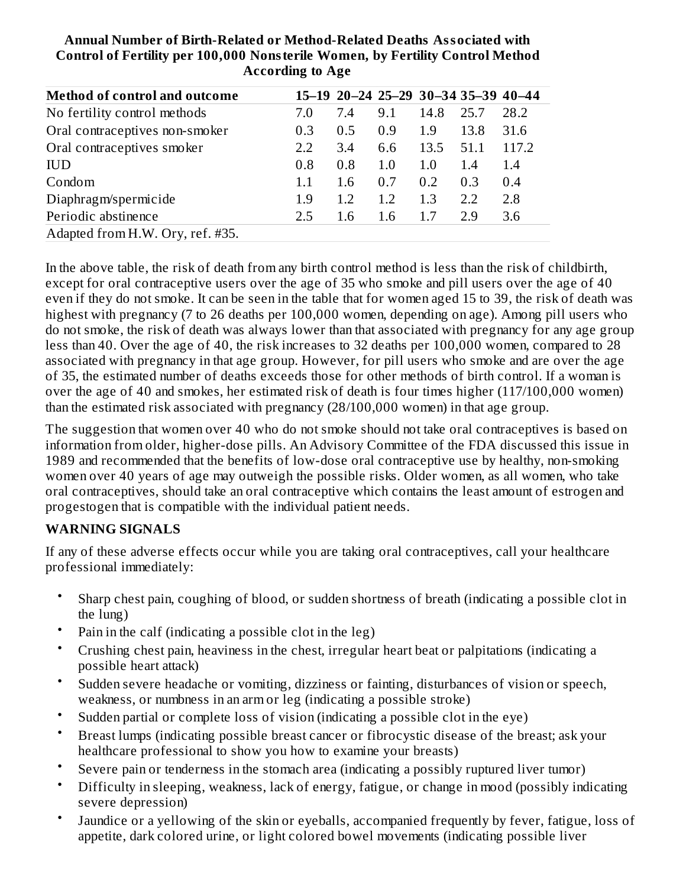**Annual Number of Birth-Related or Method-Related Deaths Associated with Control of Fertility per 100,000 Nonsterile Women, by Fertility Control Method According to Age**

| Method of control and outcome | 15–19 | 20–24 | 25–29 | 30–34 | 35–39 | 40–44 |
| --- | --- | --- | --- | --- | --- | --- |
| No fertility control methods | 7.0 | 7.4 | 9.1 | 14.8 | 25.7 | 28.2 |
| Oral contraceptives non-smoker | 0.3 | 0.5 | 0.9 | 1.9 | 13.8 | 31.6 |
| Oral contraceptives smoker | 2.2 | 3.4 | 6.6 | 13.5 | 51.1 | 117.2 |
| IUD | 0.8 | 0.8 | 1.0 | 1.0 | 1.4 | 1.4 |
| Condom | 1.1 | 1.6 | 0.7 | 0.2 | 0.3 | 0.4 |
| Diaphragm/spermicide | 1.9 | 1.2 | 1.2 | 1.3 | 2.2 | 2.8 |
| Periodic abstinence | 2.5 | 1.6 | 1.6 | 1.7 | 2.9 | 3.6 |

Adapted from H.W. Ory, ref. #35.

In the above table, the risk of death from any birth control method is less than the risk of childbirth, except for oral contraceptive users over the age of 35 who smoke and pill users over the age of 40 even if they do not smoke. It can be seen in the table that for women aged 15 to 39, the risk of death was highest with pregnancy (7 to 26 deaths per 100,000 women, depending on age). Among pill users who do not smoke, the risk of death was always lower than that associated with pregnancy for any age group less than 40. Over the age of 40, the risk increases to 32 deaths per 100,000 women, compared to 28 associated with pregnancy in that age group. However, for pill users who smoke and are over the age of 35, the estimated number of deaths exceeds those for other methods of birth control. If a woman is over the age of 40 and smokes, her estimated risk of death is four times higher (117/100,000 women) than the estimated risk associated with pregnancy (28/100,000 women) in that age group.

The suggestion that women over 40 who do not smoke should not take oral contraceptives is based on information from older, higher-dose pills. An Advisory Committee of the FDA discussed this issue in 1989 and recommended that the benefits of low-dose oral contraceptive use by healthy, non-smoking women over 40 years of age may outweigh the possible risks. Older women, as all women, who take oral contraceptives, should take an oral contraceptive which contains the least amount of estrogen and progestogen that is compatible with the individual patient needs.

**WARNING SIGNALS**

If any of these adverse effects occur while you are taking oral contraceptives, call your healthcare professional immediately:

- Sharp chest pain, coughing of blood, or sudden shortness of breath (indicating a possible clot in the lung)
- Pain in the calf (indicating a possible clot in the leg)
- Crushing chest pain, heaviness in the chest, irregular heart beat or palpitations (indicating a possible heart attack)
- Sudden severe headache or vomiting, dizziness or fainting, disturbances of vision or speech, weakness, or numbness in an arm or leg (indicating a possible stroke)
- Sudden partial or complete loss of vision (indicating a possible clot in the eye)
- Breast lumps (indicating possible breast cancer or fibrocystic disease of the breast; ask your healthcare professional to show you how to examine your breasts)
- Severe pain or tenderness in the stomach area (indicating a possibly ruptured liver tumor)
- Difficulty in sleeping, weakness, lack of energy, fatigue, or change in mood (possibly indicating severe depression)
- Jaundice or a yellowing of the skin or eyeballs, accompanied frequently by fever, fatigue, loss of appetite, dark colored urine, or light colored bowel movements (indicating possible liver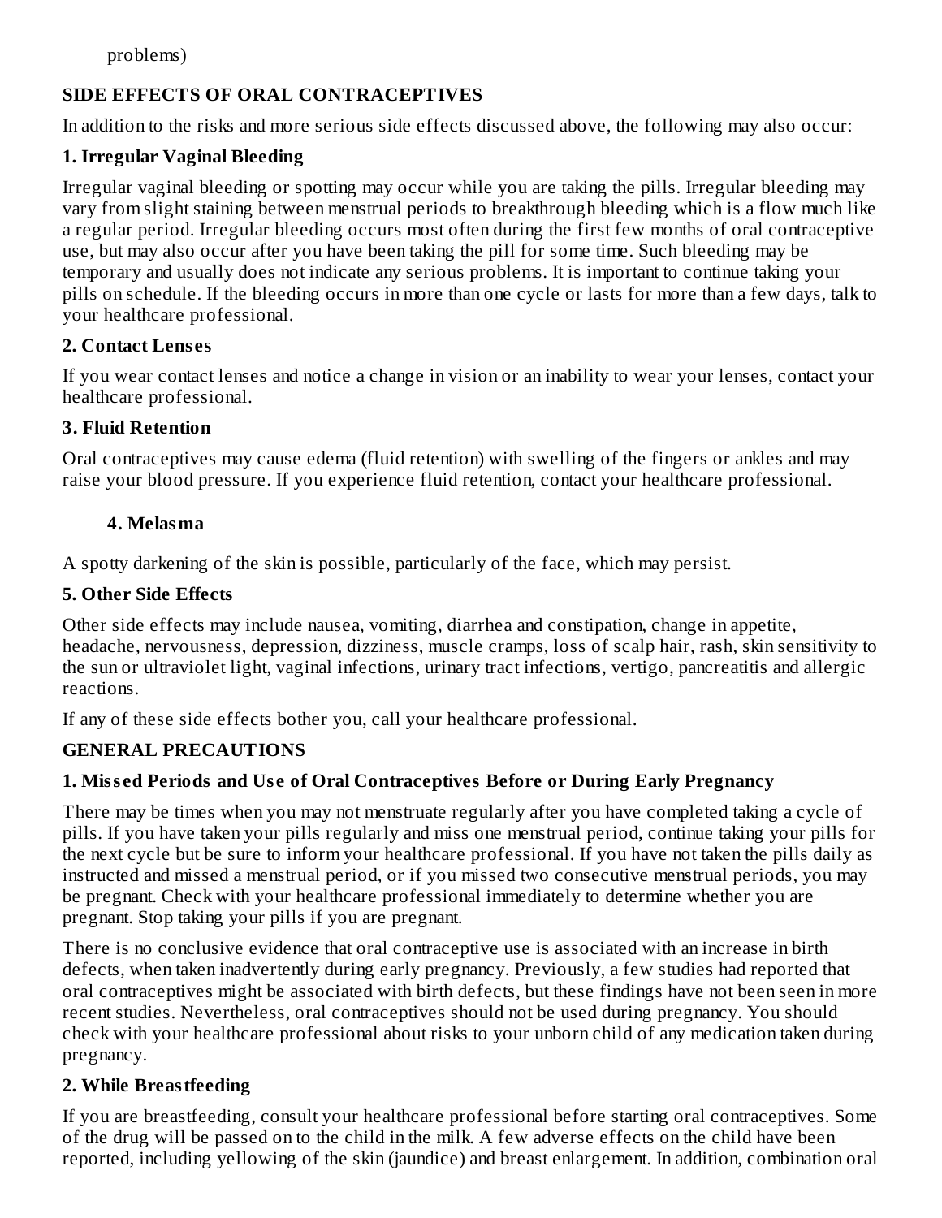problems)

**SIDE EFFECTS OF ORAL CONTRACEPTIVES**

In addition to the risks and more serious side effects discussed above, the following may also occur:

**1. Irregular Vaginal Bleeding**

Irregular vaginal bleeding or spotting may occur while you are taking the pills. Irregular bleeding may vary from slight staining between menstrual periods to breakthrough bleeding which is a flow much like a regular period. Irregular bleeding occurs most often during the first few months of oral contraceptive use, but may also occur after you have been taking the pill for some time. Such bleeding may be temporary and usually does not indicate any serious problems. It is important to continue taking your pills on schedule. If the bleeding occurs in more than one cycle or lasts for more than a few days, talk to your healthcare professional.

**2. Contact Lenses**

If you wear contact lenses and notice a change in vision or an inability to wear your lenses, contact your healthcare professional.

**3. Fluid Retention**

Oral contraceptives may cause edema (fluid retention) with swelling of the fingers or ankles and may raise your blood pressure. If you experience fluid retention, contact your healthcare professional.

**4. Melasma**

A spotty darkening of the skin is possible, particularly of the face, which may persist.

**5. Other Side Effects**

Other side effects may include nausea, vomiting, diarrhea and constipation, change in appetite, headache, nervousness, depression, dizziness, muscle cramps, loss of scalp hair, rash, skin sensitivity to the sun or ultraviolet light, vaginal infections, urinary tract infections, vertigo, pancreatitis and allergic reactions.

If any of these side effects bother you, call your healthcare professional.

**GENERAL PRECAUTIONS**

**1. Missed Periods and Use of Oral Contraceptives Before or During Early Pregnancy**

There may be times when you may not menstruate regularly after you have completed taking a cycle of pills. If you have taken your pills regularly and miss one menstrual period, continue taking your pills for the next cycle but be sure to inform your healthcare professional. If you have not taken the pills daily as instructed and missed a menstrual period, or if you missed two consecutive menstrual periods, you may be pregnant. Check with your healthcare professional immediately to determine whether you are pregnant. Stop taking your pills if you are pregnant.

There is no conclusive evidence that oral contraceptive use is associated with an increase in birth defects, when taken inadvertently during early pregnancy. Previously, a few studies had reported that oral contraceptives might be associated with birth defects, but these findings have not been seen in more recent studies. Nevertheless, oral contraceptives should not be used during pregnancy. You should check with your healthcare professional about risks to your unborn child of any medication taken during pregnancy.

**2. While Breastfeeding**

If you are breastfeeding, consult your healthcare professional before starting oral contraceptives. Some of the drug will be passed on to the child in the milk. A few adverse effects on the child have been reported, including yellowing of the skin (jaundice) and breast enlargement. In addition, combination oral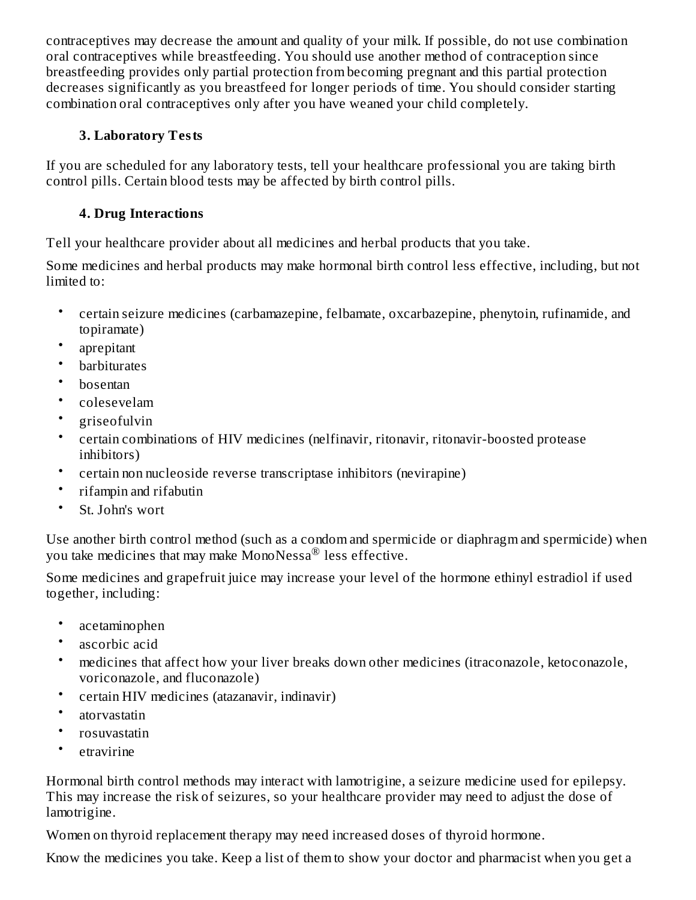contraceptives may decrease the amount and quality of your milk. If possible, do not use combination oral contraceptives while breastfeeding. You should use another method of contraception since breastfeeding provides only partial protection from becoming pregnant and this partial protection decreases significantly as you breastfeed for longer periods of time. You should consider starting combination oral contraceptives only after you have weaned your child completely.

### 3. Laboratory Tests

If you are scheduled for any laboratory tests, tell your healthcare professional you are taking birth control pills. Certain blood tests may be affected by birth control pills.

### 4. Drug Interactions

Tell your healthcare provider about all medicines and herbal products that you take.

Some medicines and herbal products may make hormonal birth control less effective, including, but not limited to:

- certain seizure medicines (carbamazepine, felbamate, oxcarbazepine, phenytoin, rufinamide, and topiramate)
- aprepitant
- barbiturates
- bosentan
- colesevelam
- griseofulvin
- certain combinations of HIV medicines (nelfinavir, ritonavir, ritonavir-boosted protease inhibitors)
- certain non nucleoside reverse transcriptase inhibitors (nevirapine)
- rifampin and rifabutin
- St. John's wort

Use another birth control method (such as a condom and spermicide or diaphragm and spermicide) when you take medicines that may make MonoNessa® less effective.

Some medicines and grapefruit juice may increase your level of the hormone ethinyl estradiol if used together, including:

- acetaminophen
- ascorbic acid
- medicines that affect how your liver breaks down other medicines (itraconazole, ketoconazole, voriconazole, and fluconazole)
- certain HIV medicines (atazanavir, indinavir)
- atorvastatin
- rosuvastatin
- etravirine

Hormonal birth control methods may interact with lamotrigine, a seizure medicine used for epilepsy. This may increase the risk of seizures, so your healthcare provider may need to adjust the dose of lamotrigine.

Women on thyroid replacement therapy may need increased doses of thyroid hormone.

Know the medicines you take. Keep a list of them to show your doctor and pharmacist when you get a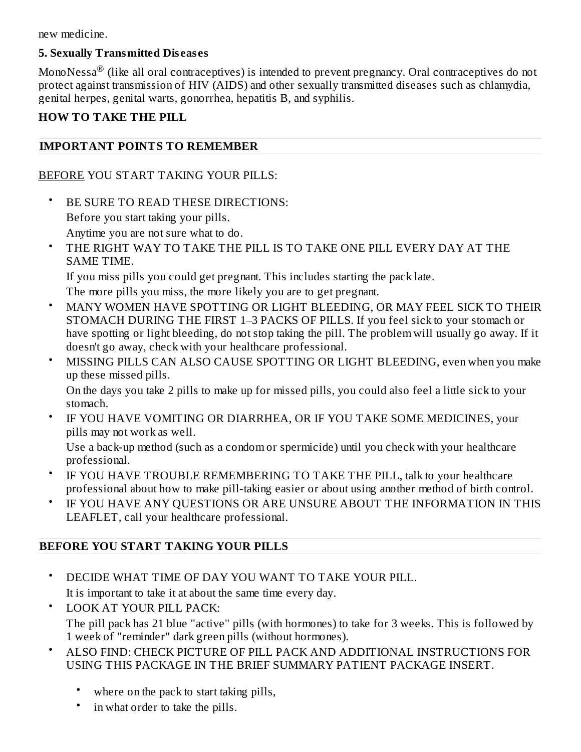new medicine.

**5. Sexually Transmitted Diseases**

MonoNessa® (like all oral contraceptives) is intended to prevent pregnancy. Oral contraceptives do not protect against transmission of HIV (AIDS) and other sexually transmitted diseases such as chlamydia, genital herpes, genital warts, gonorrhea, hepatitis B, and syphilis.

**HOW TO TAKE THE PILL**

**IMPORTANT POINTS TO REMEMBER**

BEFORE YOU START TAKING YOUR PILLS:

- BE SURE TO READ THESE DIRECTIONS:
  Before you start taking your pills.
  Anytime you are not sure what to do.
- THE RIGHT WAY TO TAKE THE PILL IS TO TAKE ONE PILL EVERY DAY AT THE SAME TIME.
  If you miss pills you could get pregnant. This includes starting the pack late.
  The more pills you miss, the more likely you are to get pregnant.
- MANY WOMEN HAVE SPOTTING OR LIGHT BLEEDING, OR MAY FEEL SICK TO THEIR STOMACH DURING THE FIRST 1–3 PACKS OF PILLS. If you feel sick to your stomach or have spotting or light bleeding, do not stop taking the pill. The problem will usually go away. If it doesn't go away, check with your healthcare professional.
- MISSING PILLS CAN ALSO CAUSE SPOTTING OR LIGHT BLEEDING, even when you make up these missed pills.
  On the days you take 2 pills to make up for missed pills, you could also feel a little sick to your stomach.
- IF YOU HAVE VOMITING OR DIARRHEA, OR IF YOU TAKE SOME MEDICINES, your pills may not work as well.
  Use a back-up method (such as a condom or spermicide) until you check with your healthcare professional.
- IF YOU HAVE TROUBLE REMEMBERING TO TAKE THE PILL, talk to your healthcare professional about how to make pill-taking easier or about using another method of birth control.
- IF YOU HAVE ANY QUESTIONS OR ARE UNSURE ABOUT THE INFORMATION IN THIS LEAFLET, call your healthcare professional.

**BEFORE YOU START TAKING YOUR PILLS**

- DECIDE WHAT TIME OF DAY YOU WANT TO TAKE YOUR PILL.
  It is important to take it at about the same time every day.
- LOOK AT YOUR PILL PACK:
  The pill pack has 21 blue "active" pills (with hormones) to take for 3 weeks. This is followed by 1 week of "reminder" dark green pills (without hormones).
- ALSO FIND: CHECK PICTURE OF PILL PACK AND ADDITIONAL INSTRUCTIONS FOR USING THIS PACKAGE IN THE BRIEF SUMMARY PATIENT PACKAGE INSERT.
  - where on the pack to start taking pills,
  - in what order to take the pills.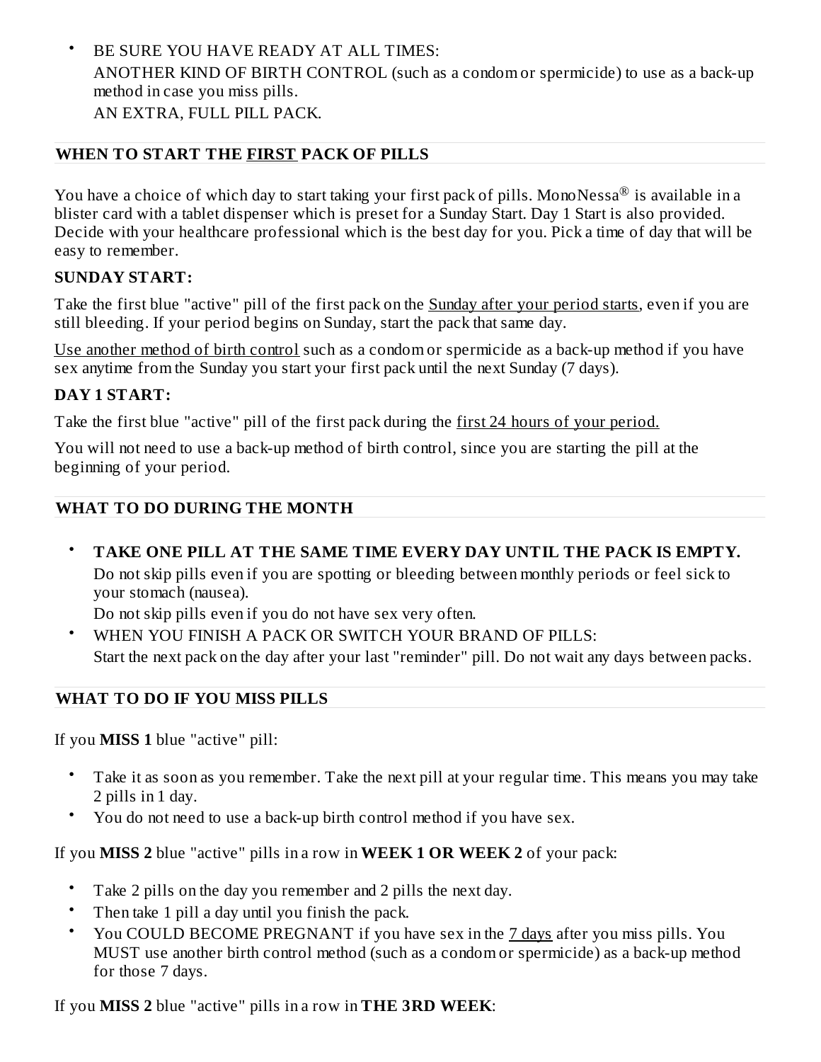- BE SURE YOU HAVE READY AT ALL TIMES:
  ANOTHER KIND OF BIRTH CONTROL (such as a condom or spermicide) to use as a back-up method in case you miss pills.
  AN EXTRA, FULL PILL PACK.

## WHEN TO START THE FIRST PACK OF PILLS

You have a choice of which day to start taking your first pack of pills. MonoNessa® is available in a blister card with a tablet dispenser which is preset for a Sunday Start. Day 1 Start is also provided. Decide with your healthcare professional which is the best day for you. Pick a time of day that will be easy to remember.

**SUNDAY START:**

Take the first blue "active" pill of the first pack on the Sunday after your period starts, even if you are still bleeding. If your period begins on Sunday, start the pack that same day.

Use another method of birth control such as a condom or spermicide as a back-up method if you have sex anytime from the Sunday you start your first pack until the next Sunday (7 days).

**DAY 1 START:**

Take the first blue "active" pill of the first pack during the first 24 hours of your period.

You will not need to use a back-up method of birth control, since you are starting the pill at the beginning of your period.

## WHAT TO DO DURING THE MONTH

- **TAKE ONE PILL AT THE SAME TIME EVERY DAY UNTIL THE PACK IS EMPTY.**
  Do not skip pills even if you are spotting or bleeding between monthly periods or feel sick to your stomach (nausea).
  Do not skip pills even if you do not have sex very often.
- WHEN YOU FINISH A PACK OR SWITCH YOUR BRAND OF PILLS:
  Start the next pack on the day after your last "reminder" pill. Do not wait any days between packs.

## WHAT TO DO IF YOU MISS PILLS

If you **MISS 1** blue "active" pill:

- Take it as soon as you remember. Take the next pill at your regular time. This means you may take 2 pills in 1 day.
- You do not need to use a back-up birth control method if you have sex.

If you **MISS 2** blue "active" pills in a row in **WEEK 1 OR WEEK 2** of your pack:

- Take 2 pills on the day you remember and 2 pills the next day.
- Then take 1 pill a day until you finish the pack.
- You COULD BECOME PREGNANT if you have sex in the 7 days after you miss pills. You MUST use another birth control method (such as a condom or spermicide) as a back-up method for those 7 days.

If you **MISS 2** blue "active" pills in a row in **THE 3RD WEEK**: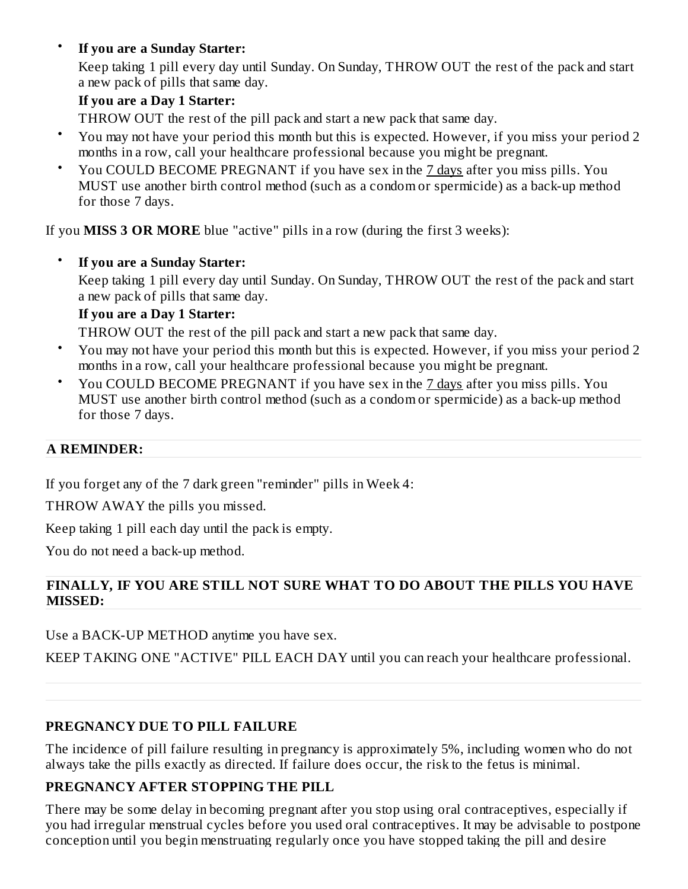- **If you are a Sunday Starter:**

  Keep taking 1 pill every day until Sunday. On Sunday, THROW OUT the rest of the pack and start a new pack of pills that same day.

  **If you are a Day 1 Starter:**

  THROW OUT the rest of the pill pack and start a new pack that same day.
- You may not have your period this month but this is expected. However, if you miss your period 2 months in a row, call your healthcare professional because you might be pregnant.
- You COULD BECOME PREGNANT if you have sex in the 7 days after you miss pills. You MUST use another birth control method (such as a condom or spermicide) as a back-up method for those 7 days.

If you **MISS 3 OR MORE** blue "active" pills in a row (during the first 3 weeks):

- **If you are a Sunday Starter:**

  Keep taking 1 pill every day until Sunday. On Sunday, THROW OUT the rest of the pack and start a new pack of pills that same day.

  **If you are a Day 1 Starter:**

  THROW OUT the rest of the pill pack and start a new pack that same day.
- You may not have your period this month but this is expected. However, if you miss your period 2 months in a row, call your healthcare professional because you might be pregnant.
- You COULD BECOME PREGNANT if you have sex in the 7 days after you miss pills. You MUST use another birth control method (such as a condom or spermicide) as a back-up method for those 7 days.

**A REMINDER:**

If you forget any of the 7 dark green "reminder" pills in Week 4:

THROW AWAY the pills you missed.

Keep taking 1 pill each day until the pack is empty.

You do not need a back-up method.

**FINALLY, IF YOU ARE STILL NOT SURE WHAT TO DO ABOUT THE PILLS YOU HAVE MISSED:**

Use a BACK-UP METHOD anytime you have sex.

KEEP TAKING ONE "ACTIVE" PILL EACH DAY until you can reach your healthcare professional.

**PREGNANCY DUE TO PILL FAILURE**

The incidence of pill failure resulting in pregnancy is approximately 5%, including women who do not always take the pills exactly as directed. If failure does occur, the risk to the fetus is minimal.

**PREGNANCY AFTER STOPPING THE PILL**

There may be some delay in becoming pregnant after you stop using oral contraceptives, especially if you had irregular menstrual cycles before you used oral contraceptives. It may be advisable to postpone conception until you begin menstruating regularly once you have stopped taking the pill and desire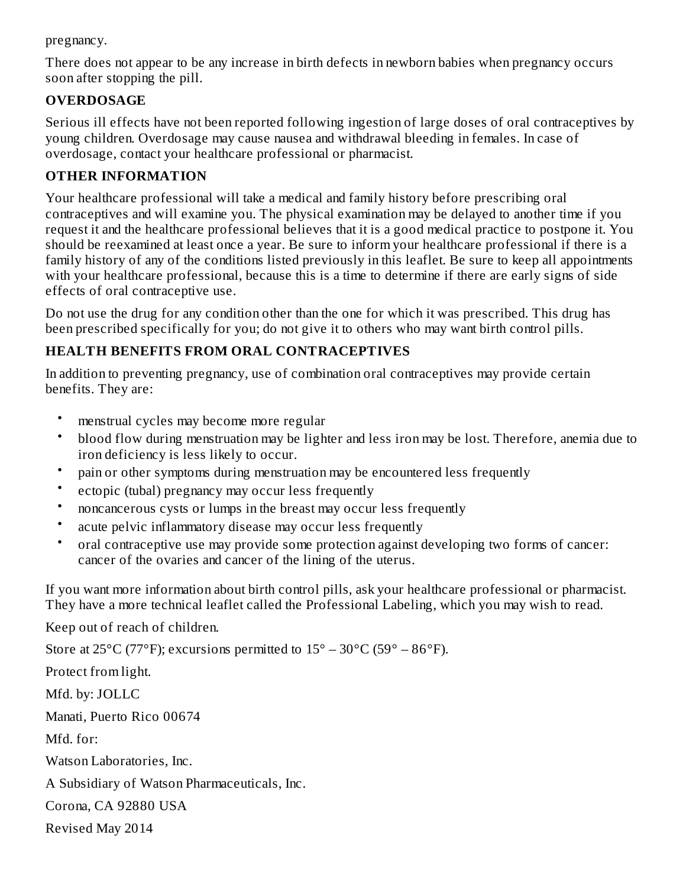pregnancy.

There does not appear to be any increase in birth defects in newborn babies when pregnancy occurs soon after stopping the pill.

## OVERDOSAGE

Serious ill effects have not been reported following ingestion of large doses of oral contraceptives by young children. Overdosage may cause nausea and withdrawal bleeding in females. In case of overdosage, contact your healthcare professional or pharmacist.

## OTHER INFORMATION

Your healthcare professional will take a medical and family history before prescribing oral contraceptives and will examine you. The physical examination may be delayed to another time if you request it and the healthcare professional believes that it is a good medical practice to postpone it. You should be reexamined at least once a year. Be sure to inform your healthcare professional if there is a family history of any of the conditions listed previously in this leaflet. Be sure to keep all appointments with your healthcare professional, because this is a time to determine if there are early signs of side effects of oral contraceptive use.

Do not use the drug for any condition other than the one for which it was prescribed. This drug has been prescribed specifically for you; do not give it to others who may want birth control pills.

## HEALTH BENEFITS FROM ORAL CONTRACEPTIVES

In addition to preventing pregnancy, use of combination oral contraceptives may provide certain benefits. They are:

- menstrual cycles may become more regular
- blood flow during menstruation may be lighter and less iron may be lost. Therefore, anemia due to iron deficiency is less likely to occur.
- pain or other symptoms during menstruation may be encountered less frequently
- ectopic (tubal) pregnancy may occur less frequently
- noncancerous cysts or lumps in the breast may occur less frequently
- acute pelvic inflammatory disease may occur less frequently
- oral contraceptive use may provide some protection against developing two forms of cancer: cancer of the ovaries and cancer of the lining of the uterus.

If you want more information about birth control pills, ask your healthcare professional or pharmacist. They have a more technical leaflet called the Professional Labeling, which you may wish to read.

Keep out of reach of children.

Store at 25°C (77°F); excursions permitted to 15° – 30°C (59° – 86°F).

Protect from light.

Mfd. by: JOLLC

Manati, Puerto Rico 00674

Mfd. for:

Watson Laboratories, Inc.

A Subsidiary of Watson Pharmaceuticals, Inc.

Corona, CA 92880 USA

Revised May 2014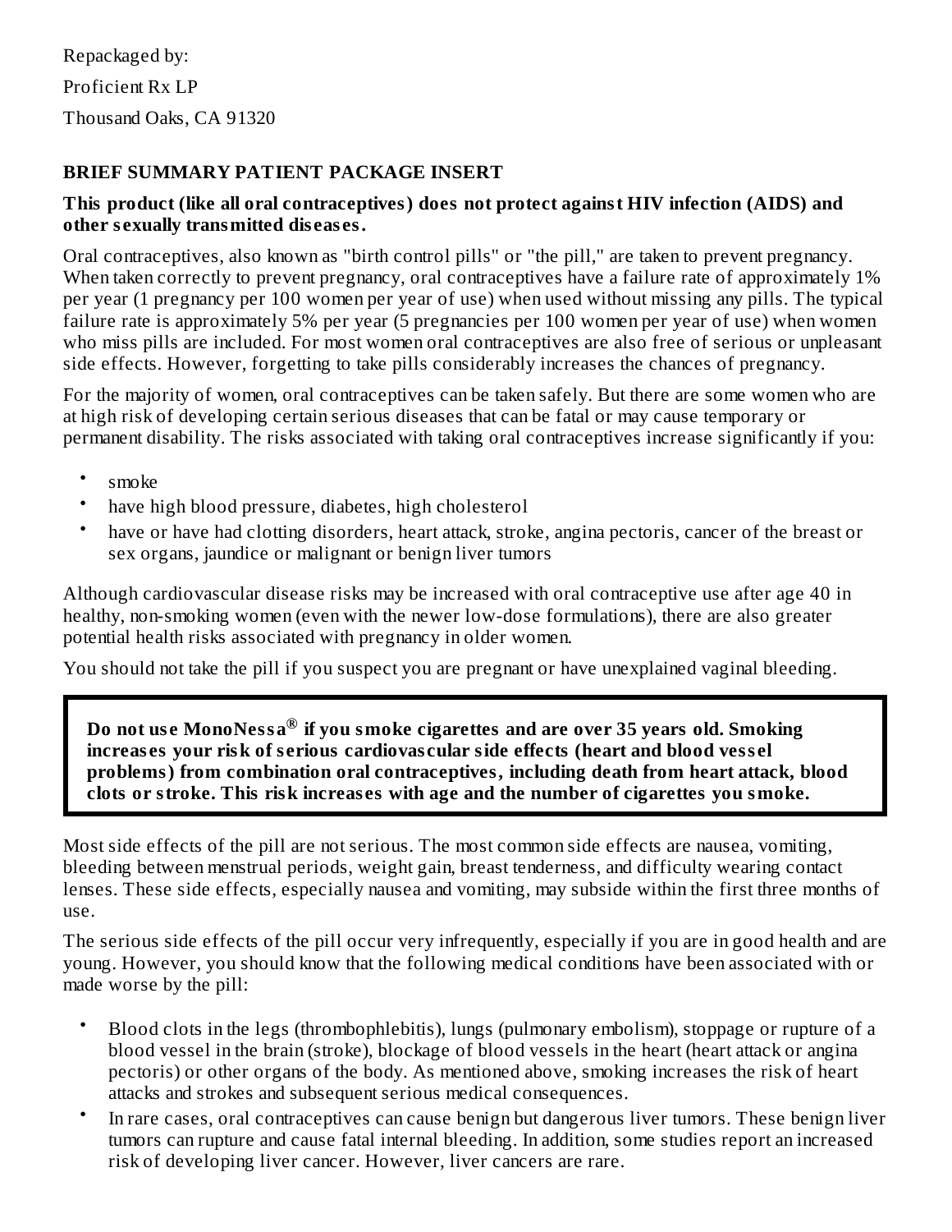Repackaged by:

Proficient Rx LP

Thousand Oaks, CA 91320

**BRIEF SUMMARY PATIENT PACKAGE INSERT**

**This product (like all oral contraceptives) does not protect against HIV infection (AIDS) and other sexually transmitted diseases.**

Oral contraceptives, also known as "birth control pills" or "the pill," are taken to prevent pregnancy. When taken correctly to prevent pregnancy, oral contraceptives have a failure rate of approximately 1% per year (1 pregnancy per 100 women per year of use) when used without missing any pills. The typical failure rate is approximately 5% per year (5 pregnancies per 100 women per year of use) when women who miss pills are included. For most women oral contraceptives are also free of serious or unpleasant side effects. However, forgetting to take pills considerably increases the chances of pregnancy.

For the majority of women, oral contraceptives can be taken safely. But there are some women who are at high risk of developing certain serious diseases that can be fatal or may cause temporary or permanent disability. The risks associated with taking oral contraceptives increase significantly if you:

- smoke
- have high blood pressure, diabetes, high cholesterol
- have or have had clotting disorders, heart attack, stroke, angina pectoris, cancer of the breast or sex organs, jaundice or malignant or benign liver tumors

Although cardiovascular disease risks may be increased with oral contraceptive use after age 40 in healthy, non-smoking women (even with the newer low-dose formulations), there are also greater potential health risks associated with pregnancy in older women.

You should not take the pill if you suspect you are pregnant or have unexplained vaginal bleeding.

**Do not use MonoNessa® if you smoke cigarettes and are over 35 years old. Smoking increases your risk of serious cardiovascular side effects (heart and blood vessel problems) from combination oral contraceptives, including death from heart attack, blood clots or stroke. This risk increases with age and the number of cigarettes you smoke.**

Most side effects of the pill are not serious. The most common side effects are nausea, vomiting, bleeding between menstrual periods, weight gain, breast tenderness, and difficulty wearing contact lenses. These side effects, especially nausea and vomiting, may subside within the first three months of use.

The serious side effects of the pill occur very infrequently, especially if you are in good health and are young. However, you should know that the following medical conditions have been associated with or made worse by the pill:

- Blood clots in the legs (thrombophlebitis), lungs (pulmonary embolism), stoppage or rupture of a blood vessel in the brain (stroke), blockage of blood vessels in the heart (heart attack or angina pectoris) or other organs of the body. As mentioned above, smoking increases the risk of heart attacks and strokes and subsequent serious medical consequences.
- In rare cases, oral contraceptives can cause benign but dangerous liver tumors. These benign liver tumors can rupture and cause fatal internal bleeding. In addition, some studies report an increased risk of developing liver cancer. However, liver cancers are rare.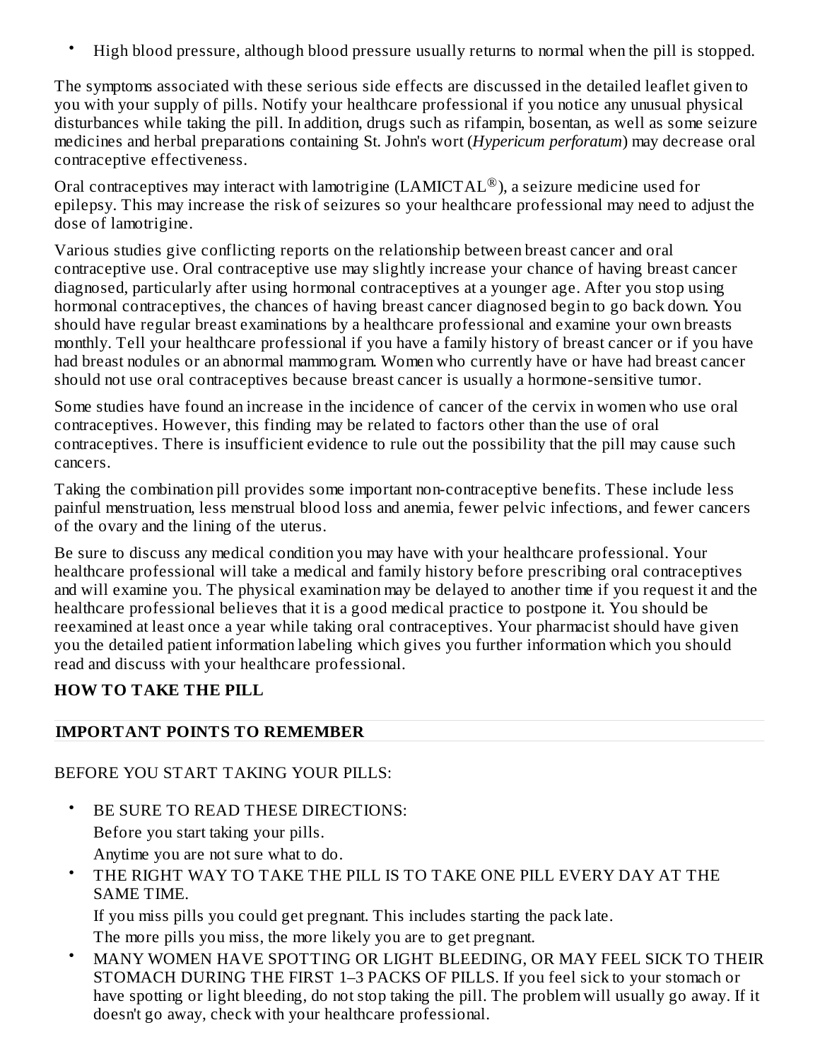- High blood pressure, although blood pressure usually returns to normal when the pill is stopped.

The symptoms associated with these serious side effects are discussed in the detailed leaflet given to you with your supply of pills. Notify your healthcare professional if you notice any unusual physical disturbances while taking the pill. In addition, drugs such as rifampin, bosentan, as well as some seizure medicines and herbal preparations containing St. John's wort (*Hypericum perforatum*) may decrease oral contraceptive effectiveness.

Oral contraceptives may interact with lamotrigine (LAMICTAL®), a seizure medicine used for epilepsy. This may increase the risk of seizures so your healthcare professional may need to adjust the dose of lamotrigine.

Various studies give conflicting reports on the relationship between breast cancer and oral contraceptive use. Oral contraceptive use may slightly increase your chance of having breast cancer diagnosed, particularly after using hormonal contraceptives at a younger age. After you stop using hormonal contraceptives, the chances of having breast cancer diagnosed begin to go back down. You should have regular breast examinations by a healthcare professional and examine your own breasts monthly. Tell your healthcare professional if you have a family history of breast cancer or if you have had breast nodules or an abnormal mammogram. Women who currently have or have had breast cancer should not use oral contraceptives because breast cancer is usually a hormone-sensitive tumor.

Some studies have found an increase in the incidence of cancer of the cervix in women who use oral contraceptives. However, this finding may be related to factors other than the use of oral contraceptives. There is insufficient evidence to rule out the possibility that the pill may cause such cancers.

Taking the combination pill provides some important non-contraceptive benefits. These include less painful menstruation, less menstrual blood loss and anemia, fewer pelvic infections, and fewer cancers of the ovary and the lining of the uterus.

Be sure to discuss any medical condition you may have with your healthcare professional. Your healthcare professional will take a medical and family history before prescribing oral contraceptives and will examine you. The physical examination may be delayed to another time if you request it and the healthcare professional believes that it is a good medical practice to postpone it. You should be reexamined at least once a year while taking oral contraceptives. Your pharmacist should have given you the detailed patient information labeling which gives you further information which you should read and discuss with your healthcare professional.

**HOW TO TAKE THE PILL**

**IMPORTANT POINTS TO REMEMBER**

BEFORE YOU START TAKING YOUR PILLS:

- BE SURE TO READ THESE DIRECTIONS:
  Before you start taking your pills.
  Anytime you are not sure what to do.
- THE RIGHT WAY TO TAKE THE PILL IS TO TAKE ONE PILL EVERY DAY AT THE SAME TIME.
  If you miss pills you could get pregnant. This includes starting the pack late.
  The more pills you miss, the more likely you are to get pregnant.
- MANY WOMEN HAVE SPOTTING OR LIGHT BLEEDING, OR MAY FEEL SICK TO THEIR STOMACH DURING THE FIRST 1–3 PACKS OF PILLS. If you feel sick to your stomach or have spotting or light bleeding, do not stop taking the pill. The problem will usually go away. If it doesn't go away, check with your healthcare professional.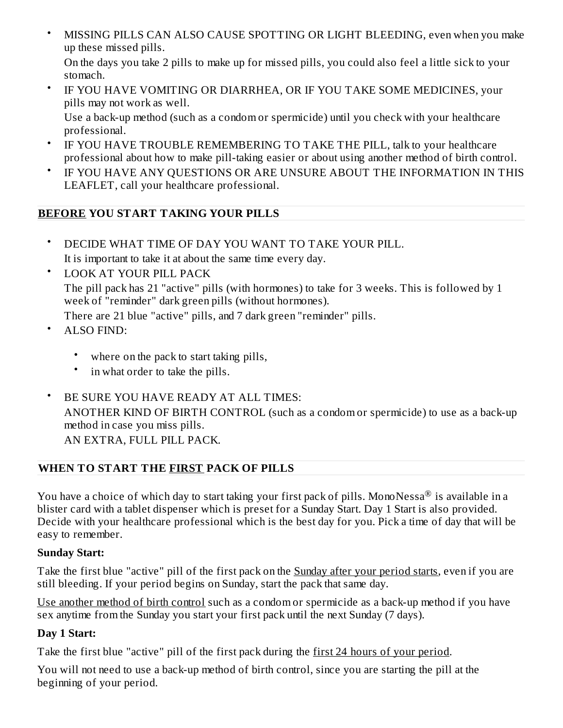- MISSING PILLS CAN ALSO CAUSE SPOTTING OR LIGHT BLEEDING, even when you make up these missed pills.

  On the days you take 2 pills to make up for missed pills, you could also feel a little sick to your stomach.
- IF YOU HAVE VOMITING OR DIARRHEA, OR IF YOU TAKE SOME MEDICINES, your pills may not work as well.

  Use a back-up method (such as a condom or spermicide) until you check with your healthcare professional.
- IF YOU HAVE TROUBLE REMEMBERING TO TAKE THE PILL, talk to your healthcare professional about how to make pill-taking easier or about using another method of birth control.
- IF YOU HAVE ANY QUESTIONS OR ARE UNSURE ABOUT THE INFORMATION IN THIS LEAFLET, call your healthcare professional.

## BEFORE YOU START TAKING YOUR PILLS

- DECIDE WHAT TIME OF DAY YOU WANT TO TAKE YOUR PILL.

  It is important to take it at about the same time every day.
- LOOK AT YOUR PILL PACK

  The pill pack has 21 "active" pills (with hormones) to take for 3 weeks. This is followed by 1 week of "reminder" dark green pills (without hormones).

  There are 21 blue "active" pills, and 7 dark green "reminder" pills.
- ALSO FIND:
  - where on the pack to start taking pills,
  - in what order to take the pills.
- BE SURE YOU HAVE READY AT ALL TIMES:

  ANOTHER KIND OF BIRTH CONTROL (such as a condom or spermicide) to use as a back-up method in case you miss pills.

  AN EXTRA, FULL PILL PACK.

## WHEN TO START THE FIRST PACK OF PILLS

You have a choice of which day to start taking your first pack of pills. MonoNessa® is available in a blister card with a tablet dispenser which is preset for a Sunday Start. Day 1 Start is also provided. Decide with your healthcare professional which is the best day for you. Pick a time of day that will be easy to remember.

**Sunday Start:**

Take the first blue "active" pill of the first pack on the Sunday after your period starts, even if you are still bleeding. If your period begins on Sunday, start the pack that same day.

Use another method of birth control such as a condom or spermicide as a back-up method if you have sex anytime from the Sunday you start your first pack until the next Sunday (7 days).

**Day 1 Start:**

Take the first blue "active" pill of the first pack during the first 24 hours of your period.

You will not need to use a back-up method of birth control, since you are starting the pill at the beginning of your period.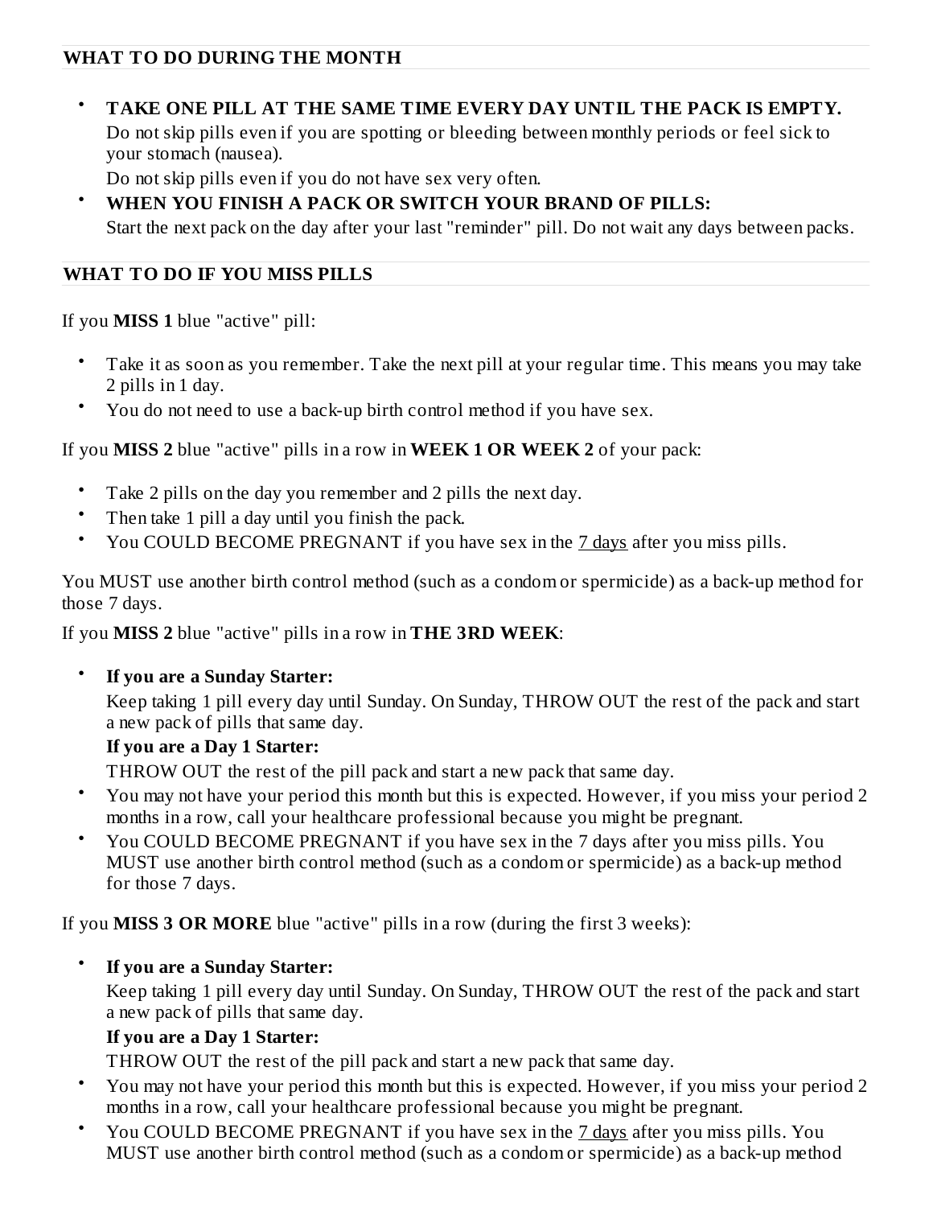## WHAT TO DO DURING THE MONTH

- **TAKE ONE PILL AT THE SAME TIME EVERY DAY UNTIL THE PACK IS EMPTY.**
  Do not skip pills even if you are spotting or bleeding between monthly periods or feel sick to your stomach (nausea).
  Do not skip pills even if you do not have sex very often.
- **WHEN YOU FINISH A PACK OR SWITCH YOUR BRAND OF PILLS:**
  Start the next pack on the day after your last "reminder" pill. Do not wait any days between packs.

## WHAT TO DO IF YOU MISS PILLS

If you **MISS 1** blue "active" pill:

- Take it as soon as you remember. Take the next pill at your regular time. This means you may take 2 pills in 1 day.
- You do not need to use a back-up birth control method if you have sex.

If you **MISS 2** blue "active" pills in a row in **WEEK 1 OR WEEK 2** of your pack:

- Take 2 pills on the day you remember and 2 pills the next day.
- Then take 1 pill a day until you finish the pack.
- You COULD BECOME PREGNANT if you have sex in the 7 days after you miss pills.

You MUST use another birth control method (such as a condom or spermicide) as a back-up method for those 7 days.

If you **MISS 2** blue "active" pills in a row in **THE 3RD WEEK**:

- **If you are a Sunday Starter:**
  Keep taking 1 pill every day until Sunday. On Sunday, THROW OUT the rest of the pack and start a new pack of pills that same day.
  **If you are a Day 1 Starter:**
  THROW OUT the rest of the pill pack and start a new pack that same day.
- You may not have your period this month but this is expected. However, if you miss your period 2 months in a row, call your healthcare professional because you might be pregnant.
- You COULD BECOME PREGNANT if you have sex in the 7 days after you miss pills. You MUST use another birth control method (such as a condom or spermicide) as a back-up method for those 7 days.

If you **MISS 3 OR MORE** blue "active" pills in a row (during the first 3 weeks):

- **If you are a Sunday Starter:**
  Keep taking 1 pill every day until Sunday. On Sunday, THROW OUT the rest of the pack and start a new pack of pills that same day.
  **If you are a Day 1 Starter:**
  THROW OUT the rest of the pill pack and start a new pack that same day.
- You may not have your period this month but this is expected. However, if you miss your period 2 months in a row, call your healthcare professional because you might be pregnant.
- You COULD BECOME PREGNANT if you have sex in the 7 days after you miss pills. You MUST use another birth control method (such as a condom or spermicide) as a back-up method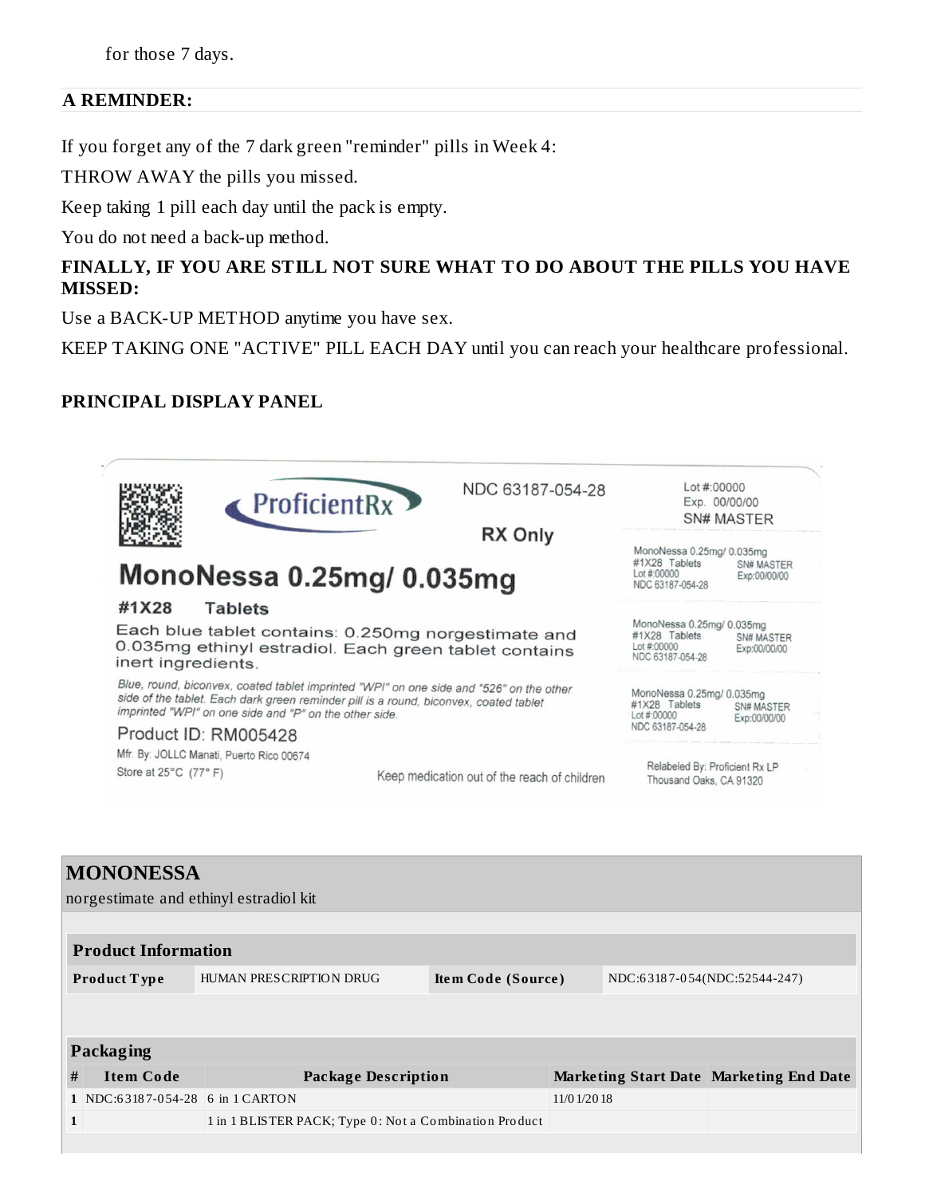for those 7 days.

**A REMINDER:**

If you forget any of the 7 dark green "reminder" pills in Week 4:

THROW AWAY the pills you missed.

Keep taking 1 pill each day until the pack is empty.

You do not need a back-up method.

**FINALLY, IF YOU ARE STILL NOT SURE WHAT TO DO ABOUT THE PILLS YOU HAVE MISSED:**

Use a BACK-UP METHOD anytime you have sex.

KEEP TAKING ONE "ACTIVE" PILL EACH DAY until you can reach your healthcare professional.

**PRINCIPAL DISPLAY PANEL**

ProficientRx

NDC 63187-054-28

RX Only

Lot #:00000
Exp. 00/00/00
SN# MASTER

MonoNessa 0.25mg/ 0.035mg

#1X28 Tablets

Each blue tablet contains: 0.250mg norgestimate and 0.035mg ethinyl estradiol. Each green tablet contains inert ingredients.

*Blue, round, biconvex, coated tablet imprinted "WPI" on one side and "526" on the other side of the tablet. Each dark green reminder pill is a round, biconvex, coated tablet imprinted "WPI" on one side and "P" on the other side.*

Product ID: RM005428

Mfr. By: JOLLC Manati, Puerto Rico 00674

Store at 25°C (77° F)

Keep medication out of the reach of children

MonoNessa 0.25mg/ 0.035mg
#1X28 Tablets
Lot #:00000
NDC 63187-054-28
SN# MASTER
Exp:00/00/00

MonoNessa 0.25mg/ 0.035mg
#1X28 Tablets
Lot #:00000
NDC 63187-054-28
SN# MASTER
Exp:00/00/00

MonoNessa 0.25mg/ 0.035mg
#1X28 Tablets
Lot #:00000
NDC 63187-054-28
SN# MASTER
Exp:00/00/00

Relabeled By: Proficient Rx LP
Thousand Oaks, CA 91320

## MONONESSA

norgestimate and ethinyl estradiol kit

| **Product Information** | | | |
|---|---|---|---|
| **Product Type** | HUMAN PRESCRIPTION DRUG | **Item Code (Source)** | NDC:63187-054(NDC:52544-247) |

| **Packaging** | | | | |
|---|---|---|---|---|
| **#** | **Item Code** | **Package Description** | **Marketing Start Date** | **Marketing End Date** |
| 1 | NDC:63187-054-28 | 6 in 1 CARTON | 11/01/2018 | |
| 1 | | 1 in 1 BLISTER PACK; Type 0: Not a Combination Product | | |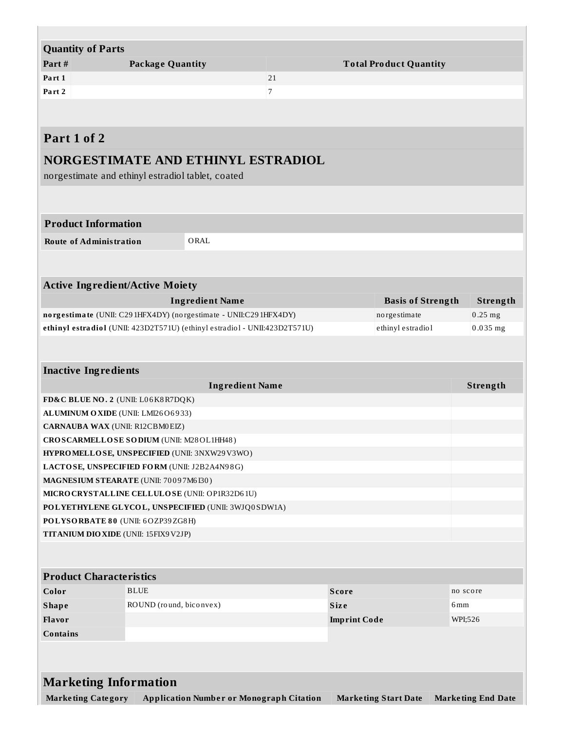| Quantity of Parts | | |
|---|---|---|
| **Part #** | **Package Quantity** | **Total Product Quantity** |
| **Part 1** | | 21 |
| **Part 2** | | 7 |

## Part 1 of 2

## NORGESTIMATE AND ETHINYL ESTRADIOL

norgestimate and ethinyl estradiol tablet, coated

| Product Information | |
|---|---|
| **Route of Administration** | ORAL |

| Active Ingredient/Active Moiety | | |
|---|---|---|
| **Ingredient Name** | **Basis of Strength** | **Strength** |
| **norgestimate** (UNII: C291HFX4DY) (norgestimate - UNII:C291HFX4DY) | norgestimate | 0.25 mg |
| **ethinyl estradiol** (UNII: 423D2T571U) (ethinyl estradiol - UNII:423D2T571U) | ethinyl estradiol | 0.035 mg |

| Inactive Ingredients | |
|---|---|
| **Ingredient Name** | **Strength** |
| **FD&C BLUE NO. 2** (UNII: L06K8R7DQK) | |
| **ALUMINUM OXIDE** (UNII: LMI26O6933) | |
| **CARNAUBA WAX** (UNII: R12CBM0EIZ) | |
| **CROSCARMELLOSE SODIUM** (UNII: M28OL1HH48) | |
| **HYPROMELLOSE, UNSPECIFIED** (UNII: 3NXW29V3WO) | |
| **LACTOSE, UNSPECIFIED FORM** (UNII: J2B2A4N98G) | |
| **MAGNESIUM STEARATE** (UNII: 70097M6I30) | |
| **MICROCRYSTALLINE CELLULOSE** (UNII: OP1R32D61U) | |
| **POLYETHYLENE GLYCOL, UNSPECIFIED** (UNII: 3WJQ0SDW1A) | |
| **POLYSORBATE 80** (UNII: 6OZP39ZG8H) | |
| **TITANIUM DIOXIDE** (UNII: 15FIX9V2JP) | |

| Product Characteristics | | | |
|---|---|---|---|
| **Color** | BLUE | **Score** | no score |
| **Shape** | ROUND (round, biconvex) | **Size** | 6mm |
| **Flavor** | | **Imprint Code** | WPI;526 |
| **Contains** | | | |

| Marketing Information | | | |
|---|---|---|---|
| **Marketing Category** | **Application Number or Monograph Citation** | **Marketing Start Date** | **Marketing End Date** |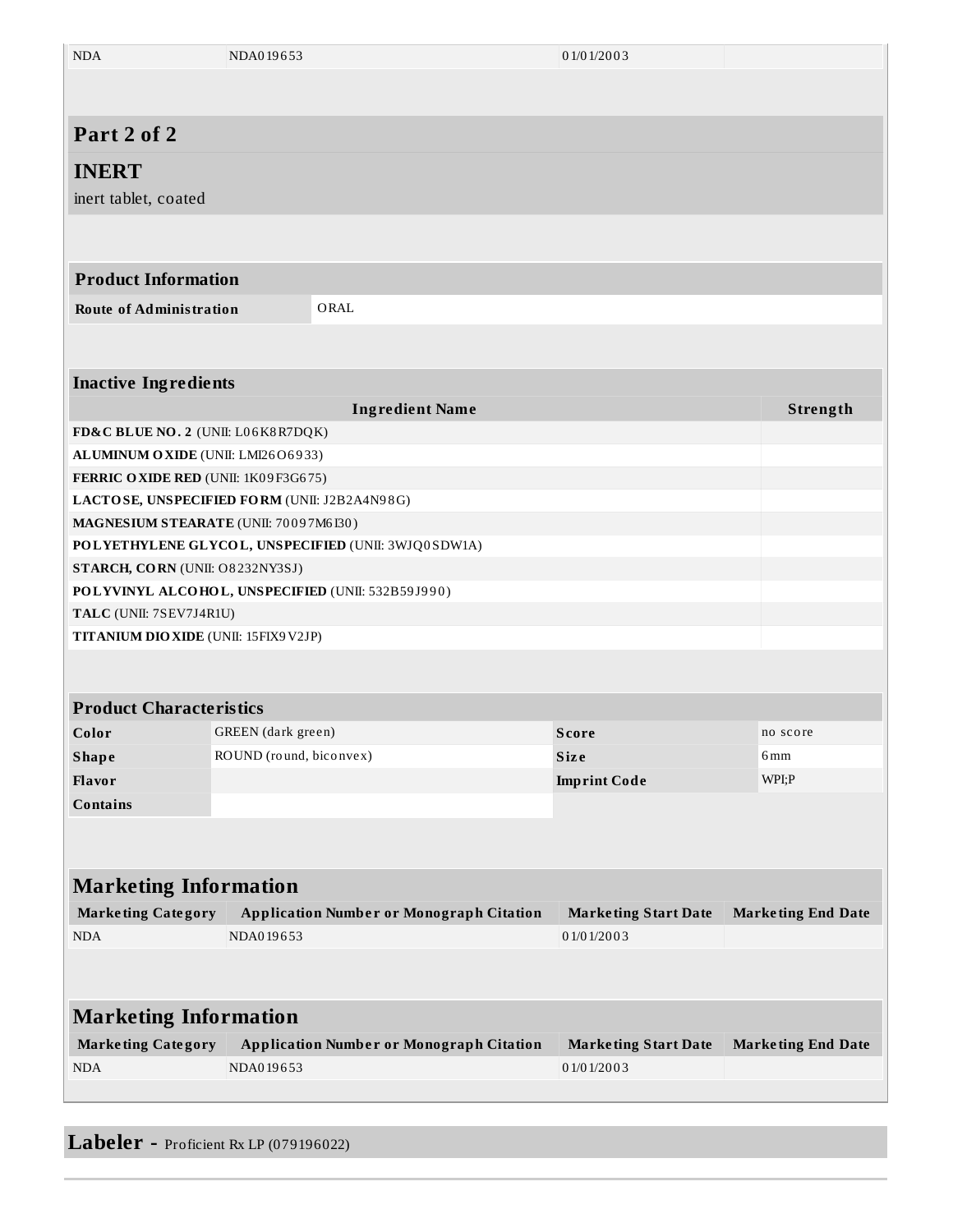| NDA | NDA019653 | 01/01/2003 | |
|---|---|---|---|

## Part 2 of 2

## INERT

inert tablet, coated

| Product Information | |
|---|---|
| **Route of Administration** | ORAL |

| Inactive Ingredients | |
|---|---|
| **Ingredient Name** | **Strength** |
| **FD&C BLUE NO. 2** (UNII: L06K8R7DQK) | |
| **ALUMINUM OXIDE** (UNII: LMI26O6933) | |
| **FERRIC OXIDE RED** (UNII: 1K09F3G675) | |
| **LACTOSE, UNSPECIFIED FORM** (UNII: J2B2A4N98G) | |
| **MAGNESIUM STEARATE** (UNII: 70097M6I30) | |
| **POLYETHYLENE GLYCOL, UNSPECIFIED** (UNII: 3WJQ0SDW1A) | |
| **STARCH, CORN** (UNII: O8232NY3SJ) | |
| **POLYVINYL ALCOHOL, UNSPECIFIED** (UNII: 532B59J990) | |
| **TALC** (UNII: 7SEV7J4R1U) | |
| **TITANIUM DIOXIDE** (UNII: 15FIX9V2JP) | |

| Product Characteristics | | | |
|---|---|---|---|
| **Color** | GREEN (dark green) | **Score** | no score |
| **Shape** | ROUND (round, biconvex) | **Size** | 6mm |
| **Flavor** | | **Imprint Code** | WPI;P |
| **Contains** | | | |

### Marketing Information

| Marketing Category | Application Number or Monograph Citation | Marketing Start Date | Marketing End Date |
|---|---|---|---|
| NDA | NDA019653 | 01/01/2003 | |

### Marketing Information

| Marketing Category | Application Number or Monograph Citation | Marketing Start Date | Marketing End Date |
|---|---|---|---|
| NDA | NDA019653 | 01/01/2003 | |

**Labeler -** Proficient Rx LP (079196022)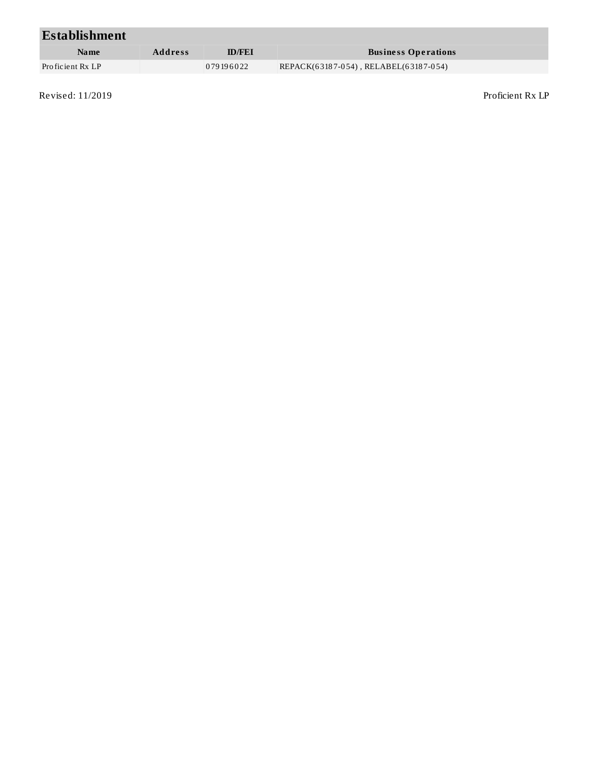## Establishment

| Name | Address | ID/FEI | Business Operations |
|---|---|---|---|
| Proficient Rx LP | | 079196022 | REPACK(63187-054) , RELABEL(63187-054) |

Revised: 11/2019

Proficient Rx LP